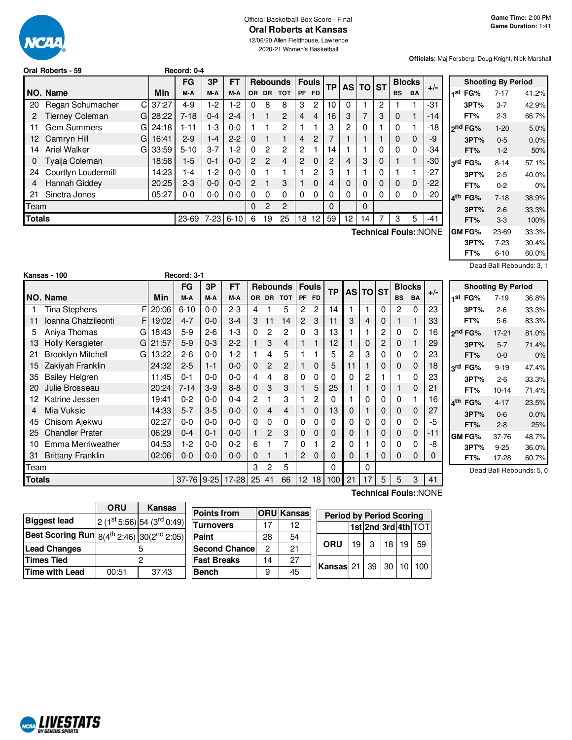Official Basketball Box Score - Final

# Oral Roberts at Kansas

12/06/20 Allen Fieldhouse, Lawrence
2020-21 Women's Basketball

**Game Time:** 2:00 PM
**Game Duration:** 1:41

**Officials:** Maj Forsberg, Doug Knight, Nick Marshall

## Oral Roberts - 59 (Record: 0-4)

| NO. | Name | | Min | FG M-A | 3P M-A | FT M-A | OR | DR | TOT | PF | FD | TP | AS | TO | ST | BS | BA | +/- |
|---|---|---|---|---|---|---|---|---|---|---|---|---|---|---|---|---|---|---|
| 20 | Regan Schumacher | C | 37:27 | 4-9 | 1-2 | 1-2 | 0 | 8 | 8 | 3 | 2 | 10 | 0 | 1 | 2 | 1 | 1 | -31 |
| 2 | Tierney Coleman | G | 28:22 | 7-18 | 0-4 | 2-4 | 1 | 1 | 2 | 4 | 4 | 16 | 3 | 7 | 3 | 0 | 1 | -14 |
| 11 | Gem Summers | G | 24:18 | 1-11 | 1-3 | 0-0 | 1 | 1 | 2 | 1 | 1 | 3 | 2 | 0 | 1 | 0 | 1 | -18 |
| 12 | Camryn Hill | G | 16:41 | 2-9 | 1-4 | 2-2 | 0 | 1 | 1 | 4 | 2 | 7 | 1 | 1 | 1 | 0 | 0 | -9 |
| 14 | Ariel Walker | G | 33:59 | 5-10 | 3-7 | 1-2 | 0 | 2 | 2 | 2 | 1 | 14 | 1 | 1 | 0 | 0 | 0 | -34 |
| 0 | Tyaija Coleman | | 18:58 | 1-5 | 0-1 | 0-0 | 2 | 2 | 4 | 2 | 0 | 2 | 4 | 3 | 0 | 1 | 1 | -30 |
| 24 | Courtlyn Loudermill | | 14:23 | 1-4 | 1-2 | 0-0 | 0 | 1 | 1 | 1 | 2 | 3 | 1 | 1 | 0 | 1 | 1 | -27 |
| 4 | Hannah Giddey | | 20:25 | 2-3 | 0-0 | 0-0 | 2 | 1 | 3 | 1 | 0 | 4 | 0 | 0 | 0 | 0 | 0 | -22 |
| 21 | Sinetra Jones | | 05:27 | 0-0 | 0-0 | 0-0 | 0 | 0 | 0 | 0 | 0 | 0 | 0 | 0 | 0 | 0 | 0 | -20 |
| | Team | | | | | | 0 | 2 | 2 | | | 0 | | 0 | | | | |
| | **Totals** | | | 23-69 | 7-23 | 6-10 | 6 | 19 | 25 | 18 | 12 | 59 | 12 | 14 | 7 | 3 | 5 | -41 |

Technical Fouls::NONE

| Shooting By Period | | |
|---|---|---|
| 1st FG% | 7-17 | 41.2% |
| 3PT% | 3-7 | 42.9% |
| FT% | 2-3 | 66.7% |
| 2nd FG% | 1-20 | 5.0% |
| 3PT% | 0-5 | 0.0% |
| FT% | 1-2 | 50% |
| 3rd FG% | 8-14 | 57.1% |
| 3PT% | 2-5 | 40.0% |
| FT% | 0-2 | 0% |
| 4th FG% | 7-18 | 38.9% |
| 3PT% | 2-6 | 33.3% |
| FT% | 3-3 | 100% |
| GM FG% | 23-69 | 33.3% |
| 3PT% | 7-23 | 30.4% |
| FT% | 6-10 | 60.0% |

Dead Ball Rebounds: 3, 1

## Kansas - 100 (Record: 3-1)

| NO. | Name | | Min | FG M-A | 3P M-A | FT M-A | OR | DR | TOT | PF | FD | TP | AS | TO | ST | BS | BA | +/- |
|---|---|---|---|---|---|---|---|---|---|---|---|---|---|---|---|---|---|---|
| 1 | Tina Stephens | F | 20:06 | 6-10 | 0-0 | 2-3 | 4 | 1 | 5 | 2 | 2 | 14 | 1 | 1 | 0 | 2 | 0 | 23 |
| 11 | Ioanna Chatzileonti | F | 19:02 | 4-7 | 0-0 | 3-4 | 3 | 11 | 14 | 2 | 3 | 11 | 3 | 4 | 0 | 1 | 1 | 33 |
| 5 | Aniya Thomas | G | 18:43 | 5-9 | 2-6 | 1-3 | 0 | 2 | 2 | 0 | 3 | 13 | 1 | 1 | 2 | 0 | 0 | 16 |
| 13 | Holly Kersgieter | G | 21:57 | 5-9 | 0-3 | 2-2 | 1 | 3 | 4 | 1 | 1 | 12 | 1 | 0 | 2 | 0 | 1 | 29 |
| 21 | Brooklyn Mitchell | G | 13:22 | 2-6 | 0-0 | 1-2 | 1 | 4 | 5 | 1 | 1 | 5 | 2 | 3 | 0 | 0 | 0 | 23 |
| 15 | Zakiyah Franklin | | 24:32 | 2-5 | 1-1 | 0-0 | 0 | 2 | 2 | 1 | 0 | 5 | 11 | 1 | 0 | 0 | 0 | 18 |
| 35 | Bailey Helgren | | 11:45 | 0-1 | 0-0 | 0-0 | 4 | 4 | 8 | 0 | 0 | 0 | 0 | 2 | 1 | 1 | 0 | 23 |
| 20 | Julie Brosseau | | 20:24 | 7-14 | 3-9 | 8-8 | 0 | 3 | 3 | 1 | 5 | 25 | 1 | 1 | 0 | 1 | 0 | 21 |
| 12 | Katrine Jessen | | 19:41 | 0-2 | 0-0 | 0-4 | 2 | 1 | 3 | 1 | 2 | 0 | 1 | 0 | 0 | 0 | 1 | 16 |
| 4 | Mia Vuksic | | 14:33 | 5-7 | 3-5 | 0-0 | 0 | 4 | 4 | 1 | 0 | 13 | 0 | 1 | 0 | 0 | 0 | 27 |
| 45 | Chisom Ajekwu | | 02:27 | 0-0 | 0-0 | 0-0 | 0 | 0 | 0 | 0 | 0 | 0 | 0 | 0 | 0 | 0 | 0 | -5 |
| 25 | Chandler Prater | | 06:29 | 0-4 | 0-1 | 0-0 | 1 | 2 | 3 | 0 | 0 | 0 | 0 | 1 | 0 | 0 | 0 | -11 |
| 10 | Emma Merriweather | | 04:53 | 1-2 | 0-0 | 0-2 | 6 | 1 | 7 | 0 | 1 | 2 | 0 | 1 | 0 | 0 | 0 | -8 |
| 31 | Brittany Franklin | | 02:06 | 0-0 | 0-0 | 0-0 | 0 | 1 | 1 | 2 | 0 | 0 | 0 | 1 | 0 | 0 | 0 | 0 |
| | Team | | | | | | 3 | 2 | 5 | | | 0 | | 0 | | | | |
| | **Totals** | | | 37-76 | 9-25 | 17-28 | 25 | 41 | 66 | 12 | 18 | 100 | 21 | 17 | 5 | 5 | 3 | 41 |

Technical Fouls::NONE

| Shooting By Period | | |
|---|---|---|
| 1st FG% | 7-19 | 36.8% |
| 3PT% | 2-6 | 33.3% |
| FT% | 5-6 | 83.3% |
| 2nd FG% | 17-21 | 81.0% |
| 3PT% | 5-7 | 71.4% |
| FT% | 0-0 | 0% |
| 3rd FG% | 9-19 | 47.4% |
| 3PT% | 2-6 | 33.3% |
| FT% | 10-14 | 71.4% |
| 4th FG% | 4-17 | 23.5% |
| 3PT% | 0-6 | 0.0% |
| FT% | 2-8 | 25% |
| GM FG% | 37-76 | 48.7% |
| 3PT% | 9-25 | 36.0% |
| FT% | 17-28 | 60.7% |

Dead Ball Rebounds: 5, 0

| | ORU | Kansas |
|---|---|---|
| Biggest lead | 2 (1st 5:56) | 54 (3rd 0:49) |
| Best Scoring Run | 8(4th 2:46) | 30(2nd 2:05) |
| Lead Changes | 5 | |
| Times Tied | 2 | |
| Time with Lead | 00:51 | 37:43 |

| Points from | ORU | Kansas |
|---|---|---|
| Turnovers | 17 | 12 |
| Paint | 28 | 54 |
| Second Chance | 2 | 21 |
| Fast Breaks | 14 | 27 |
| Bench | 9 | 45 |

| Period by Period Scoring | 1st | 2nd | 3rd | 4th | TOT |
|---|---|---|---|---|---|
| ORU | 19 | 3 | 18 | 19 | 59 |
| Kansas | 21 | 39 | 30 | 10 | 100 |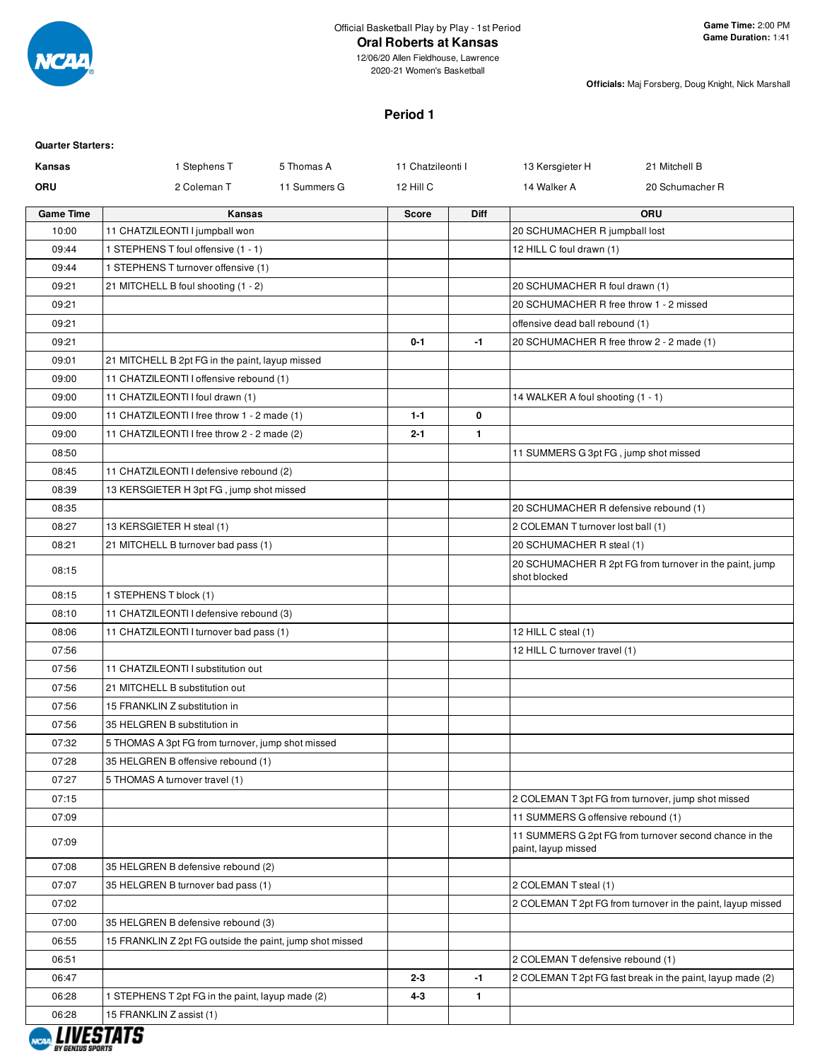Official Basketball Play by Play - 1st Period

# Oral Roberts at Kansas

12/06/20 Allen Fieldhouse, Lawrence
2020-21 Women's Basketball

**Game Time:** 2:00 PM
**Game Duration:** 1:41

**Officials:** Maj Forsberg, Doug Knight, Nick Marshall

## Period 1

**Quarter Starters:**

| | | | | | |
|---|---|---|---|---|---|
| **Kansas** | 1 Stephens T | 5 Thomas A | 11 Chatzileonti I | 13 Kersgieter H | 21 Mitchell B |
| **ORU** | 2 Coleman T | 11 Summers G | 12 Hill C | 14 Walker A | 20 Schumacher R |

| Game Time | Kansas | Score | Diff | ORU |
|---|---|---|---|---|
| 10:00 | 11 CHATZILEONTI I jumpball won | | | 20 SCHUMACHER R jumpball lost |
| 09:44 | 1 STEPHENS T foul offensive (1 - 1) | | | 12 HILL C foul drawn (1) |
| 09:44 | 1 STEPHENS T turnover offensive (1) | | | |
| 09:21 | 21 MITCHELL B foul shooting (1 - 2) | | | 20 SCHUMACHER R foul drawn (1) |
| 09:21 | | | | 20 SCHUMACHER R free throw 1 - 2 missed |
| 09:21 | | | | offensive dead ball rebound (1) |
| 09:21 | | 0-1 | -1 | 20 SCHUMACHER R free throw 2 - 2 made (1) |
| 09:01 | 21 MITCHELL B 2pt FG in the paint, layup missed | | | |
| 09:00 | 11 CHATZILEONTI I offensive rebound (1) | | | |
| 09:00 | 11 CHATZILEONTI I foul drawn (1) | | | 14 WALKER A foul shooting (1 - 1) |
| 09:00 | 11 CHATZILEONTI I free throw 1 - 2 made (1) | 1-1 | 0 | |
| 09:00 | 11 CHATZILEONTI I free throw 2 - 2 made (2) | 2-1 | 1 | |
| 08:50 | | | | 11 SUMMERS G 3pt FG , jump shot missed |
| 08:45 | 11 CHATZILEONTI I defensive rebound (2) | | | |
| 08:39 | 13 KERSGIETER H 3pt FG , jump shot missed | | | |
| 08:35 | | | | 20 SCHUMACHER R defensive rebound (1) |
| 08:27 | 13 KERSGIETER H steal (1) | | | 2 COLEMAN T turnover lost ball (1) |
| 08:21 | 21 MITCHELL B turnover bad pass (1) | | | 20 SCHUMACHER R steal (1) |
| 08:15 | | | | 20 SCHUMACHER R 2pt FG from turnover in the paint, jump shot blocked |
| 08:15 | 1 STEPHENS T block (1) | | | |
| 08:10 | 11 CHATZILEONTI I defensive rebound (3) | | | |
| 08:06 | 11 CHATZILEONTI I turnover bad pass (1) | | | 12 HILL C steal (1) |
| 07:56 | | | | 12 HILL C turnover travel (1) |
| 07:56 | 11 CHATZILEONTI I substitution out | | | |
| 07:56 | 21 MITCHELL B substitution out | | | |
| 07:56 | 15 FRANKLIN Z substitution in | | | |
| 07:56 | 35 HELGREN B substitution in | | | |
| 07:32 | 5 THOMAS A 3pt FG from turnover, jump shot missed | | | |
| 07:28 | 35 HELGREN B offensive rebound (1) | | | |
| 07:27 | 5 THOMAS A turnover travel (1) | | | |
| 07:15 | | | | 2 COLEMAN T 3pt FG from turnover, jump shot missed |
| 07:09 | | | | 11 SUMMERS G offensive rebound (1) |
| 07:09 | | | | 11 SUMMERS G 2pt FG from turnover second chance in the paint, layup missed |
| 07:08 | 35 HELGREN B defensive rebound (2) | | | |
| 07:07 | 35 HELGREN B turnover bad pass (1) | | | 2 COLEMAN T steal (1) |
| 07:02 | | | | 2 COLEMAN T 2pt FG from turnover in the paint, layup missed |
| 07:00 | 35 HELGREN B defensive rebound (3) | | | |
| 06:55 | 15 FRANKLIN Z 2pt FG outside the paint, jump shot missed | | | |
| 06:51 | | | | 2 COLEMAN T defensive rebound (1) |
| 06:47 | | 2-3 | -1 | 2 COLEMAN T 2pt FG fast break in the paint, layup made (2) |
| 06:28 | 1 STEPHENS T 2pt FG in the paint, layup made (2) | 4-3 | 1 | |
| 06:28 | 15 FRANKLIN Z assist (1) | | | |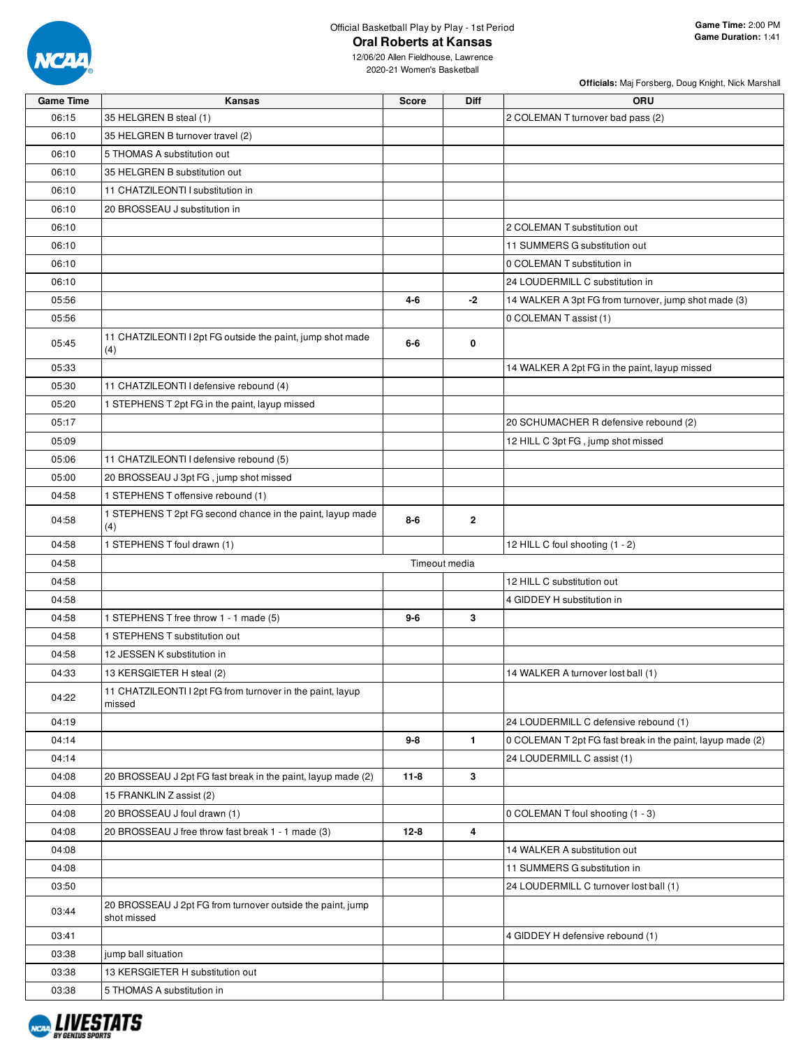Official Basketball Play by Play - 1st Period

# Oral Roberts at Kansas

12/06/20 Allen Fieldhouse, Lawrence

2020-21 Women's Basketball

**Game Time:** 2:00 PM
**Game Duration:** 1:41

**Officials:** Maj Forsberg, Doug Knight, Nick Marshall

| Game Time | Kansas | Score | Diff | ORU |
|---|---|---|---|---|
| 06:15 | 35 HELGREN B steal (1) | | | 2 COLEMAN T turnover bad pass (2) |
| 06:10 | 35 HELGREN B turnover travel (2) | | | |
| 06:10 | 5 THOMAS A substitution out | | | |
| 06:10 | 35 HELGREN B substitution out | | | |
| 06:10 | 11 CHATZILEONTI I substitution in | | | |
| 06:10 | 20 BROSSEAU J substitution in | | | |
| 06:10 | | | | 2 COLEMAN T substitution out |
| 06:10 | | | | 11 SUMMERS G substitution out |
| 06:10 | | | | 0 COLEMAN T substitution in |
| 06:10 | | | | 24 LOUDERMILL C substitution in |
| 05:56 | | 4-6 | -2 | 14 WALKER A 3pt FG from turnover, jump shot made (3) |
| 05:56 | | | | 0 COLEMAN T assist (1) |
| 05:45 | 11 CHATZILEONTI I 2pt FG outside the paint, jump shot made (4) | 6-6 | 0 | |
| 05:33 | | | | 14 WALKER A 2pt FG in the paint, layup missed |
| 05:30 | 11 CHATZILEONTI I defensive rebound (4) | | | |
| 05:20 | 1 STEPHENS T 2pt FG in the paint, layup missed | | | |
| 05:17 | | | | 20 SCHUMACHER R defensive rebound (2) |
| 05:09 | | | | 12 HILL C 3pt FG , jump shot missed |
| 05:06 | 11 CHATZILEONTI I defensive rebound (5) | | | |
| 05:00 | 20 BROSSEAU J 3pt FG , jump shot missed | | | |
| 04:58 | 1 STEPHENS T offensive rebound (1) | | | |
| 04:58 | 1 STEPHENS T 2pt FG second chance in the paint, layup made (4) | 8-6 | 2 | |
| 04:58 | 1 STEPHENS T foul drawn (1) | | | 12 HILL C foul shooting (1 - 2) |
| 04:58 | Timeout media | | | |
| 04:58 | | | | 12 HILL C substitution out |
| 04:58 | | | | 4 GIDDEY H substitution in |
| 04:58 | 1 STEPHENS T free throw 1 - 1 made (5) | 9-6 | 3 | |
| 04:58 | 1 STEPHENS T substitution out | | | |
| 04:58 | 12 JESSEN K substitution in | | | |
| 04:33 | 13 KERSGIETER H steal (2) | | | 14 WALKER A turnover lost ball (1) |
| 04:22 | 11 CHATZILEONTI I 2pt FG from turnover in the paint, layup missed | | | |
| 04:19 | | | | 24 LOUDERMILL C defensive rebound (1) |
| 04:14 | | 9-8 | 1 | 0 COLEMAN T 2pt FG fast break in the paint, layup made (2) |
| 04:14 | | | | 24 LOUDERMILL C assist (1) |
| 04:08 | 20 BROSSEAU J 2pt FG fast break in the paint, layup made (2) | 11-8 | 3 | |
| 04:08 | 15 FRANKLIN Z assist (2) | | | |
| 04:08 | 20 BROSSEAU J foul drawn (1) | | | 0 COLEMAN T foul shooting (1 - 3) |
| 04:08 | 20 BROSSEAU J free throw fast break 1 - 1 made (3) | 12-8 | 4 | |
| 04:08 | | | | 14 WALKER A substitution out |
| 04:08 | | | | 11 SUMMERS G substitution in |
| 03:50 | | | | 24 LOUDERMILL C turnover lost ball (1) |
| 03:44 | 20 BROSSEAU J 2pt FG from turnover outside the paint, jump shot missed | | | |
| 03:41 | | | | 4 GIDDEY H defensive rebound (1) |
| 03:38 | jump ball situation | | | |
| 03:38 | 13 KERSGIETER H substitution out | | | |
| 03:38 | 5 THOMAS A substitution in | | | |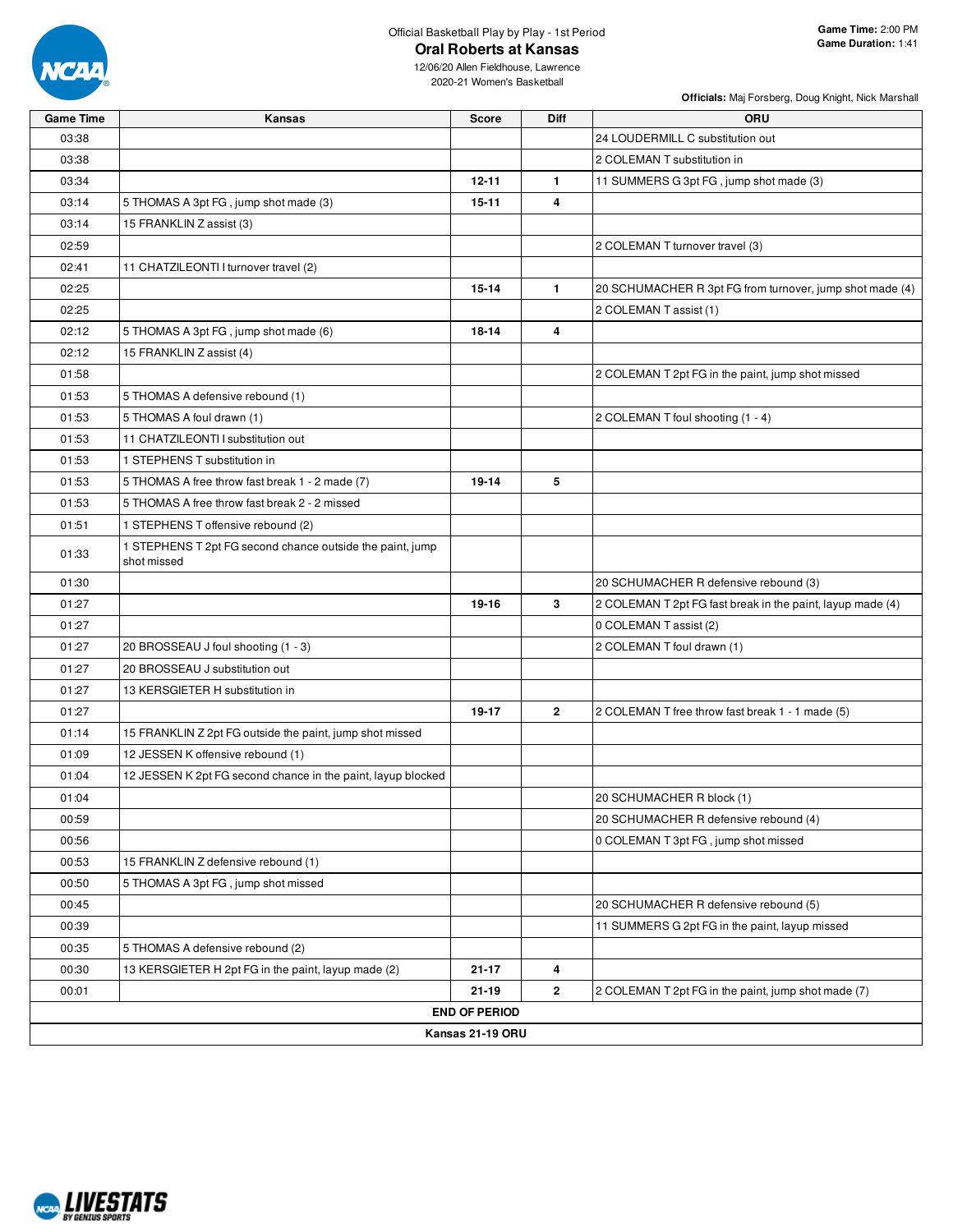Official Basketball Play by Play - 1st Period

# Oral Roberts at Kansas

12/06/20 Allen Fieldhouse, Lawrence
2020-21 Women's Basketball

**Game Time:** 2:00 PM
**Game Duration:** 1:41

**Officials:** Maj Forsberg, Doug Knight, Nick Marshall

| Game Time | Kansas | Score | Diff | ORU |
|---|---|---|---|---|
| 03:38 | | | | 24 LOUDERMILL C substitution out |
| 03:38 | | | | 2 COLEMAN T substitution in |
| 03:34 | | 12-11 | 1 | 11 SUMMERS G 3pt FG , jump shot made (3) |
| 03:14 | 5 THOMAS A 3pt FG , jump shot made (3) | 15-11 | 4 | |
| 03:14 | 15 FRANKLIN Z assist (3) | | | |
| 02:59 | | | | 2 COLEMAN T turnover travel (3) |
| 02:41 | 11 CHATZILEONTI I turnover travel (2) | | | |
| 02:25 | | 15-14 | 1 | 20 SCHUMACHER R 3pt FG from turnover, jump shot made (4) |
| 02:25 | | | | 2 COLEMAN T assist (1) |
| 02:12 | 5 THOMAS A 3pt FG , jump shot made (6) | 18-14 | 4 | |
| 02:12 | 15 FRANKLIN Z assist (4) | | | |
| 01:58 | | | | 2 COLEMAN T 2pt FG in the paint, jump shot missed |
| 01:53 | 5 THOMAS A defensive rebound (1) | | | |
| 01:53 | 5 THOMAS A foul drawn (1) | | | 2 COLEMAN T foul shooting (1 - 4) |
| 01:53 | 11 CHATZILEONTI I substitution out | | | |
| 01:53 | 1 STEPHENS T substitution in | | | |
| 01:53 | 5 THOMAS A free throw fast break 1 - 2 made (7) | 19-14 | 5 | |
| 01:53 | 5 THOMAS A free throw fast break 2 - 2 missed | | | |
| 01:51 | 1 STEPHENS T offensive rebound (2) | | | |
| 01:33 | 1 STEPHENS T 2pt FG second chance outside the paint, jump shot missed | | | |
| 01:30 | | | | 20 SCHUMACHER R defensive rebound (3) |
| 01:27 | | 19-16 | 3 | 2 COLEMAN T 2pt FG fast break in the paint, layup made (4) |
| 01:27 | | | | 0 COLEMAN T assist (2) |
| 01:27 | 20 BROSSEAU J foul shooting (1 - 3) | | | 2 COLEMAN T foul drawn (1) |
| 01:27 | 20 BROSSEAU J substitution out | | | |
| 01:27 | 13 KERSGIETER H substitution in | | | |
| 01:27 | | 19-17 | 2 | 2 COLEMAN T free throw fast break 1 - 1 made (5) |
| 01:14 | 15 FRANKLIN Z 2pt FG outside the paint, jump shot missed | | | |
| 01:09 | 12 JESSEN K offensive rebound (1) | | | |
| 01:04 | 12 JESSEN K 2pt FG second chance in the paint, layup blocked | | | |
| 01:04 | | | | 20 SCHUMACHER R block (1) |
| 00:59 | | | | 20 SCHUMACHER R defensive rebound (4) |
| 00:56 | | | | 0 COLEMAN T 3pt FG , jump shot missed |
| 00:53 | 15 FRANKLIN Z defensive rebound (1) | | | |
| 00:50 | 5 THOMAS A 3pt FG , jump shot missed | | | |
| 00:45 | | | | 20 SCHUMACHER R defensive rebound (5) |
| 00:39 | | | | 11 SUMMERS G 2pt FG in the paint, layup missed |
| 00:35 | 5 THOMAS A defensive rebound (2) | | | |
| 00:30 | 13 KERSGIETER H 2pt FG in the paint, layup made (2) | 21-17 | 4 | |
| 00:01 | | 21-19 | 2 | 2 COLEMAN T 2pt FG in the paint, jump shot made (7) |

**END OF PERIOD**

**Kansas 21-19 ORU**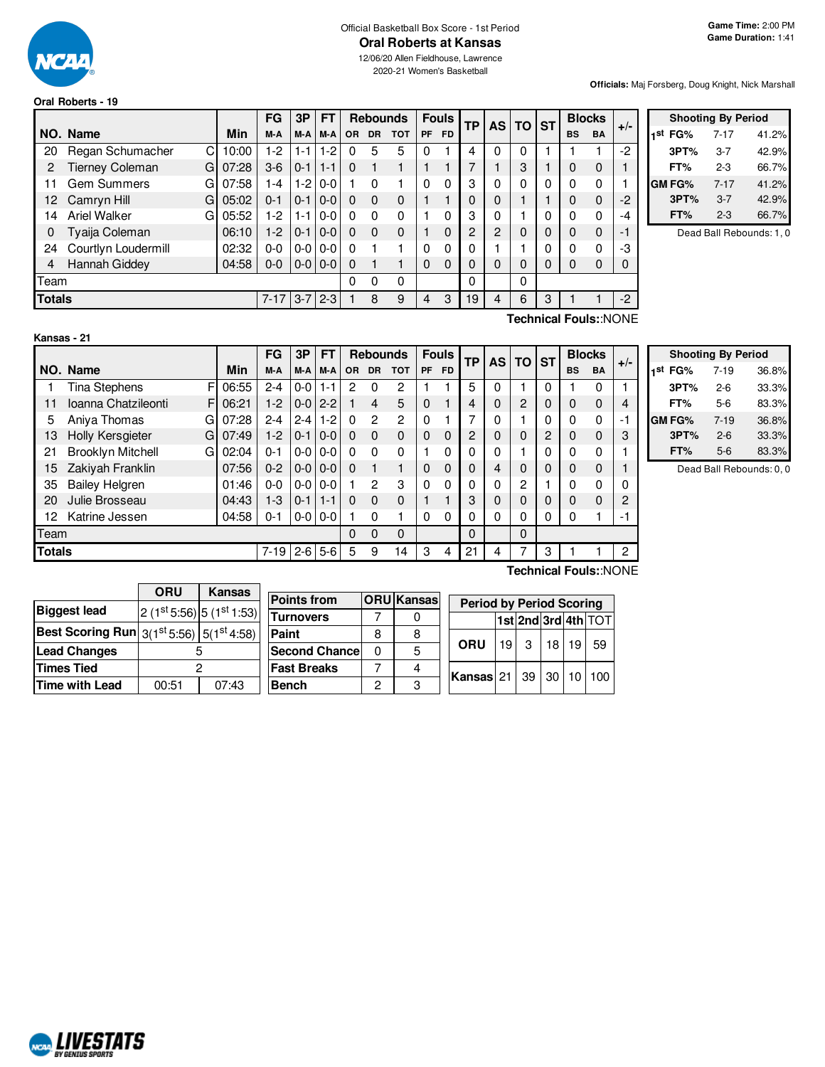Official Basketball Box Score - 1st Period

# Oral Roberts at Kansas

12/06/20 Allen Fieldhouse, Lawrence
2020-21 Women's Basketball

**Game Time:** 2:00 PM
**Game Duration:** 1:41

**Officials:** Maj Forsberg, Doug Knight, Nick Marshall

## Oral Roberts - 19

| NO. | Name | | Min | FG M-A | 3P M-A | FT M-A | OR | DR | TOT | PF | FD | TP | AS | TO | ST | BS | BA | +/- |
|---|---|---|---|---|---|---|---|---|---|---|---|---|---|---|---|---|---|---|
| 20 | Regan Schumacher | C | 10:00 | 1-2 | 1-1 | 1-2 | 0 | 5 | 5 | 0 | 1 | 4 | 0 | 0 | 1 | 1 | 1 | -2 |
| 2 | Tierney Coleman | G | 07:28 | 3-6 | 0-1 | 1-1 | 0 | 1 | 1 | 1 | 1 | 7 | 1 | 3 | 1 | 0 | 0 | 1 |
| 11 | Gem Summers | G | 07:58 | 1-4 | 1-2 | 0-0 | 1 | 0 | 1 | 0 | 0 | 3 | 0 | 0 | 0 | 0 | 0 | 1 |
| 12 | Camryn Hill | G | 05:02 | 0-1 | 0-1 | 0-0 | 0 | 0 | 0 | 1 | 1 | 0 | 0 | 1 | 1 | 0 | 0 | -2 |
| 14 | Ariel Walker | G | 05:52 | 1-2 | 1-1 | 0-0 | 0 | 0 | 0 | 1 | 0 | 3 | 0 | 1 | 0 | 0 | 0 | -4 |
| 0 | Tyaija Coleman | | 06:10 | 1-2 | 0-1 | 0-0 | 0 | 0 | 0 | 1 | 0 | 2 | 2 | 0 | 0 | 0 | 0 | -1 |
| 24 | Courtlyn Loudermill | | 02:32 | 0-0 | 0-0 | 0-0 | 0 | 1 | 1 | 0 | 0 | 0 | 1 | 1 | 0 | 0 | 0 | -3 |
| 4 | Hannah Giddey | | 04:58 | 0-0 | 0-0 | 0-0 | 0 | 1 | 1 | 0 | 0 | 0 | 0 | 0 | 0 | 0 | 0 | 0 |
| Team | | | | | | | 0 | 0 | 0 | | | 0 | | 0 | | | | |
| **Totals** | | | | 7-17 | 3-7 | 2-3 | 1 | 8 | 9 | 4 | 3 | 19 | 4 | 6 | 3 | 1 | 1 | -2 |

Technical Fouls::NONE

| Shooting By Period | | |
|---|---|---|
| 1st FG% | 7-17 | 41.2% |
| 3PT% | 3-7 | 42.9% |
| FT% | 2-3 | 66.7% |
| GM FG% | 7-17 | 41.2% |
| 3PT% | 3-7 | 42.9% |
| FT% | 2-3 | 66.7% |

Dead Ball Rebounds: 1, 0

## Kansas - 21

| NO. | Name | | Min | FG M-A | 3P M-A | FT M-A | OR | DR | TOT | PF | FD | TP | AS | TO | ST | BS | BA | +/- |
|---|---|---|---|---|---|---|---|---|---|---|---|---|---|---|---|---|---|---|
| 1 | Tina Stephens | F | 06:55 | 2-4 | 0-0 | 1-1 | 2 | 0 | 2 | 1 | 1 | 5 | 0 | 1 | 0 | 1 | 0 | 1 |
| 11 | Ioanna Chatzileonti | F | 06:21 | 1-2 | 0-0 | 2-2 | 1 | 4 | 5 | 0 | 1 | 4 | 0 | 2 | 0 | 0 | 0 | 4 |
| 5 | Aniya Thomas | G | 07:28 | 2-4 | 2-4 | 1-2 | 0 | 2 | 2 | 0 | 1 | 7 | 0 | 1 | 0 | 0 | 0 | -1 |
| 13 | Holly Kersgieter | G | 07:49 | 1-2 | 0-1 | 0-0 | 0 | 0 | 0 | 0 | 0 | 2 | 0 | 0 | 2 | 0 | 0 | 3 |
| 21 | Brooklyn Mitchell | G | 02:04 | 0-1 | 0-0 | 0-0 | 0 | 0 | 0 | 1 | 0 | 0 | 0 | 1 | 0 | 0 | 0 | 1 |
| 15 | Zakiyah Franklin | | 07:56 | 0-2 | 0-0 | 0-0 | 0 | 1 | 1 | 0 | 0 | 0 | 4 | 0 | 0 | 0 | 0 | 1 |
| 35 | Bailey Helgren | | 01:46 | 0-0 | 0-0 | 0-0 | 1 | 2 | 3 | 0 | 0 | 0 | 0 | 2 | 1 | 0 | 0 | 0 |
| 20 | Julie Brosseau | | 04:43 | 1-3 | 0-1 | 1-1 | 0 | 0 | 0 | 1 | 1 | 3 | 0 | 0 | 0 | 0 | 0 | 2 |
| 12 | Katrine Jessen | | 04:58 | 0-1 | 0-0 | 0-0 | 1 | 0 | 1 | 0 | 0 | 0 | 0 | 0 | 0 | 0 | 1 | -1 |
| Team | | | | | | | 0 | 0 | 0 | | | 0 | | 0 | | | | |
| **Totals** | | | | 7-19 | 2-6 | 5-6 | 5 | 9 | 14 | 3 | 4 | 21 | 4 | 7 | 3 | 1 | 1 | 2 |

Technical Fouls::NONE

| Shooting By Period | | |
|---|---|---|
| 1st FG% | 7-19 | 36.8% |
| 3PT% | 2-6 | 33.3% |
| FT% | 5-6 | 83.3% |
| GM FG% | 7-19 | 36.8% |
| 3PT% | 2-6 | 33.3% |
| FT% | 5-6 | 83.3% |

Dead Ball Rebounds: 0, 0

| | ORU | Kansas |
|---|---|---|
| Biggest lead | 2 (1st 5:56) | 5 (1st 1:53) |
| Best Scoring Run | 3(1st 5:56) | 5(1st 4:58) |
| Lead Changes | 5 | |
| Times Tied | 2 | |
| Time with Lead | 00:51 | 07:43 |

| Points from | ORU | Kansas |
|---|---|---|
| Turnovers | 7 | 0 |
| Paint | 8 | 8 |
| Second Chance | 0 | 5 |
| Fast Breaks | 7 | 4 |
| Bench | 2 | 3 |

| Period by Period Scoring | 1st | 2nd | 3rd | 4th | TOT |
|---|---|---|---|---|---|
| ORU | 19 | 3 | 18 | 19 | 59 |
| Kansas | 21 | 39 | 30 | 10 | 100 |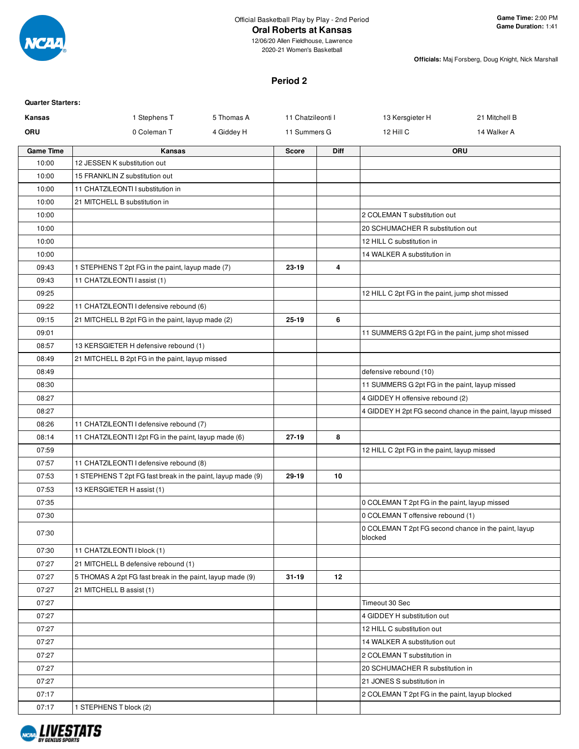Official Basketball Play by Play - 2nd Period

**Oral Roberts at Kansas**

12/06/20 Allen Fieldhouse, Lawrence

2020-21 Women's Basketball

**Game Time:** 2:00 PM
**Game Duration:** 1:41

**Officials:** Maj Forsberg, Doug Knight, Nick Marshall

## Period 2

**Quarter Starters:**

| | | | | | |
|---|---|---|---|---|---|
| **Kansas** | 1 Stephens T | 5 Thomas A | 11 Chatzileonti I | 13 Kersgieter H | 21 Mitchell B |
| **ORU** | 0 Coleman T | 4 Giddey H | 11 Summers G | 12 Hill C | 14 Walker A |

| Game Time | Kansas | Score | Diff | ORU |
|---|---|---|---|---|
| 10:00 | 12 JESSEN K substitution out | | | |
| 10:00 | 15 FRANKLIN Z substitution out | | | |
| 10:00 | 11 CHATZILEONTI I substitution in | | | |
| 10:00 | 21 MITCHELL B substitution in | | | |
| 10:00 | | | | 2 COLEMAN T substitution out |
| 10:00 | | | | 20 SCHUMACHER R substitution out |
| 10:00 | | | | 12 HILL C substitution in |
| 10:00 | | | | 14 WALKER A substitution in |
| 09:43 | 1 STEPHENS T 2pt FG in the paint, layup made (7) | 23-19 | 4 | |
| 09:43 | 11 CHATZILEONTI I assist (1) | | | |
| 09:25 | | | | 12 HILL C 2pt FG in the paint, jump shot missed |
| 09:22 | 11 CHATZILEONTI I defensive rebound (6) | | | |
| 09:15 | 21 MITCHELL B 2pt FG in the paint, layup made (2) | 25-19 | 6 | |
| 09:01 | | | | 11 SUMMERS G 2pt FG in the paint, jump shot missed |
| 08:57 | 13 KERSGIETER H defensive rebound (1) | | | |
| 08:49 | 21 MITCHELL B 2pt FG in the paint, layup missed | | | |
| 08:49 | | | | defensive rebound (10) |
| 08:30 | | | | 11 SUMMERS G 2pt FG in the paint, layup missed |
| 08:27 | | | | 4 GIDDEY H offensive rebound (2) |
| 08:27 | | | | 4 GIDDEY H 2pt FG second chance in the paint, layup missed |
| 08:26 | 11 CHATZILEONTI I defensive rebound (7) | | | |
| 08:14 | 11 CHATZILEONTI I 2pt FG in the paint, layup made (6) | 27-19 | 8 | |
| 07:59 | | | | 12 HILL C 2pt FG in the paint, layup missed |
| 07:57 | 11 CHATZILEONTI I defensive rebound (8) | | | |
| 07:53 | 1 STEPHENS T 2pt FG fast break in the paint, layup made (9) | 29-19 | 10 | |
| 07:53 | 13 KERSGIETER H assist (1) | | | |
| 07:35 | | | | 0 COLEMAN T 2pt FG in the paint, layup missed |
| 07:30 | | | | 0 COLEMAN T offensive rebound (1) |
| 07:30 | | | | 0 COLEMAN T 2pt FG second chance in the paint, layup blocked |
| 07:30 | 11 CHATZILEONTI I block (1) | | | |
| 07:27 | 21 MITCHELL B defensive rebound (1) | | | |
| 07:27 | 5 THOMAS A 2pt FG fast break in the paint, layup made (9) | 31-19 | 12 | |
| 07:27 | 21 MITCHELL B assist (1) | | | |
| 07:27 | | | | Timeout 30 Sec |
| 07:27 | | | | 4 GIDDEY H substitution out |
| 07:27 | | | | 12 HILL C substitution out |
| 07:27 | | | | 14 WALKER A substitution out |
| 07:27 | | | | 2 COLEMAN T substitution in |
| 07:27 | | | | 20 SCHUMACHER R substitution in |
| 07:27 | | | | 21 JONES S substitution in |
| 07:17 | | | | 2 COLEMAN T 2pt FG in the paint, layup blocked |
| 07:17 | 1 STEPHENS T block (2) | | | |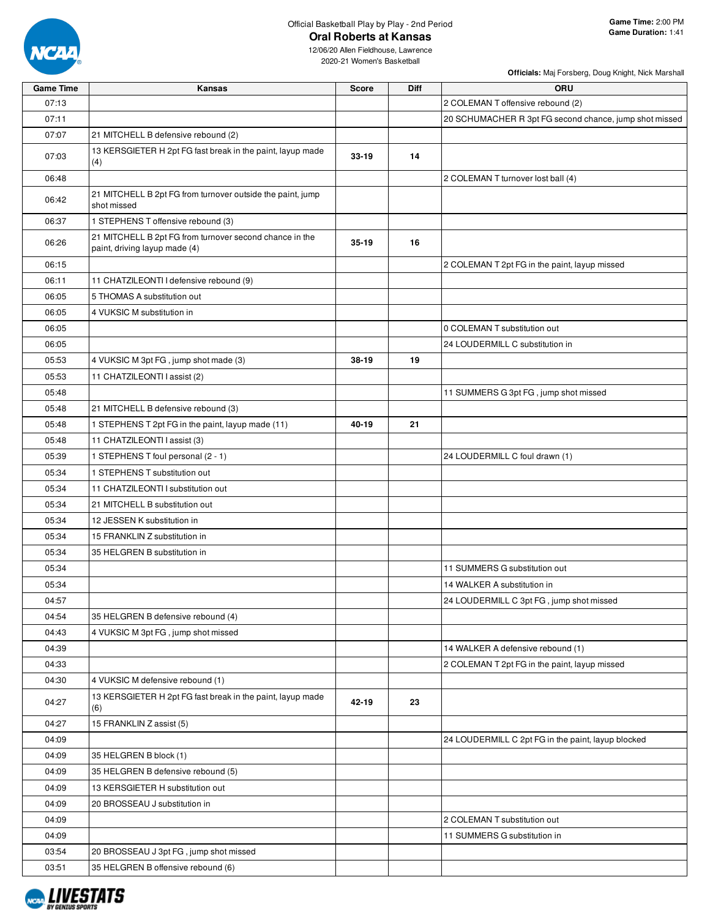Official Basketball Play by Play - 2nd Period

# Oral Roberts at Kansas

12/06/20 Allen Fieldhouse, Lawrence
2020-21 Women's Basketball

**Game Time:** 2:00 PM
**Game Duration:** 1:41

**Officials:** Maj Forsberg, Doug Knight, Nick Marshall

| Game Time | Kansas | Score | Diff | ORU |
|---|---|---|---|---|
| 07:13 | | | | 2 COLEMAN T offensive rebound (2) |
| 07:11 | | | | 20 SCHUMACHER R 3pt FG second chance, jump shot missed |
| 07:07 | 21 MITCHELL B defensive rebound (2) | | | |
| 07:03 | 13 KERSGIETER H 2pt FG fast break in the paint, layup made (4) | 33-19 | 14 | |
| 06:48 | | | | 2 COLEMAN T turnover lost ball (4) |
| 06:42 | 21 MITCHELL B 2pt FG from turnover outside the paint, jump shot missed | | | |
| 06:37 | 1 STEPHENS T offensive rebound (3) | | | |
| 06:26 | 21 MITCHELL B 2pt FG from turnover second chance in the paint, driving layup made (4) | 35-19 | 16 | |
| 06:15 | | | | 2 COLEMAN T 2pt FG in the paint, layup missed |
| 06:11 | 11 CHATZILEONTI I defensive rebound (9) | | | |
| 06:05 | 5 THOMAS A substitution out | | | |
| 06:05 | 4 VUKSIC M substitution in | | | |
| 06:05 | | | | 0 COLEMAN T substitution out |
| 06:05 | | | | 24 LOUDERMILL C substitution in |
| 05:53 | 4 VUKSIC M 3pt FG , jump shot made (3) | 38-19 | 19 | |
| 05:53 | 11 CHATZILEONTI I assist (2) | | | |
| 05:48 | | | | 11 SUMMERS G 3pt FG , jump shot missed |
| 05:48 | 21 MITCHELL B defensive rebound (3) | | | |
| 05:48 | 1 STEPHENS T 2pt FG in the paint, layup made (11) | 40-19 | 21 | |
| 05:48 | 11 CHATZILEONTI I assist (3) | | | |
| 05:39 | 1 STEPHENS T foul personal (2 - 1) | | | 24 LOUDERMILL C foul drawn (1) |
| 05:34 | 1 STEPHENS T substitution out | | | |
| 05:34 | 11 CHATZILEONTI I substitution out | | | |
| 05:34 | 21 MITCHELL B substitution out | | | |
| 05:34 | 12 JESSEN K substitution in | | | |
| 05:34 | 15 FRANKLIN Z substitution in | | | |
| 05:34 | 35 HELGREN B substitution in | | | |
| 05:34 | | | | 11 SUMMERS G substitution out |
| 05:34 | | | | 14 WALKER A substitution in |
| 04:57 | | | | 24 LOUDERMILL C 3pt FG , jump shot missed |
| 04:54 | 35 HELGREN B defensive rebound (4) | | | |
| 04:43 | 4 VUKSIC M 3pt FG , jump shot missed | | | |
| 04:39 | | | | 14 WALKER A defensive rebound (1) |
| 04:33 | | | | 2 COLEMAN T 2pt FG in the paint, layup missed |
| 04:30 | 4 VUKSIC M defensive rebound (1) | | | |
| 04:27 | 13 KERSGIETER H 2pt FG fast break in the paint, layup made (6) | 42-19 | 23 | |
| 04:27 | 15 FRANKLIN Z assist (5) | | | |
| 04:09 | | | | 24 LOUDERMILL C 2pt FG in the paint, layup blocked |
| 04:09 | 35 HELGREN B block (1) | | | |
| 04:09 | 35 HELGREN B defensive rebound (5) | | | |
| 04:09 | 13 KERSGIETER H substitution out | | | |
| 04:09 | 20 BROSSEAU J substitution in | | | |
| 04:09 | | | | 2 COLEMAN T substitution out |
| 04:09 | | | | 11 SUMMERS G substitution in |
| 03:54 | 20 BROSSEAU J 3pt FG , jump shot missed | | | |
| 03:51 | 35 HELGREN B offensive rebound (6) | | | |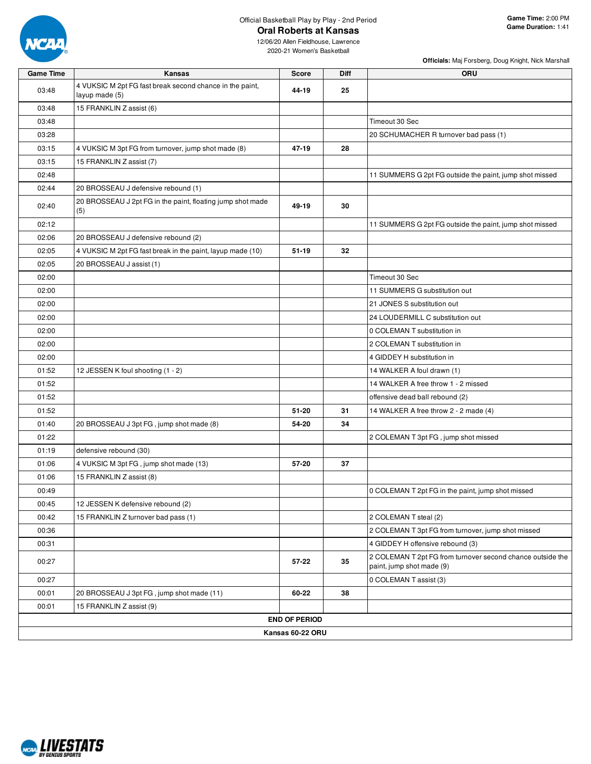Official Basketball Play by Play - 2nd Period

# Oral Roberts at Kansas

12/06/20 Allen Fieldhouse, Lawrence
2020-21 Women's Basketball

**Game Time:** 2:00 PM
**Game Duration:** 1:41

**Officials:** Maj Forsberg, Doug Knight, Nick Marshall

| Game Time | Kansas | Score | Diff | ORU |
|---|---|---|---|---|
| 03:48 | 4 VUKSIC M 2pt FG fast break second chance in the paint, layup made (5) | 44-19 | 25 | |
| 03:48 | 15 FRANKLIN Z assist (6) | | | |
| 03:48 | | | | Timeout 30 Sec |
| 03:28 | | | | 20 SCHUMACHER R turnover bad pass (1) |
| 03:15 | 4 VUKSIC M 3pt FG from turnover, jump shot made (8) | 47-19 | 28 | |
| 03:15 | 15 FRANKLIN Z assist (7) | | | |
| 02:48 | | | | 11 SUMMERS G 2pt FG outside the paint, jump shot missed |
| 02:44 | 20 BROSSEAU J defensive rebound (1) | | | |
| 02:40 | 20 BROSSEAU J 2pt FG in the paint, floating jump shot made (5) | 49-19 | 30 | |
| 02:12 | | | | 11 SUMMERS G 2pt FG outside the paint, jump shot missed |
| 02:06 | 20 BROSSEAU J defensive rebound (2) | | | |
| 02:05 | 4 VUKSIC M 2pt FG fast break in the paint, layup made (10) | 51-19 | 32 | |
| 02:05 | 20 BROSSEAU J assist (1) | | | |
| 02:00 | | | | Timeout 30 Sec |
| 02:00 | | | | 11 SUMMERS G substitution out |
| 02:00 | | | | 21 JONES S substitution out |
| 02:00 | | | | 24 LOUDERMILL C substitution out |
| 02:00 | | | | 0 COLEMAN T substitution in |
| 02:00 | | | | 2 COLEMAN T substitution in |
| 02:00 | | | | 4 GIDDEY H substitution in |
| 01:52 | 12 JESSEN K foul shooting (1 - 2) | | | 14 WALKER A foul drawn (1) |
| 01:52 | | | | 14 WALKER A free throw 1 - 2 missed |
| 01:52 | | | | offensive dead ball rebound (2) |
| 01:52 | | 51-20 | 31 | 14 WALKER A free throw 2 - 2 made (4) |
| 01:40 | 20 BROSSEAU J 3pt FG , jump shot made (8) | 54-20 | 34 | |
| 01:22 | | | | 2 COLEMAN T 3pt FG , jump shot missed |
| 01:19 | defensive rebound (30) | | | |
| 01:06 | 4 VUKSIC M 3pt FG , jump shot made (13) | 57-20 | 37 | |
| 01:06 | 15 FRANKLIN Z assist (8) | | | |
| 00:49 | | | | 0 COLEMAN T 2pt FG in the paint, jump shot missed |
| 00:45 | 12 JESSEN K defensive rebound (2) | | | |
| 00:42 | 15 FRANKLIN Z turnover bad pass (1) | | | 2 COLEMAN T steal (2) |
| 00:36 | | | | 2 COLEMAN T 3pt FG from turnover, jump shot missed |
| 00:31 | | | | 4 GIDDEY H offensive rebound (3) |
| 00:27 | | 57-22 | 35 | 2 COLEMAN T 2pt FG from turnover second chance outside the paint, jump shot made (9) |
| 00:27 | | | | 0 COLEMAN T assist (3) |
| 00:01 | 20 BROSSEAU J 3pt FG , jump shot made (11) | 60-22 | 38 | |
| 00:01 | 15 FRANKLIN Z assist (9) | | | |

**END OF PERIOD**

**Kansas 60-22 ORU**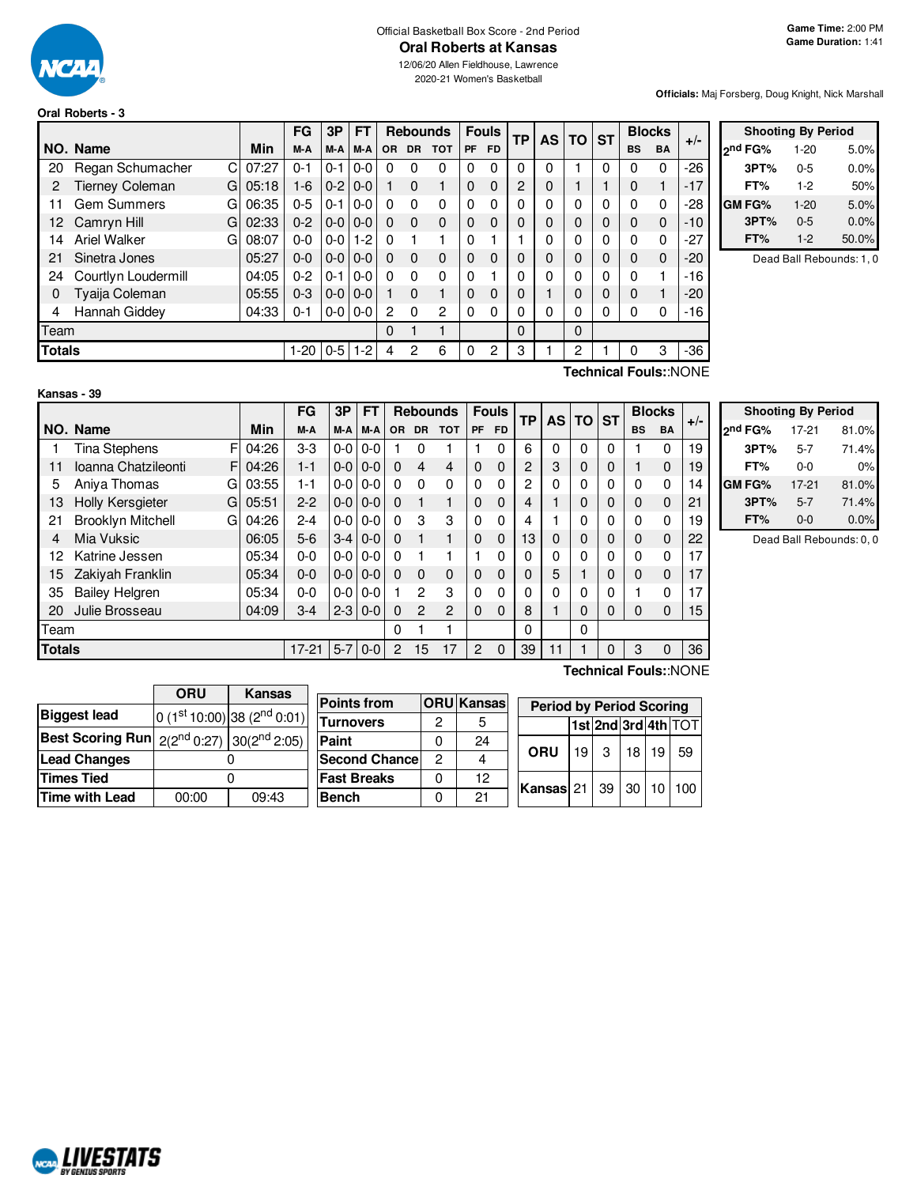Official Basketball Box Score - 2nd Period

# Oral Roberts at Kansas

12/06/20 Allen Fieldhouse, Lawrence

2020-21 Women's Basketball

**Game Time:** 2:00 PM
**Game Duration:** 1:41

**Officials:** Maj Forsberg, Doug Knight, Nick Marshall

## Oral Roberts - 3

| NO. | Name | | Min | FG M-A | 3P M-A | FT M-A | OR | DR | TOT | PF | FD | TP | AS | TO | ST | BS | BA | +/- |
|---|---|---|---|---|---|---|---|---|---|---|---|---|---|---|---|---|---|---|
| 20 | Regan Schumacher | C | 07:27 | 0-1 | 0-1 | 0-0 | 0 | 0 | 0 | 0 | 0 | 0 | 0 | 1 | 0 | 0 | 0 | -26 |
| 2 | Tierney Coleman | G | 05:18 | 1-6 | 0-2 | 0-0 | 1 | 0 | 1 | 0 | 0 | 2 | 0 | 1 | 1 | 0 | 1 | -17 |
| 11 | Gem Summers | G | 06:35 | 0-5 | 0-1 | 0-0 | 0 | 0 | 0 | 0 | 0 | 0 | 0 | 0 | 0 | 0 | 0 | -28 |
| 12 | Camryn Hill | G | 02:33 | 0-2 | 0-0 | 0-0 | 0 | 0 | 0 | 0 | 0 | 0 | 0 | 0 | 0 | 0 | 0 | -10 |
| 14 | Ariel Walker | G | 08:07 | 0-0 | 0-0 | 1-2 | 0 | 1 | 1 | 0 | 1 | 1 | 0 | 0 | 0 | 0 | 0 | -27 |
| 21 | Sinetra Jones | | 05:27 | 0-0 | 0-0 | 0-0 | 0 | 0 | 0 | 0 | 0 | 0 | 0 | 0 | 0 | 0 | 0 | -20 |
| 24 | Courtlyn Loudermill | | 04:05 | 0-2 | 0-1 | 0-0 | 0 | 0 | 0 | 0 | 1 | 0 | 0 | 0 | 0 | 0 | 1 | -16 |
| 0 | Tyaija Coleman | | 05:55 | 0-3 | 0-0 | 0-0 | 1 | 0 | 1 | 0 | 0 | 0 | 1 | 0 | 0 | 0 | 1 | -20 |
| 4 | Hannah Giddey | | 04:33 | 0-1 | 0-0 | 0-0 | 2 | 0 | 2 | 0 | 0 | 0 | 0 | 0 | 0 | 0 | 0 | -16 |
| | Team | | | | | | 0 | 1 | 1 | | | 0 | | 0 | | | | |
| | **Totals** | | | 1-20 | 0-5 | 1-2 | 4 | 2 | 6 | 0 | 2 | 3 | 1 | 2 | 1 | 0 | 3 | -36 |

**Technical Fouls:**:NONE

| Shooting By Period | | |
|---|---|---|
| 2nd FG% | 1-20 | 5.0% |
| 3PT% | 0-5 | 0.0% |
| FT% | 1-2 | 50% |
| GM FG% | 1-20 | 5.0% |
| 3PT% | 0-5 | 0.0% |
| FT% | 1-2 | 50.0% |

Dead Ball Rebounds: 1, 0

## Kansas - 39

| NO. | Name | | Min | FG M-A | 3P M-A | FT M-A | OR | DR | TOT | PF | FD | TP | AS | TO | ST | BS | BA | +/- |
|---|---|---|---|---|---|---|---|---|---|---|---|---|---|---|---|---|---|---|
| 1 | Tina Stephens | F | 04:26 | 3-3 | 0-0 | 0-0 | 1 | 0 | 1 | 1 | 0 | 6 | 0 | 0 | 0 | 1 | 0 | 19 |
| 11 | Ioanna Chatzileonti | F | 04:26 | 1-1 | 0-0 | 0-0 | 0 | 4 | 4 | 0 | 0 | 2 | 3 | 0 | 0 | 1 | 0 | 19 |
| 5 | Aniya Thomas | G | 03:55 | 1-1 | 0-0 | 0-0 | 0 | 0 | 0 | 0 | 0 | 2 | 0 | 0 | 0 | 0 | 0 | 14 |
| 13 | Holly Kersgieter | G | 05:51 | 2-2 | 0-0 | 0-0 | 0 | 1 | 1 | 0 | 0 | 4 | 1 | 0 | 0 | 0 | 0 | 21 |
| 21 | Brooklyn Mitchell | G | 04:26 | 2-4 | 0-0 | 0-0 | 0 | 3 | 3 | 0 | 0 | 4 | 1 | 0 | 0 | 0 | 0 | 19 |
| 4 | Mia Vuksic | | 06:05 | 5-6 | 3-4 | 0-0 | 0 | 1 | 1 | 0 | 0 | 13 | 0 | 0 | 0 | 0 | 0 | 22 |
| 12 | Katrine Jessen | | 05:34 | 0-0 | 0-0 | 0-0 | 0 | 1 | 1 | 1 | 0 | 0 | 0 | 0 | 0 | 0 | 0 | 17 |
| 15 | Zakiyah Franklin | | 05:34 | 0-0 | 0-0 | 0-0 | 0 | 0 | 0 | 0 | 0 | 0 | 5 | 1 | 0 | 0 | 0 | 17 |
| 35 | Bailey Helgren | | 05:34 | 0-0 | 0-0 | 0-0 | 1 | 2 | 3 | 0 | 0 | 0 | 0 | 0 | 0 | 1 | 0 | 17 |
| 20 | Julie Brosseau | | 04:09 | 3-4 | 2-3 | 0-0 | 0 | 2 | 2 | 0 | 0 | 8 | 1 | 0 | 0 | 0 | 0 | 15 |
| | Team | | | | | | 0 | 1 | 1 | | | 0 | | 0 | | | | |
| | **Totals** | | | 17-21 | 5-7 | 0-0 | 2 | 15 | 17 | 2 | 0 | 39 | 11 | 1 | 0 | 3 | 0 | 36 |

**Technical Fouls:**:NONE

| Shooting By Period | | |
|---|---|---|
| 2nd FG% | 17-21 | 81.0% |
| 3PT% | 5-7 | 71.4% |
| FT% | 0-0 | 0% |
| GM FG% | 17-21 | 81.0% |
| 3PT% | 5-7 | 71.4% |
| FT% | 0-0 | 0.0% |

Dead Ball Rebounds: 0, 0

| | ORU | Kansas |
|---|---|---|
| **Biggest lead** | 0 (1st 10:00) | 38 (2nd 0:01) |
| **Best Scoring Run** | 2(2nd 0:27) | 30(2nd 2:05) |
| **Lead Changes** | 0 | |
| **Times Tied** | 0 | |
| **Time with Lead** | 00:00 | 09:43 |

| Points from | ORU | Kansas |
|---|---|---|
| Turnovers | 2 | 5 |
| Paint | 0 | 24 |
| Second Chance | 2 | 4 |
| Fast Breaks | 0 | 12 |
| Bench | 0 | 21 |

| Period by Period Scoring | 1st | 2nd | 3rd | 4th | TOT |
|---|---|---|---|---|---|
| ORU | 19 | 3 | 18 | 19 | 59 |
| Kansas | 21 | 39 | 30 | 10 | 100 |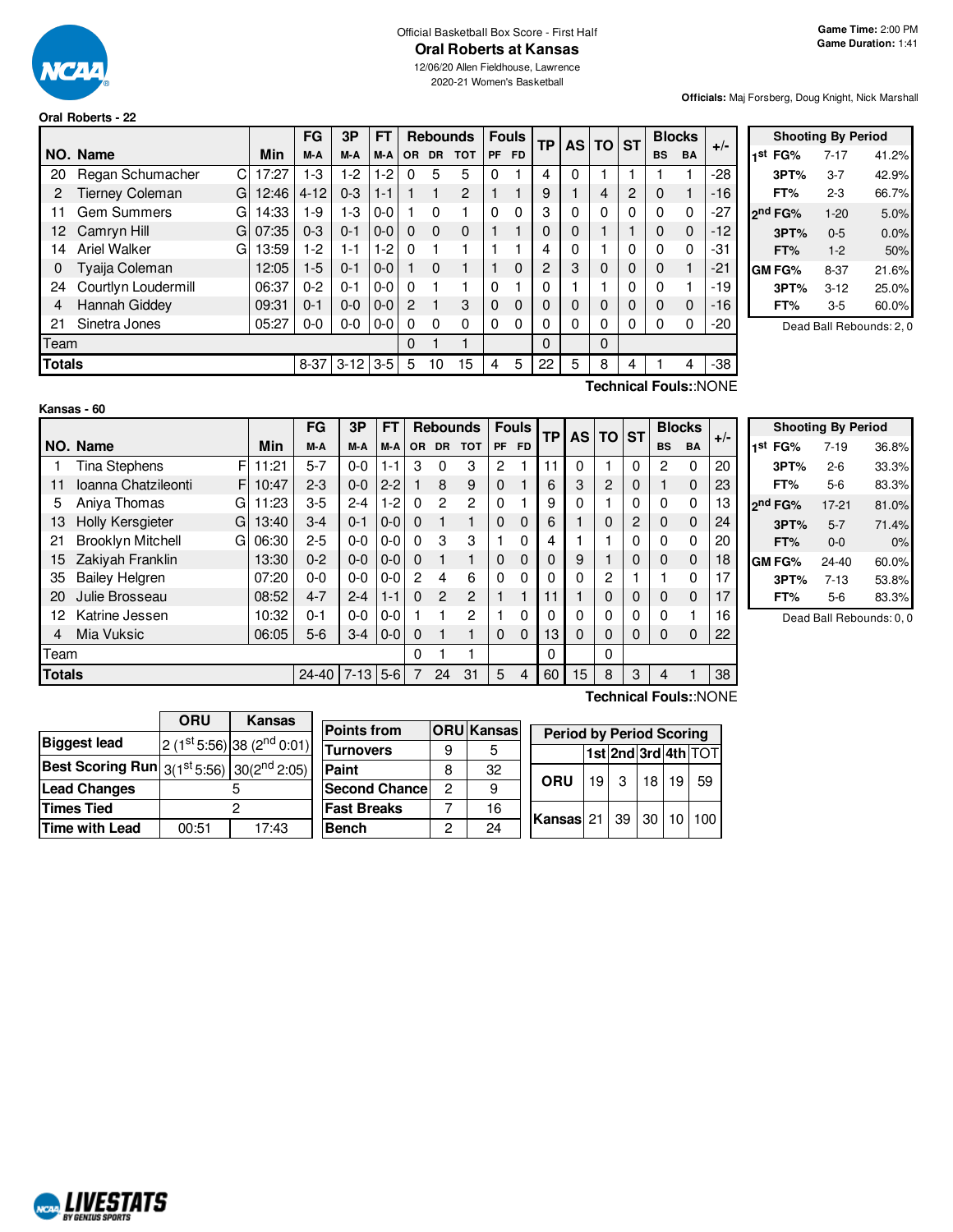Official Basketball Box Score - First Half

# Oral Roberts at Kansas

12/06/20 Allen Fieldhouse, Lawrence
2020-21 Women's Basketball

**Game Time:** 2:00 PM
**Game Duration:** 1:41

**Officials:** Maj Forsberg, Doug Knight, Nick Marshall

## Oral Roberts - 22

| NO. | Name | | Min | FG M-A | 3P M-A | FT M-A | OR | DR | TOT | PF | FD | TP | AS | TO | ST | BS | BA | +/- |
|---|---|---|---|---|---|---|---|---|---|---|---|---|---|---|---|---|---|---|
| 20 | Regan Schumacher | C | 17:27 | 1-3 | 1-2 | 1-2 | 0 | 5 | 5 | 0 | 1 | 4 | 0 | 1 | 1 | 1 | 1 | -28 |
| 2 | Tierney Coleman | G | 12:46 | 4-12 | 0-3 | 1-1 | 1 | 1 | 2 | 1 | 1 | 9 | 1 | 4 | 2 | 0 | 1 | -16 |
| 11 | Gem Summers | G | 14:33 | 1-9 | 1-3 | 0-0 | 1 | 0 | 1 | 0 | 0 | 3 | 0 | 0 | 0 | 0 | 0 | -27 |
| 12 | Camryn Hill | G | 07:35 | 0-3 | 0-1 | 0-0 | 0 | 0 | 0 | 1 | 1 | 0 | 0 | 1 | 1 | 0 | 0 | -12 |
| 14 | Ariel Walker | G | 13:59 | 1-2 | 1-1 | 1-2 | 0 | 1 | 1 | 1 | 1 | 4 | 0 | 1 | 0 | 0 | 0 | -31 |
| 0 | Tyaija Coleman | | 12:05 | 1-5 | 0-1 | 0-0 | 1 | 0 | 1 | 1 | 0 | 2 | 3 | 0 | 0 | 0 | 1 | -21 |
| 24 | Courtlyn Loudermill | | 06:37 | 0-2 | 0-1 | 0-0 | 0 | 1 | 1 | 0 | 1 | 0 | 1 | 1 | 0 | 0 | 1 | -19 |
| 4 | Hannah Giddey | | 09:31 | 0-1 | 0-0 | 0-0 | 2 | 1 | 3 | 0 | 0 | 0 | 0 | 0 | 0 | 0 | 0 | -16 |
| 21 | Sinetra Jones | | 05:27 | 0-0 | 0-0 | 0-0 | 0 | 0 | 0 | 0 | 0 | 0 | 0 | 0 | 0 | 0 | 0 | -20 |
| Team | | | | | | | 0 | 1 | 1 | | | 0 | | 0 | | | | |
| Totals | | | | 8-37 | 3-12 | 3-5 | 5 | 10 | 15 | 4 | 5 | 22 | 5 | 8 | 4 | 1 | 4 | -38 |

**Technical Fouls:**:NONE

| Shooting By Period | | | |
|---|---|---|---|
| 1st | FG% | 7-17 | 41.2% |
| | 3PT% | 3-7 | 42.9% |
| | FT% | 2-3 | 66.7% |
| 2nd | FG% | 1-20 | 5.0% |
| | 3PT% | 0-5 | 0.0% |
| | FT% | 1-2 | 50% |
| GM | FG% | 8-37 | 21.6% |
| | 3PT% | 3-12 | 25.0% |
| | FT% | 3-5 | 60.0% |

Dead Ball Rebounds: 2, 0

## Kansas - 60

| NO. | Name | | Min | FG M-A | 3P M-A | FT M-A | OR | DR | TOT | PF | FD | TP | AS | TO | ST | BS | BA | +/- |
|---|---|---|---|---|---|---|---|---|---|---|---|---|---|---|---|---|---|---|
| 1 | Tina Stephens | F | 11:21 | 5-7 | 0-0 | 1-1 | 3 | 0 | 3 | 2 | 1 | 11 | 0 | 1 | 0 | 2 | 0 | 20 |
| 11 | Ioanna Chatzileonti | F | 10:47 | 2-3 | 0-0 | 2-2 | 1 | 8 | 9 | 0 | 1 | 6 | 3 | 2 | 0 | 1 | 0 | 23 |
| 5 | Aniya Thomas | G | 11:23 | 3-5 | 2-4 | 1-2 | 0 | 2 | 2 | 0 | 1 | 9 | 0 | 1 | 0 | 0 | 0 | 13 |
| 13 | Holly Kersgieter | G | 13:40 | 3-4 | 0-1 | 0-0 | 0 | 1 | 1 | 0 | 0 | 6 | 1 | 0 | 2 | 0 | 0 | 24 |
| 21 | Brooklyn Mitchell | G | 06:30 | 2-5 | 0-0 | 0-0 | 0 | 3 | 3 | 1 | 0 | 4 | 1 | 1 | 0 | 0 | 0 | 20 |
| 15 | Zakiyah Franklin | | 13:30 | 0-2 | 0-0 | 0-0 | 0 | 1 | 1 | 0 | 0 | 0 | 9 | 1 | 0 | 0 | 0 | 18 |
| 35 | Bailey Helgren | | 07:20 | 0-0 | 0-0 | 0-0 | 2 | 4 | 6 | 0 | 0 | 0 | 0 | 2 | 1 | 1 | 0 | 17 |
| 20 | Julie Brosseau | | 08:52 | 4-7 | 2-4 | 1-1 | 0 | 2 | 2 | 1 | 1 | 11 | 1 | 0 | 0 | 0 | 0 | 17 |
| 12 | Katrine Jessen | | 10:32 | 0-1 | 0-0 | 0-0 | 1 | 1 | 2 | 1 | 0 | 0 | 0 | 0 | 0 | 0 | 1 | 16 |
| 4 | Mia Vuksic | | 06:05 | 5-6 | 3-4 | 0-0 | 0 | 1 | 1 | 0 | 0 | 13 | 0 | 0 | 0 | 0 | 0 | 22 |
| Team | | | | | | | 0 | 1 | 1 | | | 0 | | 0 | | | | |
| Totals | | | | 24-40 | 7-13 | 5-6 | 7 | 24 | 31 | 5 | 4 | 60 | 15 | 8 | 3 | 4 | 1 | 38 |

**Technical Fouls:**:NONE

| Shooting By Period | | | |
|---|---|---|---|
| 1st | FG% | 7-19 | 36.8% |
| | 3PT% | 2-6 | 33.3% |
| | FT% | 5-6 | 83.3% |
| 2nd | FG% | 17-21 | 81.0% |
| | 3PT% | 5-7 | 71.4% |
| | FT% | 0-0 | 0% |
| GM | FG% | 24-40 | 60.0% |
| | 3PT% | 7-13 | 53.8% |
| | FT% | 5-6 | 83.3% |

Dead Ball Rebounds: 0, 0

| | ORU | Kansas |
|---|---|---|
| Biggest lead | 2 (1st 5:56) | 38 (2nd 0:01) |
| Best Scoring Run | 3(1st 5:56) | 30(2nd 2:05) |
| Lead Changes | 5 | |
| Times Tied | 2 | |
| Time with Lead | 00:51 | 17:43 |

| Points from | ORU | Kansas |
|---|---|---|
| Turnovers | 9 | 5 |
| Paint | 8 | 32 |
| Second Chance | 2 | 9 |
| Fast Breaks | 7 | 16 |
| Bench | 2 | 24 |

| Period by Period Scoring | 1st | 2nd | 3rd | 4th | TOT |
|---|---|---|---|---|---|
| ORU | 19 | 3 | 18 | 19 | 59 |
| Kansas | 21 | 39 | 30 | 10 | 100 |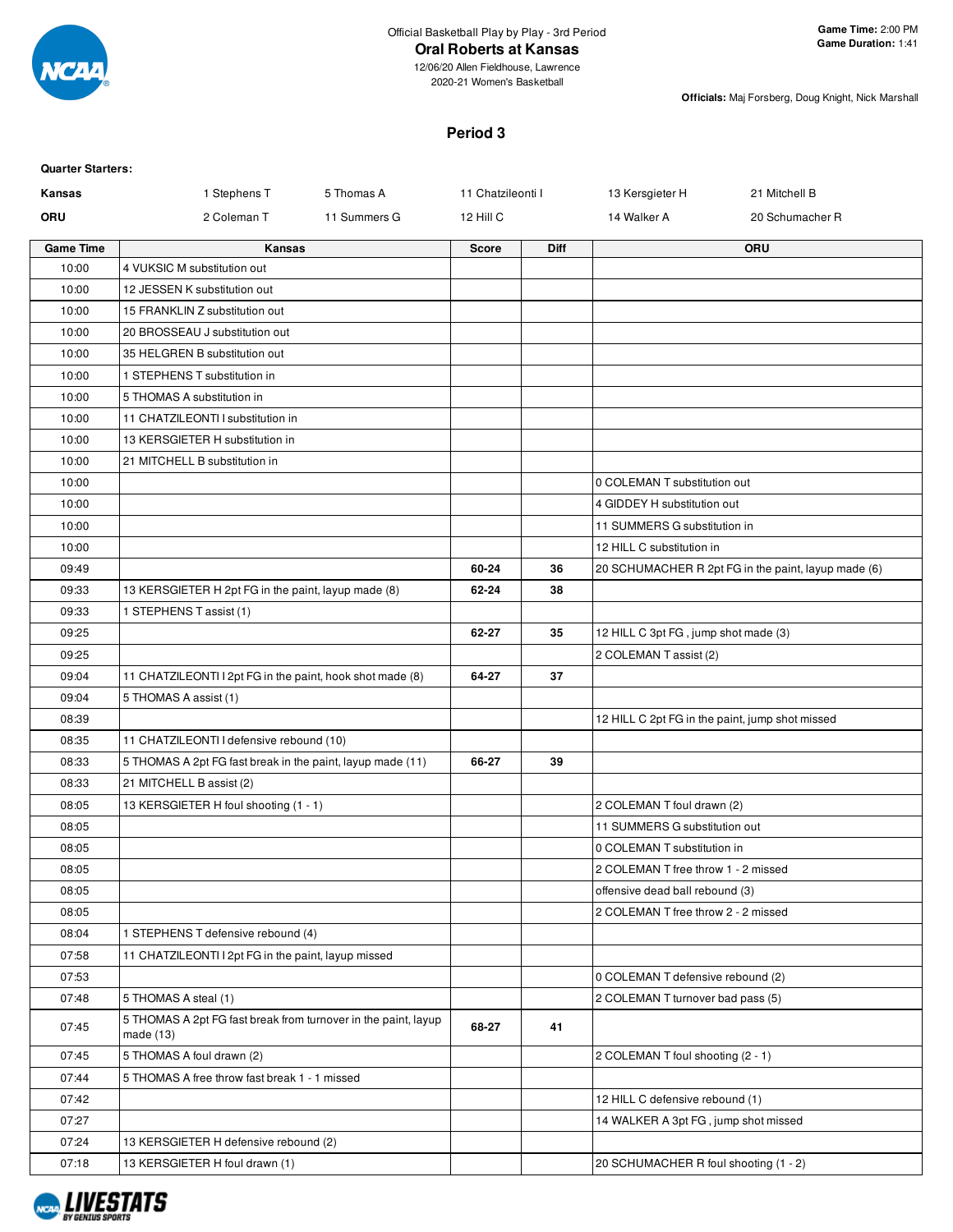Official Basketball Play by Play - 3rd Period

**Oral Roberts at Kansas**

12/06/20 Allen Fieldhouse, Lawrence

2020-21 Women's Basketball

**Game Time:** 2:00 PM
**Game Duration:** 1:41

**Officials:** Maj Forsberg, Doug Knight, Nick Marshall

## Period 3

**Quarter Starters:**

| | | | | | |
|---|---|---|---|---|---|
| **Kansas** | 1 Stephens T | 5 Thomas A | 11 Chatzileonti I | 13 Kersgieter H | 21 Mitchell B |
| **ORU** | 2 Coleman T | 11 Summers G | 12 Hill C | 14 Walker A | 20 Schumacher R |

| Game Time | Kansas | Score | Diff | ORU |
|---|---|---|---|---|
| 10:00 | 4 VUKSIC M substitution out | | | |
| 10:00 | 12 JESSEN K substitution out | | | |
| 10:00 | 15 FRANKLIN Z substitution out | | | |
| 10:00 | 20 BROSSEAU J substitution out | | | |
| 10:00 | 35 HELGREN B substitution out | | | |
| 10:00 | 1 STEPHENS T substitution in | | | |
| 10:00 | 5 THOMAS A substitution in | | | |
| 10:00 | 11 CHATZILEONTI I substitution in | | | |
| 10:00 | 13 KERSGIETER H substitution in | | | |
| 10:00 | 21 MITCHELL B substitution in | | | |
| 10:00 | | | | 0 COLEMAN T substitution out |
| 10:00 | | | | 4 GIDDEY H substitution out |
| 10:00 | | | | 11 SUMMERS G substitution in |
| 10:00 | | | | 12 HILL C substitution in |
| 09:49 | | 60-24 | 36 | 20 SCHUMACHER R 2pt FG in the paint, layup made (6) |
| 09:33 | 13 KERSGIETER H 2pt FG in the paint, layup made (8) | 62-24 | 38 | |
| 09:33 | 1 STEPHENS T assist (1) | | | |
| 09:25 | | 62-27 | 35 | 12 HILL C 3pt FG , jump shot made (3) |
| 09:25 | | | | 2 COLEMAN T assist (2) |
| 09:04 | 11 CHATZILEONTI I 2pt FG in the paint, hook shot made (8) | 64-27 | 37 | |
| 09:04 | 5 THOMAS A assist (1) | | | |
| 08:39 | | | | 12 HILL C 2pt FG in the paint, jump shot missed |
| 08:35 | 11 CHATZILEONTI I defensive rebound (10) | | | |
| 08:33 | 5 THOMAS A 2pt FG fast break in the paint, layup made (11) | 66-27 | 39 | |
| 08:33 | 21 MITCHELL B assist (2) | | | |
| 08:05 | 13 KERSGIETER H foul shooting (1 - 1) | | | 2 COLEMAN T foul drawn (2) |
| 08:05 | | | | 11 SUMMERS G substitution out |
| 08:05 | | | | 0 COLEMAN T substitution in |
| 08:05 | | | | 2 COLEMAN T free throw 1 - 2 missed |
| 08:05 | | | | offensive dead ball rebound (3) |
| 08:05 | | | | 2 COLEMAN T free throw 2 - 2 missed |
| 08:04 | 1 STEPHENS T defensive rebound (4) | | | |
| 07:58 | 11 CHATZILEONTI I 2pt FG in the paint, layup missed | | | |
| 07:53 | | | | 0 COLEMAN T defensive rebound (2) |
| 07:48 | 5 THOMAS A steal (1) | | | 2 COLEMAN T turnover bad pass (5) |
| 07:45 | 5 THOMAS A 2pt FG fast break from turnover in the paint, layup made (13) | 68-27 | 41 | |
| 07:45 | 5 THOMAS A foul drawn (2) | | | 2 COLEMAN T foul shooting (2 - 1) |
| 07:44 | 5 THOMAS A free throw fast break 1 - 1 missed | | | |
| 07:42 | | | | 12 HILL C defensive rebound (1) |
| 07:27 | | | | 14 WALKER A 3pt FG , jump shot missed |
| 07:24 | 13 KERSGIETER H defensive rebound (2) | | | |
| 07:18 | 13 KERSGIETER H foul drawn (1) | | | 20 SCHUMACHER R foul shooting (1 - 2) |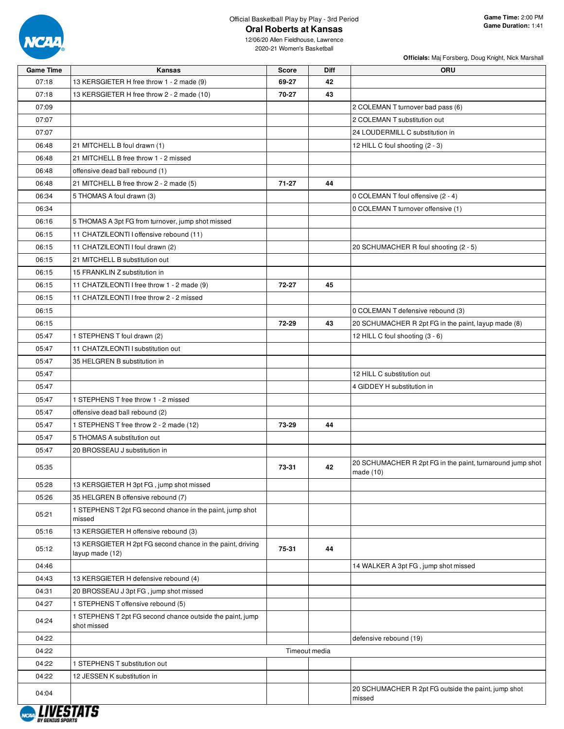Official Basketball Play by Play - 3rd Period

# Oral Roberts at Kansas

12/06/20 Allen Fieldhouse, Lawrence
2020-21 Women's Basketball

**Game Time:** 2:00 PM
**Game Duration:** 1:41

**Officials:** Maj Forsberg, Doug Knight, Nick Marshall

| Game Time | Kansas | Score | Diff | ORU |
|---|---|---|---|---|
| 07:18 | 13 KERSGIETER H free throw 1 - 2 made (9) | 69-27 | 42 | |
| 07:18 | 13 KERSGIETER H free throw 2 - 2 made (10) | 70-27 | 43 | |
| 07:09 | | | | 2 COLEMAN T turnover bad pass (6) |
| 07:07 | | | | 2 COLEMAN T substitution out |
| 07:07 | | | | 24 LOUDERMILL C substitution in |
| 06:48 | 21 MITCHELL B foul drawn (1) | | | 12 HILL C foul shooting (2 - 3) |
| 06:48 | 21 MITCHELL B free throw 1 - 2 missed | | | |
| 06:48 | offensive dead ball rebound (1) | | | |
| 06:48 | 21 MITCHELL B free throw 2 - 2 made (5) | 71-27 | 44 | |
| 06:34 | 5 THOMAS A foul drawn (3) | | | 0 COLEMAN T foul offensive (2 - 4) |
| 06:34 | | | | 0 COLEMAN T turnover offensive (1) |
| 06:16 | 5 THOMAS A 3pt FG from turnover, jump shot missed | | | |
| 06:15 | 11 CHATZILEONTI I offensive rebound (11) | | | |
| 06:15 | 11 CHATZILEONTI I foul drawn (2) | | | 20 SCHUMACHER R foul shooting (2 - 5) |
| 06:15 | 21 MITCHELL B substitution out | | | |
| 06:15 | 15 FRANKLIN Z substitution in | | | |
| 06:15 | 11 CHATZILEONTI I free throw 1 - 2 made (9) | 72-27 | 45 | |
| 06:15 | 11 CHATZILEONTI I free throw 2 - 2 missed | | | |
| 06:15 | | | | 0 COLEMAN T defensive rebound (3) |
| 06:15 | | 72-29 | 43 | 20 SCHUMACHER R 2pt FG in the paint, layup made (8) |
| 05:47 | 1 STEPHENS T foul drawn (2) | | | 12 HILL C foul shooting (3 - 6) |
| 05:47 | 11 CHATZILEONTI I substitution out | | | |
| 05:47 | 35 HELGREN B substitution in | | | |
| 05:47 | | | | 12 HILL C substitution out |
| 05:47 | | | | 4 GIDDEY H substitution in |
| 05:47 | 1 STEPHENS T free throw 1 - 2 missed | | | |
| 05:47 | offensive dead ball rebound (2) | | | |
| 05:47 | 1 STEPHENS T free throw 2 - 2 made (12) | 73-29 | 44 | |
| 05:47 | 5 THOMAS A substitution out | | | |
| 05:47 | 20 BROSSEAU J substitution in | | | |
| 05:35 | | 73-31 | 42 | 20 SCHUMACHER R 2pt FG in the paint, turnaround jump shot made (10) |
| 05:28 | 13 KERSGIETER H 3pt FG , jump shot missed | | | |
| 05:26 | 35 HELGREN B offensive rebound (7) | | | |
| 05:21 | 1 STEPHENS T 2pt FG second chance in the paint, jump shot missed | | | |
| 05:16 | 13 KERSGIETER H offensive rebound (3) | | | |
| 05:12 | 13 KERSGIETER H 2pt FG second chance in the paint, driving layup made (12) | 75-31 | 44 | |
| 04:46 | | | | 14 WALKER A 3pt FG , jump shot missed |
| 04:43 | 13 KERSGIETER H defensive rebound (4) | | | |
| 04:31 | 20 BROSSEAU J 3pt FG , jump shot missed | | | |
| 04:27 | 1 STEPHENS T offensive rebound (5) | | | |
| 04:24 | 1 STEPHENS T 2pt FG second chance outside the paint, jump shot missed | | | |
| 04:22 | | | | defensive rebound (19) |
| 04:22 | Timeout media | | | |
| 04:22 | 1 STEPHENS T substitution out | | | |
| 04:22 | 12 JESSEN K substitution in | | | |
| 04:04 | | | | 20 SCHUMACHER R 2pt FG outside the paint, jump shot missed |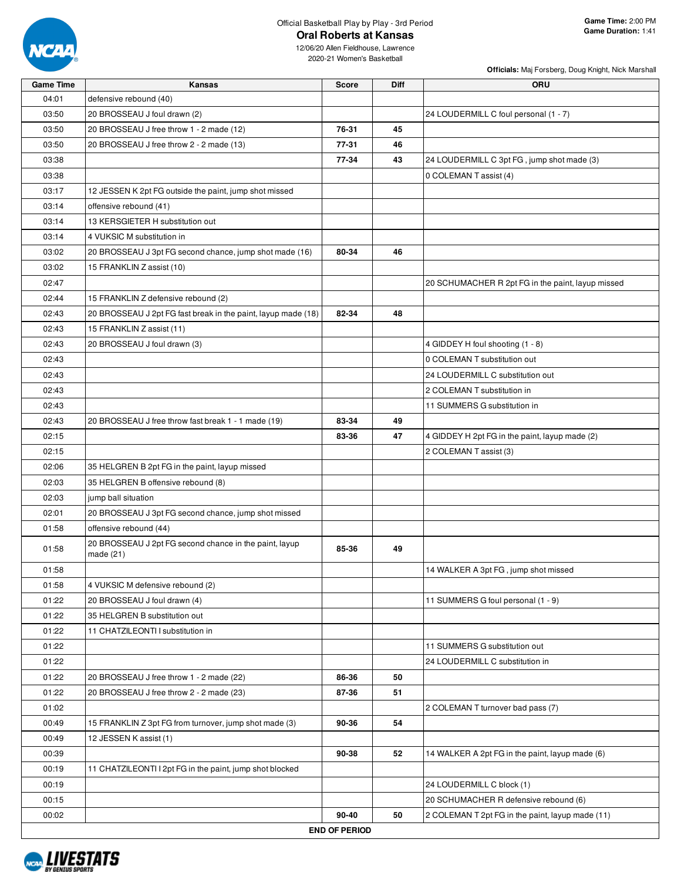Official Basketball Play by Play - 3rd Period

# Oral Roberts at Kansas

12/06/20 Allen Fieldhouse, Lawrence
2020-21 Women's Basketball

**Game Time:** 2:00 PM
**Game Duration:** 1:41

**Officials:** Maj Forsberg, Doug Knight, Nick Marshall

| Game Time | Kansas | Score | Diff | ORU |
|---|---|---|---|---|
| 04:01 | defensive rebound (40) | | | |
| 03:50 | 20 BROSSEAU J foul drawn (2) | | | 24 LOUDERMILL C foul personal (1 - 7) |
| 03:50 | 20 BROSSEAU J free throw 1 - 2 made (12) | 76-31 | 45 | |
| 03:50 | 20 BROSSEAU J free throw 2 - 2 made (13) | 77-31 | 46 | |
| 03:38 | | 77-34 | 43 | 24 LOUDERMILL C 3pt FG , jump shot made (3) |
| 03:38 | | | | 0 COLEMAN T assist (4) |
| 03:17 | 12 JESSEN K 2pt FG outside the paint, jump shot missed | | | |
| 03:14 | offensive rebound (41) | | | |
| 03:14 | 13 KERSGIETER H substitution out | | | |
| 03:14 | 4 VUKSIC M substitution in | | | |
| 03:02 | 20 BROSSEAU J 3pt FG second chance, jump shot made (16) | 80-34 | 46 | |
| 03:02 | 15 FRANKLIN Z assist (10) | | | |
| 02:47 | | | | 20 SCHUMACHER R 2pt FG in the paint, layup missed |
| 02:44 | 15 FRANKLIN Z defensive rebound (2) | | | |
| 02:43 | 20 BROSSEAU J 2pt FG fast break in the paint, layup made (18) | 82-34 | 48 | |
| 02:43 | 15 FRANKLIN Z assist (11) | | | |
| 02:43 | 20 BROSSEAU J foul drawn (3) | | | 4 GIDDEY H foul shooting (1 - 8) |
| 02:43 | | | | 0 COLEMAN T substitution out |
| 02:43 | | | | 24 LOUDERMILL C substitution out |
| 02:43 | | | | 2 COLEMAN T substitution in |
| 02:43 | | | | 11 SUMMERS G substitution in |
| 02:43 | 20 BROSSEAU J free throw fast break 1 - 1 made (19) | 83-34 | 49 | |
| 02:15 | | 83-36 | 47 | 4 GIDDEY H 2pt FG in the paint, layup made (2) |
| 02:15 | | | | 2 COLEMAN T assist (3) |
| 02:06 | 35 HELGREN B 2pt FG in the paint, layup missed | | | |
| 02:03 | 35 HELGREN B offensive rebound (8) | | | |
| 02:03 | jump ball situation | | | |
| 02:01 | 20 BROSSEAU J 3pt FG second chance, jump shot missed | | | |
| 01:58 | offensive rebound (44) | | | |
| 01:58 | 20 BROSSEAU J 2pt FG second chance in the paint, layup made (21) | 85-36 | 49 | |
| 01:58 | | | | 14 WALKER A 3pt FG , jump shot missed |
| 01:58 | 4 VUKSIC M defensive rebound (2) | | | |
| 01:22 | 20 BROSSEAU J foul drawn (4) | | | 11 SUMMERS G foul personal (1 - 9) |
| 01:22 | 35 HELGREN B substitution out | | | |
| 01:22 | 11 CHATZILEONTI I substitution in | | | |
| 01:22 | | | | 11 SUMMERS G substitution out |
| 01:22 | | | | 24 LOUDERMILL C substitution in |
| 01:22 | 20 BROSSEAU J free throw 1 - 2 made (22) | 86-36 | 50 | |
| 01:22 | 20 BROSSEAU J free throw 2 - 2 made (23) | 87-36 | 51 | |
| 01:02 | | | | 2 COLEMAN T turnover bad pass (7) |
| 00:49 | 15 FRANKLIN Z 3pt FG from turnover, jump shot made (3) | 90-36 | 54 | |
| 00:49 | 12 JESSEN K assist (1) | | | |
| 00:39 | | 90-38 | 52 | 14 WALKER A 2pt FG in the paint, layup made (6) |
| 00:19 | 11 CHATZILEONTI I 2pt FG in the paint, jump shot blocked | | | |
| 00:19 | | | | 24 LOUDERMILL C block (1) |
| 00:15 | | | | 20 SCHUMACHER R defensive rebound (6) |
| 00:02 | | 90-40 | 50 | 2 COLEMAN T 2pt FG in the paint, layup made (11) |
| | | **END OF PERIOD** | | |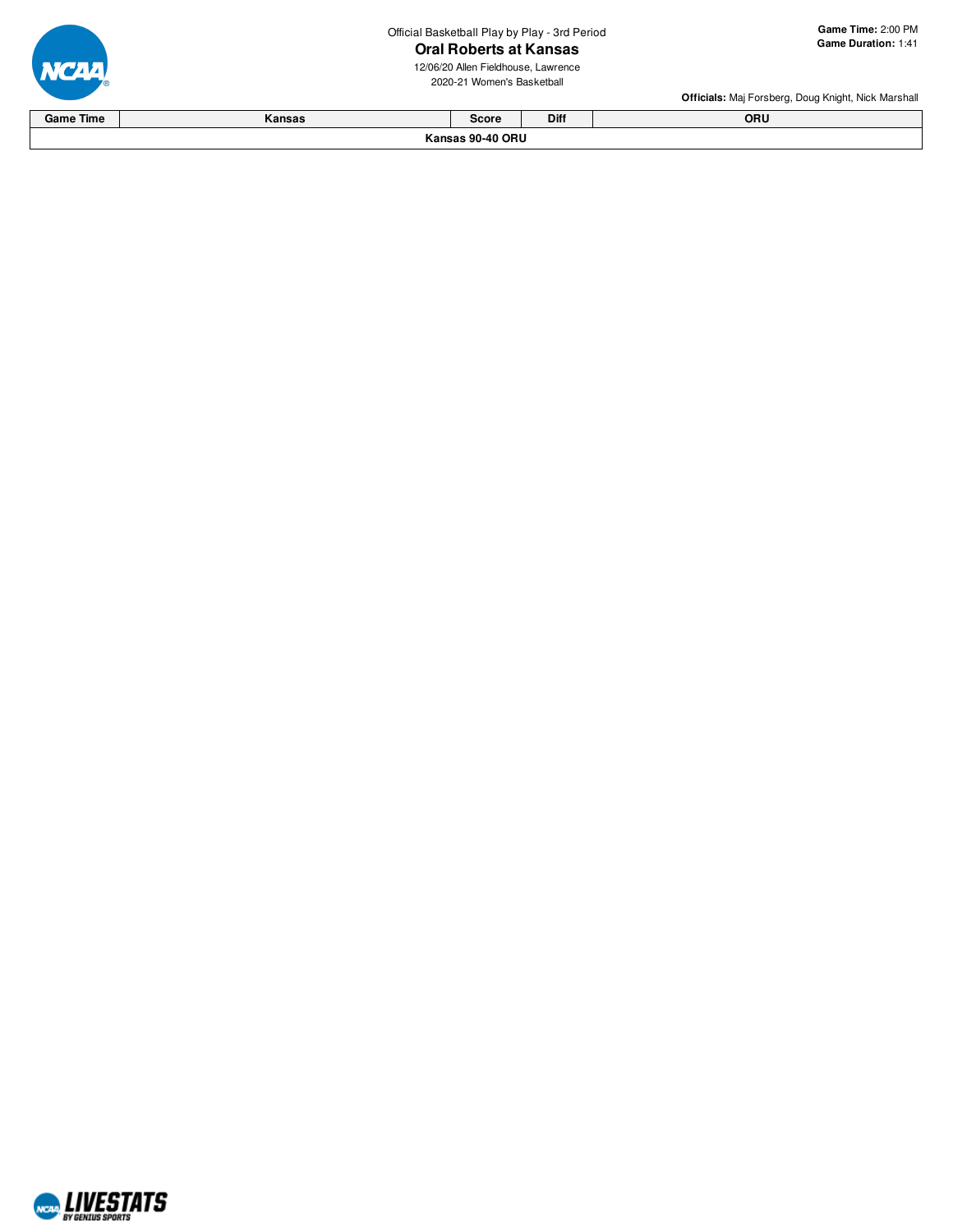Official Basketball Play by Play - 3rd Period

# Oral Roberts at Kansas

12/06/20 Allen Fieldhouse, Lawrence

2020-21 Women's Basketball

**Game Time:** 2:00 PM
**Game Duration:** 1:41

**Officials:** Maj Forsberg, Doug Knight, Nick Marshall

| Game Time | Kansas | Score | Diff | ORU |
|---|---|---|---|---|
| **Kansas 90-40 ORU** | | | | |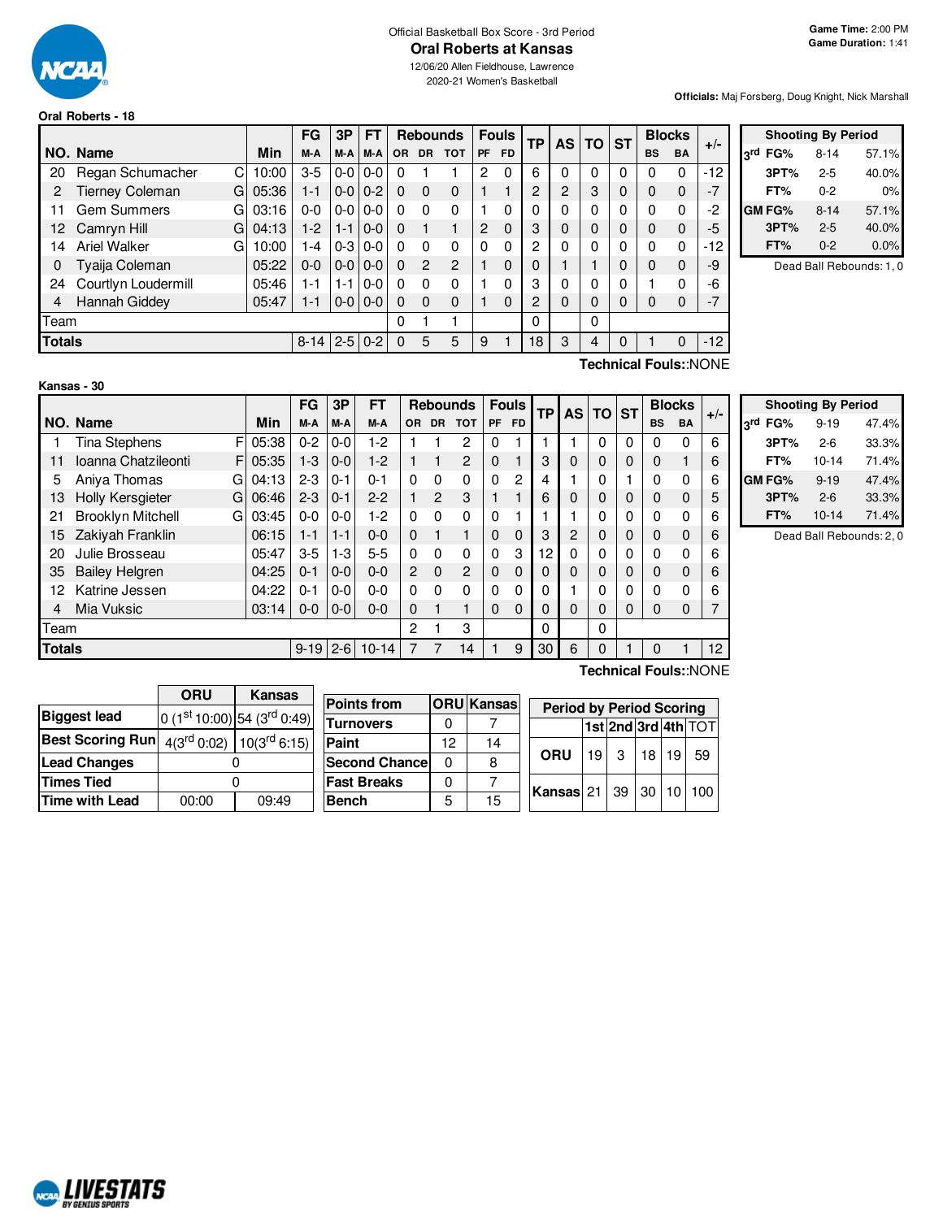Official Basketball Box Score - 3rd Period

# Oral Roberts at Kansas

12/06/20 Allen Fieldhouse, Lawrence
2020-21 Women's Basketball

**Game Time:** 2:00 PM
**Game Duration:** 1:41

**Officials:** Maj Forsberg, Doug Knight, Nick Marshall

## Oral Roberts - 18

| NO. | Name | | Min | FG M-A | 3P M-A | FT M-A | Rebounds OR | DR | TOT | Fouls PF | FD | TP | AS | TO | ST | Blocks BS | BA | +/- |
|---|---|---|---|---|---|---|---|---|---|---|---|---|---|---|---|---|---|---|
| 20 | Regan Schumacher | C | 10:00 | 3-5 | 0-0 | 0-0 | 0 | 1 | 1 | 2 | 0 | 6 | 0 | 0 | 0 | 0 | 0 | -12 |
| 2 | Tierney Coleman | G | 05:36 | 1-1 | 0-0 | 0-2 | 0 | 0 | 0 | 1 | 1 | 2 | 2 | 3 | 0 | 0 | 0 | -7 |
| 11 | Gem Summers | G | 03:16 | 0-0 | 0-0 | 0-0 | 0 | 0 | 0 | 1 | 0 | 0 | 0 | 0 | 0 | 0 | 0 | -2 |
| 12 | Camryn Hill | G | 04:13 | 1-2 | 1-1 | 0-0 | 0 | 1 | 1 | 2 | 0 | 3 | 0 | 0 | 0 | 0 | 0 | -5 |
| 14 | Ariel Walker | G | 10:00 | 1-4 | 0-3 | 0-0 | 0 | 0 | 0 | 0 | 0 | 2 | 0 | 0 | 0 | 0 | 0 | -12 |
| 0 | Tyaija Coleman | | 05:22 | 0-0 | 0-0 | 0-0 | 0 | 2 | 2 | 1 | 0 | 0 | 1 | 1 | 0 | 0 | 0 | -9 |
| 24 | Courtlyn Loudermill | | 05:46 | 1-1 | 1-1 | 0-0 | 0 | 0 | 0 | 1 | 0 | 3 | 0 | 0 | 0 | 1 | 0 | -6 |
| 4 | Hannah Giddey | | 05:47 | 1-1 | 0-0 | 0-0 | 0 | 0 | 0 | 1 | 0 | 2 | 0 | 0 | 0 | 0 | 0 | -7 |
| Team | | | | | | | 0 | 1 | 1 | | | 0 | | 0 | | | | |
| **Totals** | | | | 8-14 | 2-5 | 0-2 | 0 | 5 | 5 | 9 | 1 | 18 | 3 | 4 | 0 | 1 | 0 | -12 |

**Technical Fouls:**:NONE

| Shooting By Period | | |
|---|---|---|
| 3rd FG% | 8-14 | 57.1% |
| 3PT% | 2-5 | 40.0% |
| FT% | 0-2 | 0% |
| GM FG% | 8-14 | 57.1% |
| 3PT% | 2-5 | 40.0% |
| FT% | 0-2 | 0.0% |

Dead Ball Rebounds: 1, 0

## Kansas - 30

| NO. | Name | | Min | FG M-A | 3P M-A | FT M-A | Rebounds OR | DR | TOT | Fouls PF | FD | TP | AS | TO | ST | Blocks BS | BA | +/- |
|---|---|---|---|---|---|---|---|---|---|---|---|---|---|---|---|---|---|---|
| 1 | Tina Stephens | F | 05:38 | 0-2 | 0-0 | 1-2 | 1 | 1 | 2 | 0 | 1 | 1 | 1 | 0 | 0 | 0 | 0 | 6 |
| 11 | Ioanna Chatzileonti | F | 05:35 | 1-3 | 0-0 | 1-2 | 1 | 1 | 2 | 0 | 1 | 3 | 0 | 0 | 0 | 0 | 1 | 6 |
| 5 | Aniya Thomas | G | 04:13 | 2-3 | 0-1 | 0-1 | 0 | 0 | 0 | 0 | 2 | 4 | 1 | 0 | 1 | 0 | 0 | 6 |
| 13 | Holly Kersgieter | G | 06:46 | 2-3 | 0-1 | 2-2 | 1 | 2 | 3 | 1 | 1 | 6 | 0 | 0 | 0 | 0 | 0 | 5 |
| 21 | Brooklyn Mitchell | G | 03:45 | 0-0 | 0-0 | 1-2 | 0 | 0 | 0 | 0 | 1 | 1 | 1 | 0 | 0 | 0 | 0 | 6 |
| 15 | Zakiyah Franklin | | 06:15 | 1-1 | 1-1 | 0-0 | 0 | 1 | 1 | 0 | 0 | 3 | 2 | 0 | 0 | 0 | 0 | 6 |
| 20 | Julie Brosseau | | 05:47 | 3-5 | 1-3 | 5-5 | 0 | 0 | 0 | 0 | 3 | 12 | 0 | 0 | 0 | 0 | 0 | 6 |
| 35 | Bailey Helgren | | 04:25 | 0-1 | 0-0 | 0-0 | 2 | 0 | 2 | 0 | 0 | 0 | 0 | 0 | 0 | 0 | 0 | 6 |
| 12 | Katrine Jessen | | 04:22 | 0-1 | 0-0 | 0-0 | 0 | 0 | 0 | 0 | 0 | 0 | 1 | 0 | 0 | 0 | 0 | 6 |
| 4 | Mia Vuksic | | 03:14 | 0-0 | 0-0 | 0-0 | 0 | 1 | 1 | 0 | 0 | 0 | 0 | 0 | 0 | 0 | 0 | 7 |
| Team | | | | | | | 2 | 1 | 3 | | | 0 | | 0 | | | | |
| **Totals** | | | | 9-19 | 2-6 | 10-14 | 7 | 7 | 14 | 1 | 9 | 30 | 6 | 0 | 1 | 0 | 1 | 12 |

**Technical Fouls:**:NONE

| Shooting By Period | | |
|---|---|---|
| 3rd FG% | 9-19 | 47.4% |
| 3PT% | 2-6 | 33.3% |
| FT% | 10-14 | 71.4% |
| GM FG% | 9-19 | 47.4% |
| 3PT% | 2-6 | 33.3% |
| FT% | 10-14 | 71.4% |

Dead Ball Rebounds: 2, 0

| | ORU | Kansas |
|---|---|---|
| **Biggest lead** | 0 (1st 10:00) | 54 (3rd 0:49) |
| **Best Scoring Run** | 4(3rd 0:02) | 10(3rd 6:15) |
| **Lead Changes** | 0 | |
| **Times Tied** | 0 | |
| **Time with Lead** | 00:00 | 09:49 |

| Points from | ORU | Kansas |
|---|---|---|
| Turnovers | 0 | 7 |
| Paint | 12 | 14 |
| Second Chance | 0 | 8 |
| Fast Breaks | 0 | 7 |
| Bench | 5 | 15 |

| Period by Period Scoring | 1st | 2nd | 3rd | 4th | TOT |
|---|---|---|---|---|---|
| ORU | 19 | 3 | 18 | 19 | 59 |
| Kansas | 21 | 39 | 30 | 10 | 100 |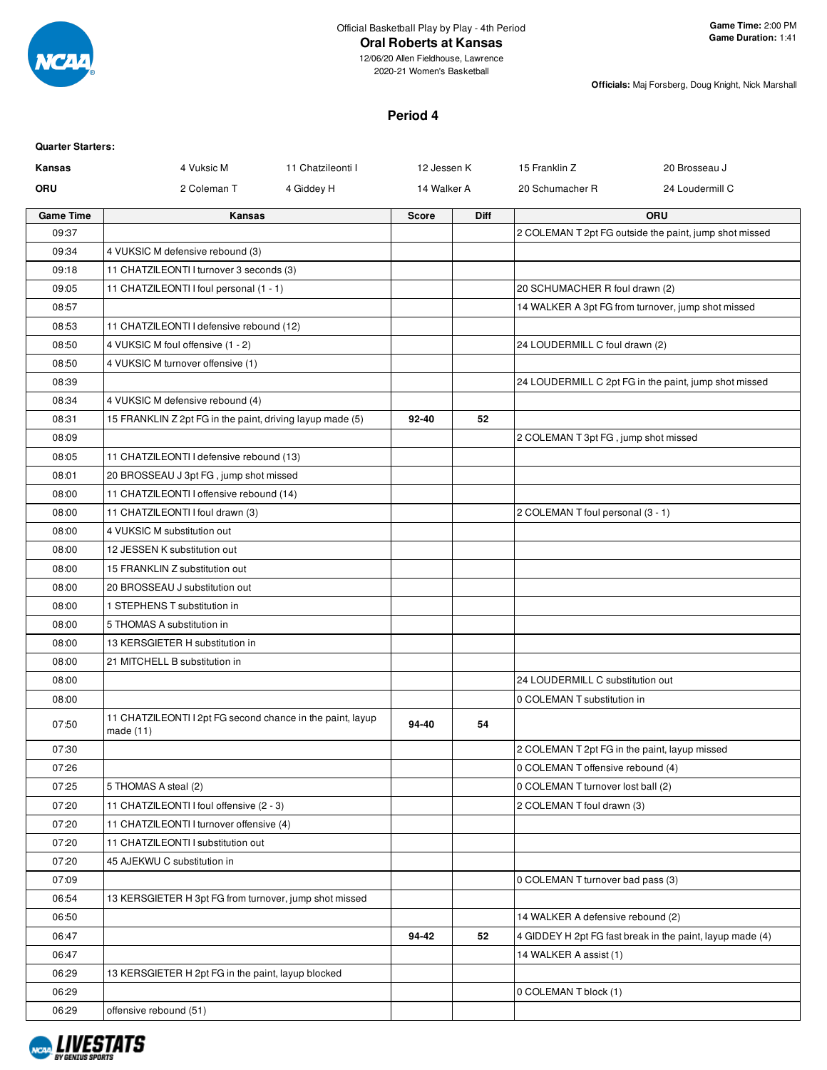Official Basketball Play by Play - 4th Period

**Oral Roberts at Kansas**

12/06/20 Allen Fieldhouse, Lawrence

2020-21 Women's Basketball

**Game Time:** 2:00 PM
**Game Duration:** 1:41

**Officials:** Maj Forsberg, Doug Knight, Nick Marshall

## Period 4

**Quarter Starters:**

| | | | | | |
|---|---|---|---|---|---|
| **Kansas** | 4 Vuksic M | 11 Chatzileonti I | 12 Jessen K | 15 Franklin Z | 20 Brosseau J |
| **ORU** | 2 Coleman T | 4 Giddey H | 14 Walker A | 20 Schumacher R | 24 Loudermill C |

| Game Time | Kansas | Score | Diff | ORU |
|---|---|---|---|---|
| 09:37 | | | | 2 COLEMAN T 2pt FG outside the paint, jump shot missed |
| 09:34 | 4 VUKSIC M defensive rebound (3) | | | |
| 09:18 | 11 CHATZILEONTI I turnover 3 seconds (3) | | | |
| 09:05 | 11 CHATZILEONTI I foul personal (1 - 1) | | | 20 SCHUMACHER R foul drawn (2) |
| 08:57 | | | | 14 WALKER A 3pt FG from turnover, jump shot missed |
| 08:53 | 11 CHATZILEONTI I defensive rebound (12) | | | |
| 08:50 | 4 VUKSIC M foul offensive (1 - 2) | | | 24 LOUDERMILL C foul drawn (2) |
| 08:50 | 4 VUKSIC M turnover offensive (1) | | | |
| 08:39 | | | | 24 LOUDERMILL C 2pt FG in the paint, jump shot missed |
| 08:34 | 4 VUKSIC M defensive rebound (4) | | | |
| 08:31 | 15 FRANKLIN Z 2pt FG in the paint, driving layup made (5) | 92-40 | 52 | |
| 08:09 | | | | 2 COLEMAN T 3pt FG , jump shot missed |
| 08:05 | 11 CHATZILEONTI I defensive rebound (13) | | | |
| 08:01 | 20 BROSSEAU J 3pt FG , jump shot missed | | | |
| 08:00 | 11 CHATZILEONTI I offensive rebound (14) | | | |
| 08:00 | 11 CHATZILEONTI I foul drawn (3) | | | 2 COLEMAN T foul personal (3 - 1) |
| 08:00 | 4 VUKSIC M substitution out | | | |
| 08:00 | 12 JESSEN K substitution out | | | |
| 08:00 | 15 FRANKLIN Z substitution out | | | |
| 08:00 | 20 BROSSEAU J substitution out | | | |
| 08:00 | 1 STEPHENS T substitution in | | | |
| 08:00 | 5 THOMAS A substitution in | | | |
| 08:00 | 13 KERSGIETER H substitution in | | | |
| 08:00 | 21 MITCHELL B substitution in | | | |
| 08:00 | | | | 24 LOUDERMILL C substitution out |
| 08:00 | | | | 0 COLEMAN T substitution in |
| 07:50 | 11 CHATZILEONTI I 2pt FG second chance in the paint, layup made (11) | 94-40 | 54 | |
| 07:30 | | | | 2 COLEMAN T 2pt FG in the paint, layup missed |
| 07:26 | | | | 0 COLEMAN T offensive rebound (4) |
| 07:25 | 5 THOMAS A steal (2) | | | 0 COLEMAN T turnover lost ball (2) |
| 07:20 | 11 CHATZILEONTI I foul offensive (2 - 3) | | | 2 COLEMAN T foul drawn (3) |
| 07:20 | 11 CHATZILEONTI I turnover offensive (4) | | | |
| 07:20 | 11 CHATZILEONTI I substitution out | | | |
| 07:20 | 45 AJEKWU C substitution in | | | |
| 07:09 | | | | 0 COLEMAN T turnover bad pass (3) |
| 06:54 | 13 KERSGIETER H 3pt FG from turnover, jump shot missed | | | |
| 06:50 | | | | 14 WALKER A defensive rebound (2) |
| 06:47 | | 94-42 | 52 | 4 GIDDEY H 2pt FG fast break in the paint, layup made (4) |
| 06:47 | | | | 14 WALKER A assist (1) |
| 06:29 | 13 KERSGIETER H 2pt FG in the paint, layup blocked | | | |
| 06:29 | | | | 0 COLEMAN T block (1) |
| 06:29 | offensive rebound (51) | | | |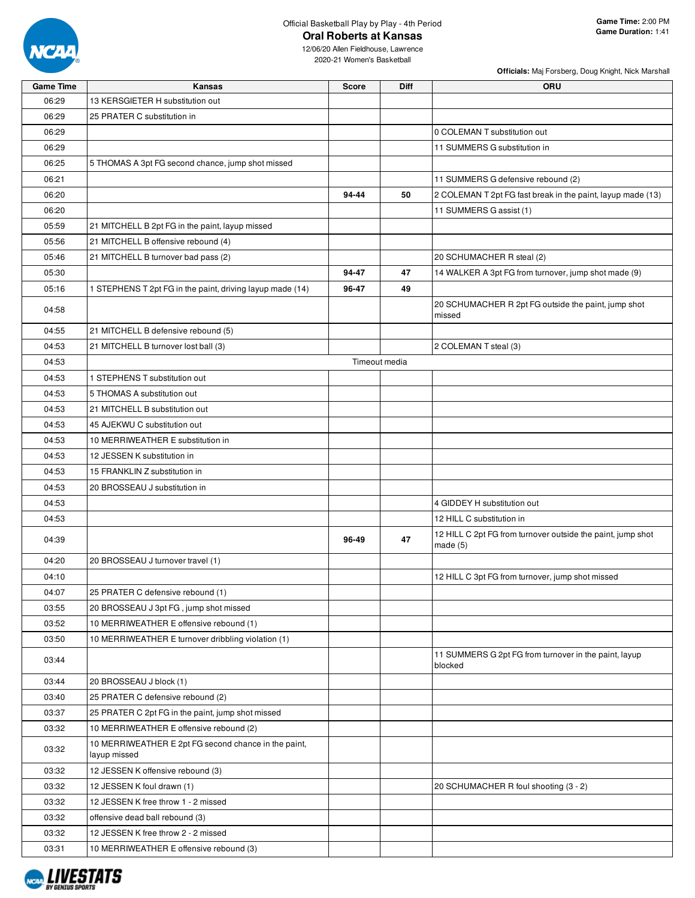Official Basketball Play by Play - 4th Period

# Oral Roberts at Kansas

12/06/20 Allen Fieldhouse, Lawrence
2020-21 Women's Basketball

**Game Time:** 2:00 PM
**Game Duration:** 1:41

**Officials:** Maj Forsberg, Doug Knight, Nick Marshall

| Game Time | Kansas | Score | Diff | ORU |
|---|---|---|---|---|
| 06:29 | 13 KERSGIETER H substitution out | | | |
| 06:29 | 25 PRATER C substitution in | | | |
| 06:29 | | | | 0 COLEMAN T substitution out |
| 06:29 | | | | 11 SUMMERS G substitution in |
| 06:25 | 5 THOMAS A 3pt FG second chance, jump shot missed | | | |
| 06:21 | | | | 11 SUMMERS G defensive rebound (2) |
| 06:20 | | **94-44** | **50** | 2 COLEMAN T 2pt FG fast break in the paint, layup made (13) |
| 06:20 | | | | 11 SUMMERS G assist (1) |
| 05:59 | 21 MITCHELL B 2pt FG in the paint, layup missed | | | |
| 05:56 | 21 MITCHELL B offensive rebound (4) | | | |
| 05:46 | 21 MITCHELL B turnover bad pass (2) | | | 20 SCHUMACHER R steal (2) |
| 05:30 | | **94-47** | **47** | 14 WALKER A 3pt FG from turnover, jump shot made (9) |
| 05:16 | 1 STEPHENS T 2pt FG in the paint, driving layup made (14) | **96-47** | **49** | |
| 04:58 | | | | 20 SCHUMACHER R 2pt FG outside the paint, jump shot missed |
| 04:55 | 21 MITCHELL B defensive rebound (5) | | | |
| 04:53 | 21 MITCHELL B turnover lost ball (3) | | | 2 COLEMAN T steal (3) |
| 04:53 | Timeout media | | | |
| 04:53 | 1 STEPHENS T substitution out | | | |
| 04:53 | 5 THOMAS A substitution out | | | |
| 04:53 | 21 MITCHELL B substitution out | | | |
| 04:53 | 45 AJEKWU C substitution out | | | |
| 04:53 | 10 MERRIWEATHER E substitution in | | | |
| 04:53 | 12 JESSEN K substitution in | | | |
| 04:53 | 15 FRANKLIN Z substitution in | | | |
| 04:53 | 20 BROSSEAU J substitution in | | | |
| 04:53 | | | | 4 GIDDEY H substitution out |
| 04:53 | | | | 12 HILL C substitution in |
| 04:39 | | **96-49** | **47** | 12 HILL C 2pt FG from turnover outside the paint, jump shot made (5) |
| 04:20 | 20 BROSSEAU J turnover travel (1) | | | |
| 04:10 | | | | 12 HILL C 3pt FG from turnover, jump shot missed |
| 04:07 | 25 PRATER C defensive rebound (1) | | | |
| 03:55 | 20 BROSSEAU J 3pt FG , jump shot missed | | | |
| 03:52 | 10 MERRIWEATHER E offensive rebound (1) | | | |
| 03:50 | 10 MERRIWEATHER E turnover dribbling violation (1) | | | |
| 03:44 | | | | 11 SUMMERS G 2pt FG from turnover in the paint, layup blocked |
| 03:44 | 20 BROSSEAU J block (1) | | | |
| 03:40 | 25 PRATER C defensive rebound (2) | | | |
| 03:37 | 25 PRATER C 2pt FG in the paint, jump shot missed | | | |
| 03:32 | 10 MERRIWEATHER E offensive rebound (2) | | | |
| 03:32 | 10 MERRIWEATHER E 2pt FG second chance in the paint, layup missed | | | |
| 03:32 | 12 JESSEN K offensive rebound (3) | | | |
| 03:32 | 12 JESSEN K foul drawn (1) | | | 20 SCHUMACHER R foul shooting (3 - 2) |
| 03:32 | 12 JESSEN K free throw 1 - 2 missed | | | |
| 03:32 | offensive dead ball rebound (3) | | | |
| 03:32 | 12 JESSEN K free throw 2 - 2 missed | | | |
| 03:31 | 10 MERRIWEATHER E offensive rebound (3) | | | |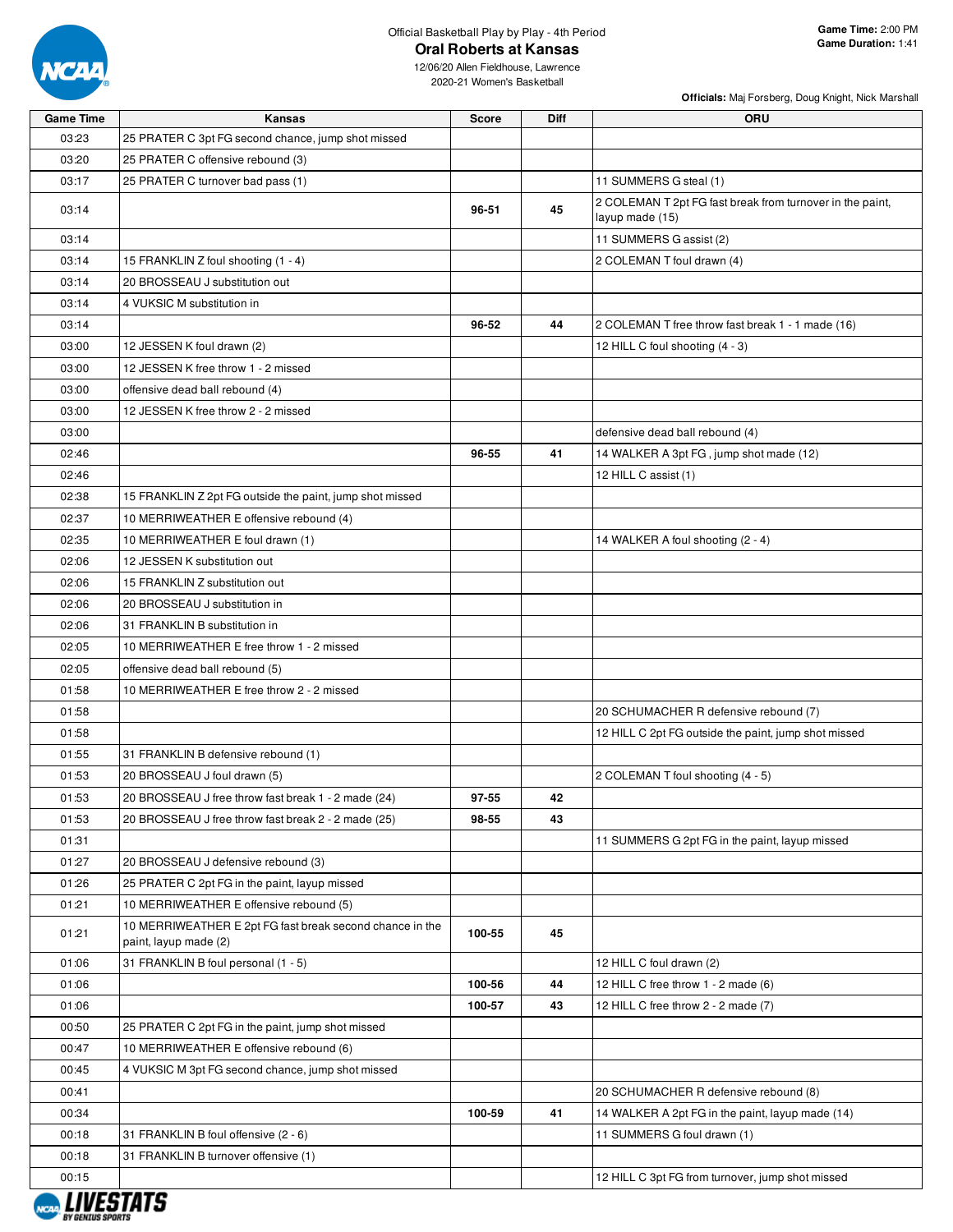Official Basketball Play by Play - 4th Period

# Oral Roberts at Kansas

12/06/20 Allen Fieldhouse, Lawrence
2020-21 Women's Basketball

**Game Time:** 2:00 PM
**Game Duration:** 1:41

**Officials:** Maj Forsberg, Doug Knight, Nick Marshall

| Game Time | Kansas | Score | Diff | ORU |
|---|---|---|---|---|
| 03:23 | 25 PRATER C 3pt FG second chance, jump shot missed | | | |
| 03:20 | 25 PRATER C offensive rebound (3) | | | |
| 03:17 | 25 PRATER C turnover bad pass (1) | | | 11 SUMMERS G steal (1) |
| 03:14 | | 96-51 | 45 | 2 COLEMAN T 2pt FG fast break from turnover in the paint, layup made (15) |
| 03:14 | | | | 11 SUMMERS G assist (2) |
| 03:14 | 15 FRANKLIN Z foul shooting (1 - 4) | | | 2 COLEMAN T foul drawn (4) |
| 03:14 | 20 BROSSEAU J substitution out | | | |
| 03:14 | 4 VUKSIC M substitution in | | | |
| 03:14 | | 96-52 | 44 | 2 COLEMAN T free throw fast break 1 - 1 made (16) |
| 03:00 | 12 JESSEN K foul drawn (2) | | | 12 HILL C foul shooting (4 - 3) |
| 03:00 | 12 JESSEN K free throw 1 - 2 missed | | | |
| 03:00 | offensive dead ball rebound (4) | | | |
| 03:00 | 12 JESSEN K free throw 2 - 2 missed | | | |
| 03:00 | | | | defensive dead ball rebound (4) |
| 02:46 | | 96-55 | 41 | 14 WALKER A 3pt FG , jump shot made (12) |
| 02:46 | | | | 12 HILL C assist (1) |
| 02:38 | 15 FRANKLIN Z 2pt FG outside the paint, jump shot missed | | | |
| 02:37 | 10 MERRIWEATHER E offensive rebound (4) | | | |
| 02:35 | 10 MERRIWEATHER E foul drawn (1) | | | 14 WALKER A foul shooting (2 - 4) |
| 02:06 | 12 JESSEN K substitution out | | | |
| 02:06 | 15 FRANKLIN Z substitution out | | | |
| 02:06 | 20 BROSSEAU J substitution in | | | |
| 02:06 | 31 FRANKLIN B substitution in | | | |
| 02:05 | 10 MERRIWEATHER E free throw 1 - 2 missed | | | |
| 02:05 | offensive dead ball rebound (5) | | | |
| 01:58 | 10 MERRIWEATHER E free throw 2 - 2 missed | | | |
| 01:58 | | | | 20 SCHUMACHER R defensive rebound (7) |
| 01:58 | | | | 12 HILL C 2pt FG outside the paint, jump shot missed |
| 01:55 | 31 FRANKLIN B defensive rebound (1) | | | |
| 01:53 | 20 BROSSEAU J foul drawn (5) | | | 2 COLEMAN T foul shooting (4 - 5) |
| 01:53 | 20 BROSSEAU J free throw fast break 1 - 2 made (24) | 97-55 | 42 | |
| 01:53 | 20 BROSSEAU J free throw fast break 2 - 2 made (25) | 98-55 | 43 | |
| 01:31 | | | | 11 SUMMERS G 2pt FG in the paint, layup missed |
| 01:27 | 20 BROSSEAU J defensive rebound (3) | | | |
| 01:26 | 25 PRATER C 2pt FG in the paint, layup missed | | | |
| 01:21 | 10 MERRIWEATHER E offensive rebound (5) | | | |
| 01:21 | 10 MERRIWEATHER E 2pt FG fast break second chance in the paint, layup made (2) | 100-55 | 45 | |
| 01:06 | 31 FRANKLIN B foul personal (1 - 5) | | | 12 HILL C foul drawn (2) |
| 01:06 | | 100-56 | 44 | 12 HILL C free throw 1 - 2 made (6) |
| 01:06 | | 100-57 | 43 | 12 HILL C free throw 2 - 2 made (7) |
| 00:50 | 25 PRATER C 2pt FG in the paint, jump shot missed | | | |
| 00:47 | 10 MERRIWEATHER E offensive rebound (6) | | | |
| 00:45 | 4 VUKSIC M 3pt FG second chance, jump shot missed | | | |
| 00:41 | | | | 20 SCHUMACHER R defensive rebound (8) |
| 00:34 | | 100-59 | 41 | 14 WALKER A 2pt FG in the paint, layup made (14) |
| 00:18 | 31 FRANKLIN B foul offensive (2 - 6) | | | 11 SUMMERS G foul drawn (1) |
| 00:18 | 31 FRANKLIN B turnover offensive (1) | | | |
| 00:15 | | | | 12 HILL C 3pt FG from turnover, jump shot missed |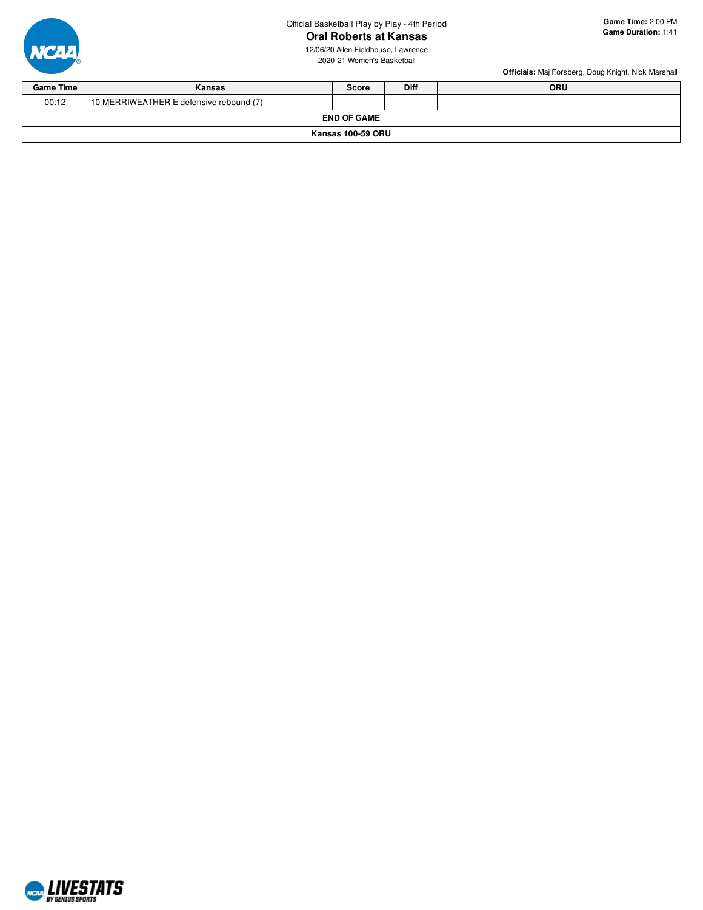Official Basketball Play by Play - 4th Period

# Oral Roberts at Kansas

12/06/20 Allen Fieldhouse, Lawrence

2020-21 Women's Basketball

**Game Time:** 2:00 PM
**Game Duration:** 1:41

**Officials:** Maj Forsberg, Doug Knight, Nick Marshall

| Game Time | Kansas | Score | Diff | ORU |
|---|---|---|---|---|
| 00:12 | 10 MERRIWEATHER E defensive rebound (7) | | | |
| **END OF GAME** | | | | |
| **Kansas 100-59 ORU** | | | | |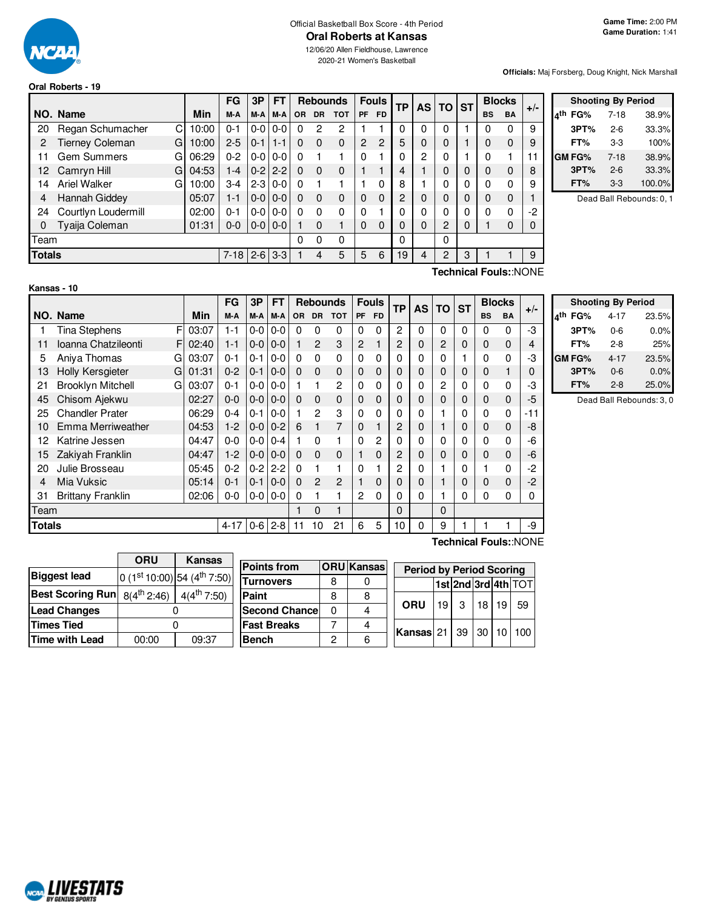Official Basketball Box Score - 4th Period

# Oral Roberts at Kansas

12/06/20 Allen Fieldhouse, Lawrence

2020-21 Women's Basketball

**Game Time:** 2:00 PM
**Game Duration:** 1:41

**Officials:** Maj Forsberg, Doug Knight, Nick Marshall

## Oral Roberts - 19

| NO. | Name | | Min | FG M-A | 3P M-A | FT M-A | Rebounds OR | DR | TOT | Fouls PF | FD | TP | AS | TO | ST | Blocks BS | BA | +/- |
|---|---|---|---|---|---|---|---|---|---|---|---|---|---|---|---|---|---|---|
| 20 | Regan Schumacher | C | 10:00 | 0-1 | 0-0 | 0-0 | 0 | 2 | 2 | 1 | 1 | 0 | 0 | 0 | 1 | 0 | 0 | 9 |
| 2 | Tierney Coleman | G | 10:00 | 2-5 | 0-1 | 1-1 | 0 | 0 | 0 | 2 | 2 | 5 | 0 | 0 | 1 | 0 | 0 | 9 |
| 11 | Gem Summers | G | 06:29 | 0-2 | 0-0 | 0-0 | 0 | 1 | 1 | 0 | 1 | 0 | 2 | 0 | 1 | 0 | 1 | 11 |
| 12 | Camryn Hill | G | 04:53 | 1-4 | 0-2 | 2-2 | 0 | 0 | 0 | 1 | 1 | 4 | 1 | 0 | 0 | 0 | 0 | 8 |
| 14 | Ariel Walker | G | 10:00 | 3-4 | 2-3 | 0-0 | 0 | 1 | 1 | 1 | 0 | 8 | 1 | 0 | 0 | 0 | 0 | 9 |
| 4 | Hannah Giddey | | 05:07 | 1-1 | 0-0 | 0-0 | 0 | 0 | 0 | 0 | 0 | 2 | 0 | 0 | 0 | 0 | 0 | 1 |
| 24 | Courtlyn Loudermill | | 02:00 | 0-1 | 0-0 | 0-0 | 0 | 0 | 0 | 0 | 1 | 0 | 0 | 0 | 0 | 0 | 0 | -2 |
| 0 | Tyaija Coleman | | 01:31 | 0-0 | 0-0 | 0-0 | 1 | 0 | 1 | 0 | 0 | 0 | 0 | 2 | 0 | 1 | 0 | 0 |
| Team | | | | | | | 0 | 0 | 0 | | | 0 | | 0 | | | | |
| **Totals** | | | | 7-18 | 2-6 | 3-3 | 1 | 4 | 5 | 5 | 6 | 19 | 4 | 2 | 3 | 1 | 1 | 9 |

Technical Fouls::NONE

| Shooting By Period | | |
|---|---|---|
| 4th FG% | 7-18 | 38.9% |
| 3PT% | 2-6 | 33.3% |
| FT% | 3-3 | 100% |
| GM FG% | 7-18 | 38.9% |
| 3PT% | 2-6 | 33.3% |
| FT% | 3-3 | 100.0% |

Dead Ball Rebounds: 0, 1

## Kansas - 10

| NO. | Name | | Min | FG M-A | 3P M-A | FT M-A | Rebounds OR | DR | TOT | Fouls PF | FD | TP | AS | TO | ST | Blocks BS | BA | +/- |
|---|---|---|---|---|---|---|---|---|---|---|---|---|---|---|---|---|---|---|
| 1 | Tina Stephens | F | 03:07 | 1-1 | 0-0 | 0-0 | 0 | 0 | 0 | 0 | 0 | 2 | 0 | 0 | 0 | 0 | 0 | -3 |
| 11 | Ioanna Chatzileonti | F | 02:40 | 1-1 | 0-0 | 0-0 | 1 | 2 | 3 | 2 | 1 | 2 | 0 | 2 | 0 | 0 | 0 | 4 |
| 5 | Aniya Thomas | G | 03:07 | 0-1 | 0-1 | 0-0 | 0 | 0 | 0 | 0 | 0 | 0 | 0 | 0 | 1 | 0 | 0 | -3 |
| 13 | Holly Kersgieter | G | 01:31 | 0-2 | 0-1 | 0-0 | 0 | 0 | 0 | 0 | 0 | 0 | 0 | 0 | 0 | 0 | 1 | 0 |
| 21 | Brooklyn Mitchell | G | 03:07 | 0-1 | 0-0 | 0-0 | 1 | 1 | 2 | 0 | 0 | 0 | 0 | 2 | 0 | 0 | 0 | -3 |
| 45 | Chisom Ajekwu | | 02:27 | 0-0 | 0-0 | 0-0 | 0 | 0 | 0 | 0 | 0 | 0 | 0 | 0 | 0 | 0 | 0 | -5 |
| 25 | Chandler Prater | | 06:29 | 0-4 | 0-1 | 0-0 | 1 | 2 | 3 | 0 | 0 | 0 | 0 | 1 | 0 | 0 | 0 | -11 |
| 10 | Emma Merriweather | | 04:53 | 1-2 | 0-0 | 0-2 | 6 | 1 | 7 | 0 | 1 | 2 | 0 | 1 | 0 | 0 | 0 | -8 |
| 12 | Katrine Jessen | | 04:47 | 0-0 | 0-0 | 0-4 | 1 | 0 | 1 | 0 | 2 | 0 | 0 | 0 | 0 | 0 | 0 | -6 |
| 15 | Zakiyah Franklin | | 04:47 | 1-2 | 0-0 | 0-0 | 0 | 0 | 0 | 1 | 0 | 2 | 0 | 0 | 0 | 0 | 0 | -6 |
| 20 | Julie Brosseau | | 05:45 | 0-2 | 0-2 | 2-2 | 0 | 1 | 1 | 0 | 1 | 2 | 0 | 1 | 0 | 1 | 0 | -2 |
| 4 | Mia Vuksic | | 05:14 | 0-1 | 0-1 | 0-0 | 0 | 2 | 2 | 1 | 0 | 0 | 0 | 1 | 0 | 0 | 0 | -2 |
| 31 | Brittany Franklin | | 02:06 | 0-0 | 0-0 | 0-0 | 0 | 1 | 1 | 2 | 0 | 0 | 0 | 1 | 0 | 0 | 0 | 0 |
| Team | | | | | | | 1 | 0 | 1 | | | 0 | | 0 | | | | |
| **Totals** | | | | 4-17 | 0-6 | 2-8 | 11 | 10 | 21 | 6 | 5 | 10 | 0 | 9 | 1 | 1 | 1 | -9 |

Technical Fouls::NONE

| Shooting By Period | | |
|---|---|---|
| 4th FG% | 4-17 | 23.5% |
| 3PT% | 0-6 | 0.0% |
| FT% | 2-8 | 25% |
| GM FG% | 4-17 | 23.5% |
| 3PT% | 0-6 | 0.0% |
| FT% | 2-8 | 25.0% |

Dead Ball Rebounds: 3, 0

| | ORU | Kansas |
|---|---|---|
| Biggest lead | 0 (1st 10:00) | 54 (4th 7:50) |
| Best Scoring Run | 8(4th 2:46) | 4(4th 7:50) |
| Lead Changes | 0 | |
| Times Tied | 0 | |
| Time with Lead | 00:00 | 09:37 |

| Points from | ORU | Kansas |
|---|---|---|
| Turnovers | 8 | 0 |
| Paint | 8 | 8 |
| Second Chance | 0 | 4 |
| Fast Breaks | 7 | 4 |
| Bench | 2 | 6 |

| Period by Period Scoring | 1st | 2nd | 3rd | 4th | TOT |
|---|---|---|---|---|---|
| ORU | 19 | 3 | 18 | 19 | 59 |
| Kansas | 21 | 39 | 30 | 10 | 100 |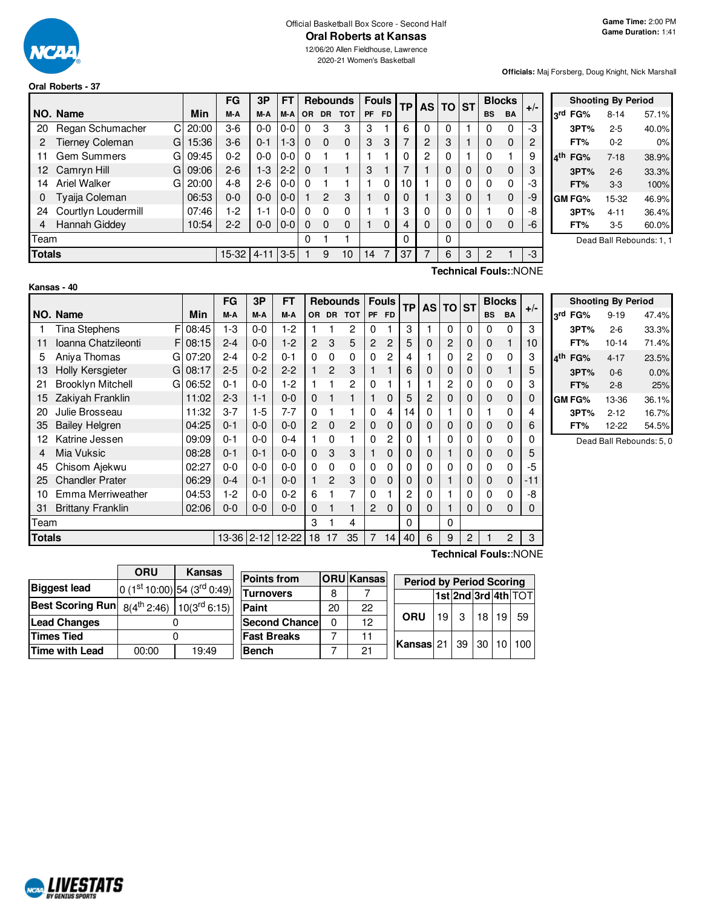Official Basketball Box Score - Second Half

# Oral Roberts at Kansas

12/06/20 Allen Fieldhouse, Lawrence
2020-21 Women's Basketball

**Game Time:** 2:00 PM
**Game Duration:** 1:41

**Officials:** Maj Forsberg, Doug Knight, Nick Marshall

## Oral Roberts - 37

| NO. | Name | | Min | FG M-A | 3P M-A | FT M-A | OR | DR | TOT | PF | FD | TP | AS | TO | ST | BS | BA | +/- |
|---|---|---|---|---|---|---|---|---|---|---|---|---|---|---|---|---|---|---|
| 20 | Regan Schumacher | C | 20:00 | 3-6 | 0-0 | 0-0 | 0 | 3 | 3 | 3 | 1 | 6 | 0 | 0 | 1 | 0 | 0 | -3 |
| 2 | Tierney Coleman | G | 15:36 | 3-6 | 0-1 | 1-3 | 0 | 0 | 0 | 3 | 3 | 7 | 2 | 3 | 1 | 0 | 0 | 2 |
| 11 | Gem Summers | G | 09:45 | 0-2 | 0-0 | 0-0 | 0 | 1 | 1 | 1 | 1 | 0 | 2 | 0 | 1 | 0 | 1 | 9 |
| 12 | Camryn Hill | G | 09:06 | 2-6 | 1-3 | 2-2 | 0 | 1 | 1 | 3 | 1 | 7 | 1 | 0 | 0 | 0 | 0 | 3 |
| 14 | Ariel Walker | G | 20:00 | 4-8 | 2-6 | 0-0 | 0 | 1 | 1 | 1 | 0 | 10 | 1 | 0 | 0 | 0 | 0 | -3 |
| 0 | Tyaija Coleman | | 06:53 | 0-0 | 0-0 | 0-0 | 1 | 2 | 3 | 1 | 0 | 0 | 1 | 3 | 0 | 1 | 0 | -9 |
| 24 | Courtlyn Loudermill | | 07:46 | 1-2 | 1-1 | 0-0 | 0 | 0 | 0 | 1 | 1 | 3 | 0 | 0 | 0 | 1 | 0 | -8 |
| 4 | Hannah Giddey | | 10:54 | 2-2 | 0-0 | 0-0 | 0 | 0 | 0 | 1 | 0 | 4 | 0 | 0 | 0 | 0 | 0 | -6 |
| Team | | | | | | | 0 | 1 | 1 | | | 0 | | 0 | | | | |
| **Totals** | | | | 15-32 | 4-11 | 3-5 | 1 | 9 | 10 | 14 | 7 | 37 | 7 | 6 | 3 | 2 | 1 | -3 |

**Technical Fouls:**:NONE

| Shooting By Period | | |
|---|---|---|
| 3rd FG% | 8-14 | 57.1% |
| 3PT% | 2-5 | 40.0% |
| FT% | 0-2 | 0% |
| 4th FG% | 7-18 | 38.9% |
| 3PT% | 2-6 | 33.3% |
| FT% | 3-3 | 100% |
| GM FG% | 15-32 | 46.9% |
| 3PT% | 4-11 | 36.4% |
| FT% | 3-5 | 60.0% |

Dead Ball Rebounds: 1, 1

## Kansas - 40

| NO. | Name | | Min | FG M-A | 3P M-A | FT M-A | OR | DR | TOT | PF | FD | TP | AS | TO | ST | BS | BA | +/- |
|---|---|---|---|---|---|---|---|---|---|---|---|---|---|---|---|---|---|---|
| 1 | Tina Stephens | F | 08:45 | 1-3 | 0-0 | 1-2 | 1 | 1 | 2 | 0 | 1 | 3 | 1 | 0 | 0 | 0 | 0 | 3 |
| 11 | Ioanna Chatzileonti | F | 08:15 | 2-4 | 0-0 | 1-2 | 2 | 3 | 5 | 2 | 2 | 5 | 0 | 2 | 0 | 0 | 1 | 10 |
| 5 | Aniya Thomas | G | 07:20 | 2-4 | 0-2 | 0-1 | 0 | 0 | 0 | 0 | 2 | 4 | 1 | 0 | 2 | 0 | 0 | 3 |
| 13 | Holly Kersgieter | G | 08:17 | 2-5 | 0-2 | 2-2 | 1 | 2 | 3 | 1 | 1 | 6 | 0 | 0 | 0 | 0 | 1 | 5 |
| 21 | Brooklyn Mitchell | G | 06:52 | 0-1 | 0-0 | 1-2 | 1 | 1 | 2 | 0 | 1 | 1 | 1 | 2 | 0 | 0 | 0 | 3 |
| 15 | Zakiyah Franklin | | 11:02 | 2-3 | 1-1 | 0-0 | 0 | 1 | 1 | 1 | 0 | 5 | 2 | 0 | 0 | 0 | 0 | 0 |
| 20 | Julie Brosseau | | 11:32 | 3-7 | 1-5 | 7-7 | 0 | 1 | 1 | 0 | 4 | 14 | 0 | 1 | 0 | 1 | 0 | 4 |
| 35 | Bailey Helgren | | 04:25 | 0-1 | 0-0 | 0-0 | 2 | 0 | 2 | 0 | 0 | 0 | 0 | 0 | 0 | 0 | 0 | 6 |
| 12 | Katrine Jessen | | 09:09 | 0-1 | 0-0 | 0-4 | 1 | 0 | 1 | 0 | 2 | 0 | 1 | 0 | 0 | 0 | 0 | 0 |
| 4 | Mia Vuksic | | 08:28 | 0-1 | 0-1 | 0-0 | 0 | 3 | 3 | 1 | 0 | 0 | 0 | 1 | 0 | 0 | 0 | 5 |
| 45 | Chisom Ajekwu | | 02:27 | 0-0 | 0-0 | 0-0 | 0 | 0 | 0 | 0 | 0 | 0 | 0 | 0 | 0 | 0 | 0 | -5 |
| 25 | Chandler Prater | | 06:29 | 0-4 | 0-1 | 0-0 | 1 | 2 | 3 | 0 | 0 | 0 | 0 | 1 | 0 | 0 | 0 | -11 |
| 10 | Emma Merriweather | | 04:53 | 1-2 | 0-0 | 0-2 | 6 | 1 | 7 | 0 | 1 | 2 | 0 | 1 | 0 | 0 | 0 | -8 |
| 31 | Brittany Franklin | | 02:06 | 0-0 | 0-0 | 0-0 | 0 | 1 | 1 | 2 | 0 | 0 | 0 | 1 | 0 | 0 | 0 | 0 |
| Team | | | | | | | 3 | 1 | 4 | | | 0 | | 0 | | | | |
| **Totals** | | | | 13-36 | 2-12 | 12-22 | 18 | 17 | 35 | 7 | 14 | 40 | 6 | 9 | 2 | 1 | 2 | 3 |

**Technical Fouls:**:NONE

| Shooting By Period | | |
|---|---|---|
| 3rd FG% | 9-19 | 47.4% |
| 3PT% | 2-6 | 33.3% |
| FT% | 10-14 | 71.4% |
| 4th FG% | 4-17 | 23.5% |
| 3PT% | 0-6 | 0.0% |
| FT% | 2-8 | 25% |
| GM FG% | 13-36 | 36.1% |
| 3PT% | 2-12 | 16.7% |
| FT% | 12-22 | 54.5% |

Dead Ball Rebounds: 5, 0

| | ORU | Kansas |
|---|---|---|
| **Biggest lead** | 0 (1st 10:00) | 54 (3rd 0:49) |
| **Best Scoring Run** | 8(4th 2:46) | 10(3rd 6:15) |
| **Lead Changes** | 0 | |
| **Times Tied** | 0 | |
| **Time with Lead** | 00:00 | 19:49 |

| Points from | ORU | Kansas |
|---|---|---|
| Turnovers | 8 | 7 |
| Paint | 20 | 22 |
| Second Chance | 0 | 12 |
| Fast Breaks | 7 | 11 |
| Bench | 7 | 21 |

| Period by Period Scoring | 1st | 2nd | 3rd | 4th | TOT |
|---|---|---|---|---|---|
| ORU | 19 | 3 | 18 | 19 | 59 |
| Kansas | 21 | 39 | 30 | 10 | 100 |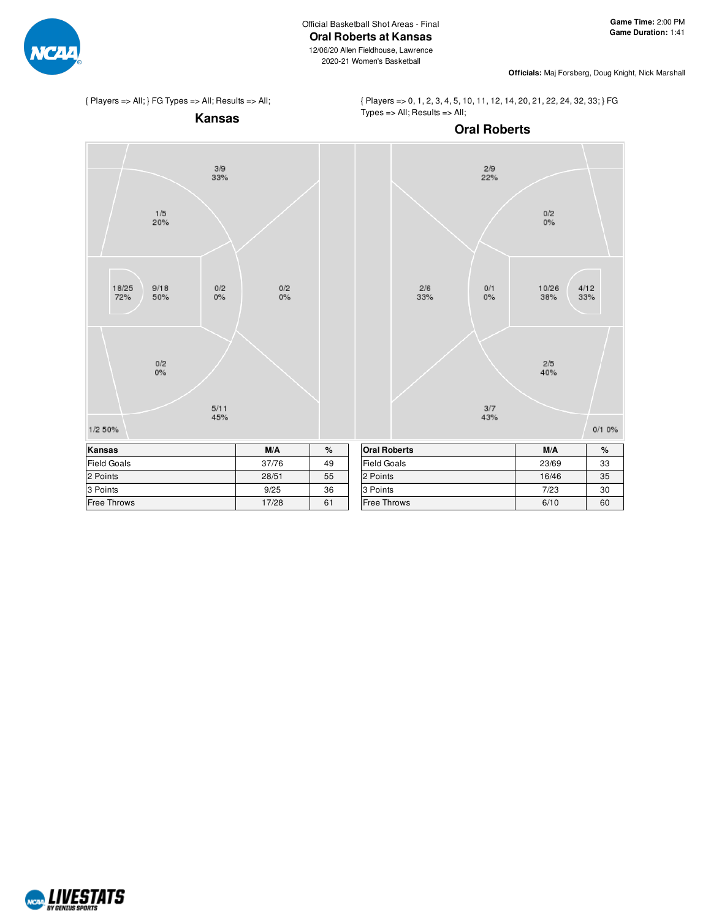Official Basketball Shot Areas - Final

# Oral Roberts at Kansas

12/06/20 Allen Fieldhouse, Lawrence

2020-21 Women's Basketball

**Game Time:** 2:00 PM
**Game Duration:** 1:41

**Officials:** Maj Forsberg, Doug Knight, Nick Marshall

{ Players => All; } FG Types => All; Results => All;

## Kansas

3/9 33%
1/5 20%
18/25 72%
9/18 50%
0/2 0%
0/2 0%
0/2 0%
5/11 45%
1/2 50%

{ Players => 0, 1, 2, 3, 4, 5, 10, 11, 12, 14, 20, 21, 22, 24, 32, 33; } FG Types => All; Results => All;

## Oral Roberts

2/9 22%
0/2 0%
2/6 33%
0/1 0%
10/26 38%
4/12 33%
2/5 40%
3/7 43%
0/1 0%

| Kansas | M/A | % |
|---|---|---|
| Field Goals | 37/76 | 49 |
| 2 Points | 28/51 | 55 |
| 3 Points | 9/25 | 36 |
| Free Throws | 17/28 | 61 |

| Oral Roberts | M/A | % |
|---|---|---|
| Field Goals | 23/69 | 33 |
| 2 Points | 16/46 | 35 |
| 3 Points | 7/23 | 30 |
| Free Throws | 6/10 | 60 |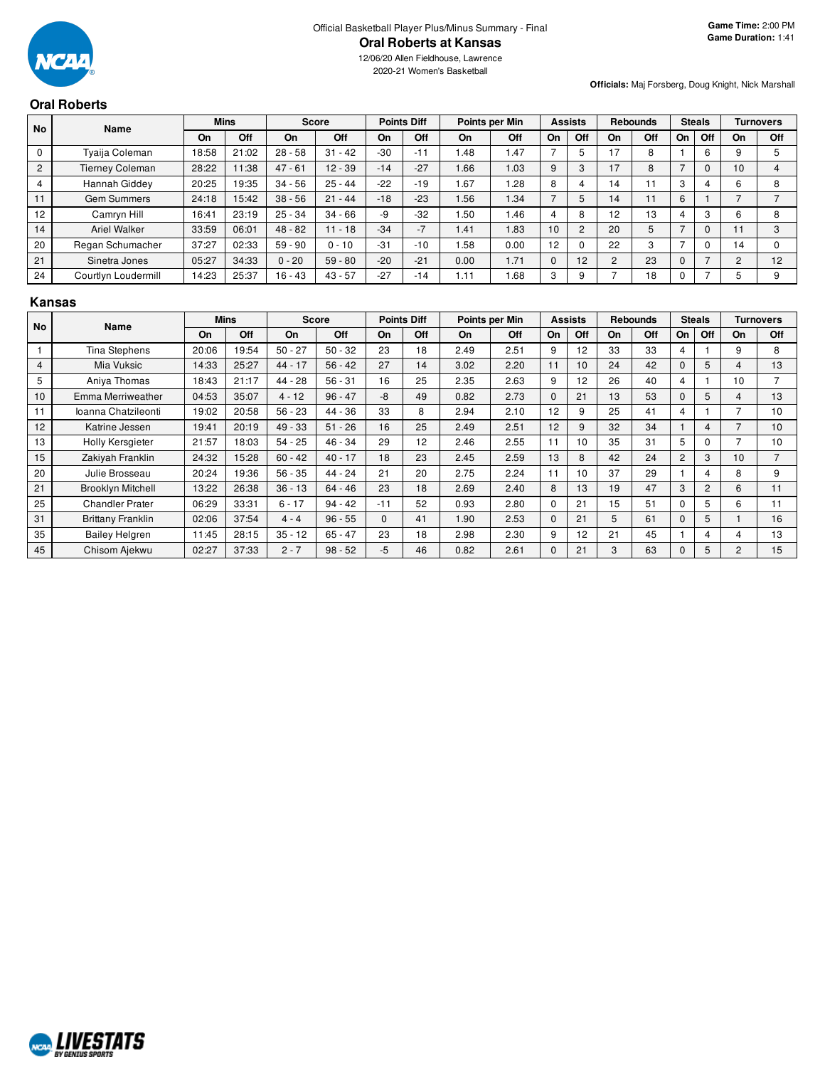Official Basketball Player Plus/Minus Summary - Final

# Oral Roberts at Kansas

12/06/20 Allen Fieldhouse, Lawrence

2020-21 Women's Basketball

**Game Time:** 2:00 PM
**Game Duration:** 1:41

**Officials:** Maj Forsberg, Doug Knight, Nick Marshall

## Oral Roberts

| No | Name | Mins | | Score | | Points Diff | | Points per Min | | Assists | | Rebounds | | Steals | | Turnovers | |
|---|---|---|---|---|---|---|---|---|---|---|---|---|---|---|---|---|---|
| | | On | Off | On | Off | On | Off | On | Off | On | Off | On | Off | On | Off | On | Off |
| 0 | Tyaija Coleman | 18:58 | 21:02 | 28 - 58 | 31 - 42 | -30 | -11 | 1.48 | 1.47 | 7 | 5 | 17 | 8 | 1 | 6 | 9 | 5 |
| 2 | Tierney Coleman | 28:22 | 11:38 | 47 - 61 | 12 - 39 | -14 | -27 | 1.66 | 1.03 | 9 | 3 | 17 | 8 | 7 | 0 | 10 | 4 |
| 4 | Hannah Giddey | 20:25 | 19:35 | 34 - 56 | 25 - 44 | -22 | -19 | 1.67 | 1.28 | 8 | 4 | 14 | 11 | 3 | 4 | 6 | 8 |
| 11 | Gem Summers | 24:18 | 15:42 | 38 - 56 | 21 - 44 | -18 | -23 | 1.56 | 1.34 | 7 | 5 | 14 | 11 | 6 | 1 | 7 | 7 |
| 12 | Camryn Hill | 16:41 | 23:19 | 25 - 34 | 34 - 66 | -9 | -32 | 1.50 | 1.46 | 4 | 8 | 12 | 13 | 4 | 3 | 6 | 8 |
| 14 | Ariel Walker | 33:59 | 06:01 | 48 - 82 | 11 - 18 | -34 | -7 | 1.41 | 1.83 | 10 | 2 | 20 | 5 | 7 | 0 | 11 | 3 |
| 20 | Regan Schumacher | 37:27 | 02:33 | 59 - 90 | 0 - 10 | -31 | -10 | 1.58 | 0.00 | 12 | 0 | 22 | 3 | 7 | 0 | 14 | 0 |
| 21 | Sinetra Jones | 05:27 | 34:33 | 0 - 20 | 59 - 80 | -20 | -21 | 0.00 | 1.71 | 0 | 12 | 2 | 23 | 0 | 7 | 2 | 12 |
| 24 | Courtlyn Loudermill | 14:23 | 25:37 | 16 - 43 | 43 - 57 | -27 | -14 | 1.11 | 1.68 | 3 | 9 | 7 | 18 | 0 | 7 | 5 | 9 |

## Kansas

| No | Name | Mins | | Score | | Points Diff | | Points per Min | | Assists | | Rebounds | | Steals | | Turnovers | |
|---|---|---|---|---|---|---|---|---|---|---|---|---|---|---|---|---|---|
| | | On | Off | On | Off | On | Off | On | Off | On | Off | On | Off | On | Off | On | Off |
| 1 | Tina Stephens | 20:06 | 19:54 | 50 - 27 | 50 - 32 | 23 | 18 | 2.49 | 2.51 | 9 | 12 | 33 | 33 | 4 | 1 | 9 | 8 |
| 4 | Mia Vuksic | 14:33 | 25:27 | 44 - 17 | 56 - 42 | 27 | 14 | 3.02 | 2.20 | 11 | 10 | 24 | 42 | 0 | 5 | 4 | 13 |
| 5 | Aniya Thomas | 18:43 | 21:17 | 44 - 28 | 56 - 31 | 16 | 25 | 2.35 | 2.63 | 9 | 12 | 26 | 40 | 4 | 1 | 10 | 7 |
| 10 | Emma Merriweather | 04:53 | 35:07 | 4 - 12 | 96 - 47 | -8 | 49 | 0.82 | 2.73 | 0 | 21 | 13 | 53 | 0 | 5 | 4 | 13 |
| 11 | Ioanna Chatzileonti | 19:02 | 20:58 | 56 - 23 | 44 - 36 | 33 | 8 | 2.94 | 2.10 | 12 | 9 | 25 | 41 | 4 | 1 | 7 | 10 |
| 12 | Katrine Jessen | 19:41 | 20:19 | 49 - 33 | 51 - 26 | 16 | 25 | 2.49 | 2.51 | 12 | 9 | 32 | 34 | 1 | 4 | 7 | 10 |
| 13 | Holly Kersgieter | 21:57 | 18:03 | 54 - 25 | 46 - 34 | 29 | 12 | 2.46 | 2.55 | 11 | 10 | 35 | 31 | 5 | 0 | 7 | 10 |
| 15 | Zakiyah Franklin | 24:32 | 15:28 | 60 - 42 | 40 - 17 | 18 | 23 | 2.45 | 2.59 | 13 | 8 | 42 | 24 | 2 | 3 | 10 | 7 |
| 20 | Julie Brosseau | 20:24 | 19:36 | 56 - 35 | 44 - 24 | 21 | 20 | 2.75 | 2.24 | 11 | 10 | 37 | 29 | 1 | 4 | 8 | 9 |
| 21 | Brooklyn Mitchell | 13:22 | 26:38 | 36 - 13 | 64 - 46 | 23 | 18 | 2.69 | 2.40 | 8 | 13 | 19 | 47 | 3 | 2 | 6 | 11 |
| 25 | Chandler Prater | 06:29 | 33:31 | 6 - 17 | 94 - 42 | -11 | 52 | 0.93 | 2.80 | 0 | 21 | 15 | 51 | 0 | 5 | 6 | 11 |
| 31 | Brittany Franklin | 02:06 | 37:54 | 4 - 4 | 96 - 55 | 0 | 41 | 1.90 | 2.53 | 0 | 21 | 5 | 61 | 0 | 5 | 1 | 16 |
| 35 | Bailey Helgren | 11:45 | 28:15 | 35 - 12 | 65 - 47 | 23 | 18 | 2.98 | 2.30 | 9 | 12 | 21 | 45 | 1 | 4 | 4 | 13 |
| 45 | Chisom Ajekwu | 02:27 | 37:33 | 2 - 7 | 98 - 52 | -5 | 46 | 0.82 | 2.61 | 0 | 21 | 3 | 63 | 0 | 5 | 2 | 15 |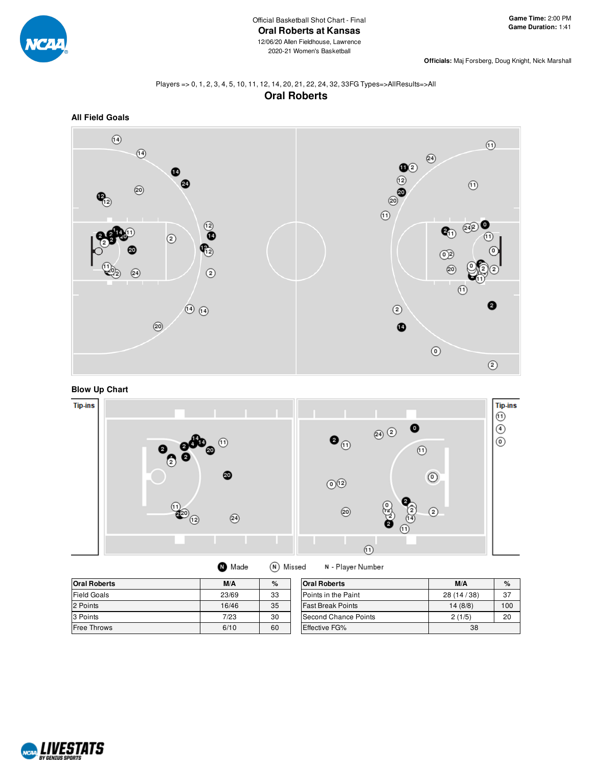Official Basketball Shot Chart - Final

# Oral Roberts at Kansas

12/06/20 Allen Fieldhouse, Lawrence

2020-21 Women's Basketball

**Game Time:** 2:00 PM
**Game Duration:** 1:41

**Officials:** Maj Forsberg, Doug Knight, Nick Marshall

Players => 0, 1, 2, 3, 4, 5, 10, 11, 12, 14, 20, 21, 22, 24, 32, 33FG Types=>AllResults=>All

## Oral Roberts

### All Field Goals

### Blow Up Chart

Tip-ins

Tip-ins

Made    Missed    N - Player Number

| Oral Roberts | M/A | % |
|---|---|---|
| Field Goals | 23/69 | 33 |
| 2 Points | 16/46 | 35 |
| 3 Points | 7/23 | 30 |
| Free Throws | 6/10 | 60 |

| Oral Roberts | M/A | % |
|---|---|---|
| Points in the Paint | 28 (14 / 38) | 37 |
| Fast Break Points | 14 (8/8) | 100 |
| Second Chance Points | 2 (1/5) | 20 |
| Effective FG% | 38 | |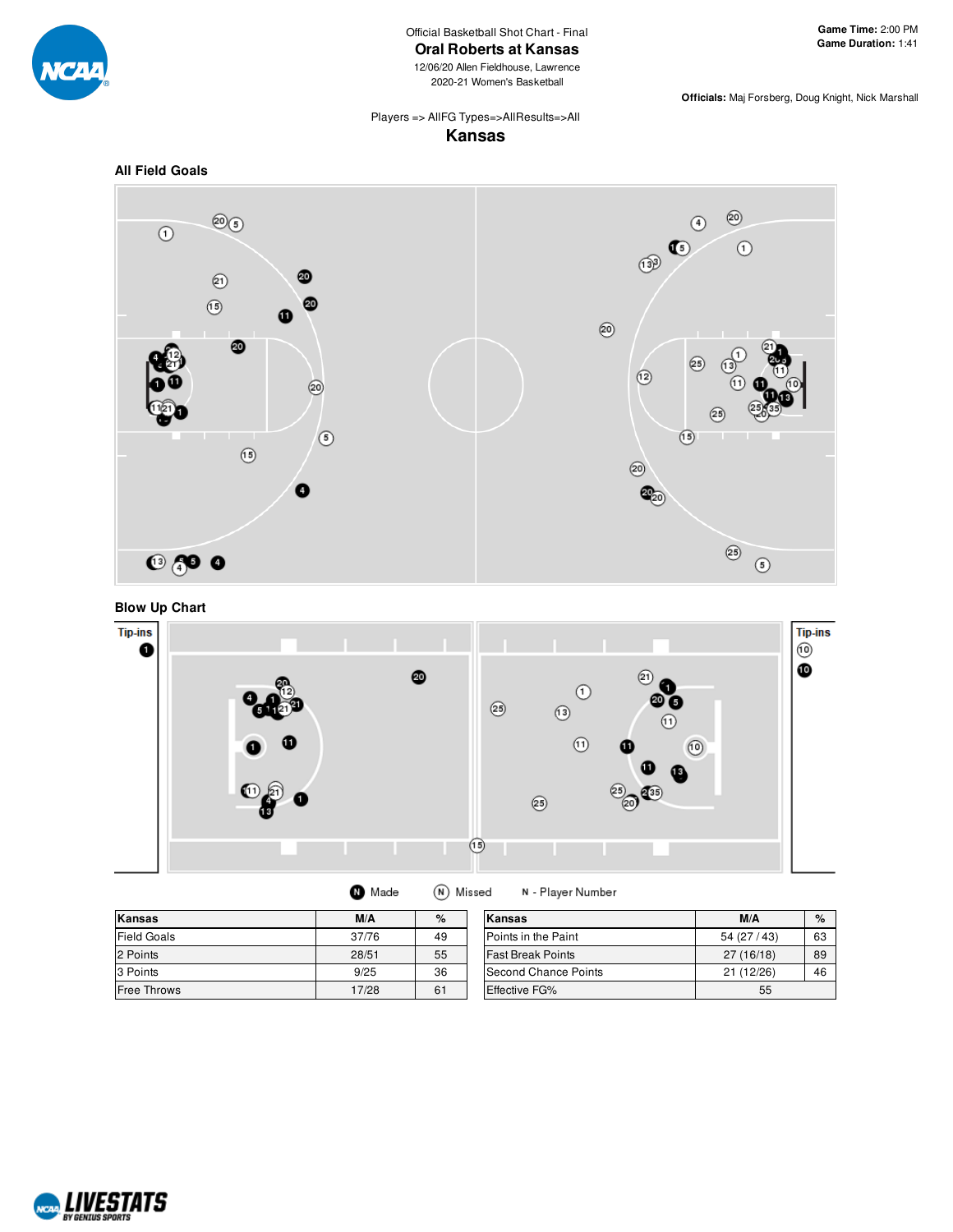Official Basketball Shot Chart - Final

## Oral Roberts at Kansas

12/06/20 Allen Fieldhouse, Lawrence
2020-21 Women's Basketball

**Game Time:** 2:00 PM
**Game Duration:** 1:41

**Officials:** Maj Forsberg, Doug Knight, Nick Marshall

Players => AllFG Types=>AllResults=>All

## Kansas

### All Field Goals

### Blow Up Chart

Tip-ins

Tip-ins

Made | Missed | N - Player Number

| Kansas | M/A | % |
|---|---|---|
| Field Goals | 37/76 | 49 |
| 2 Points | 28/51 | 55 |
| 3 Points | 9/25 | 36 |
| Free Throws | 17/28 | 61 |

| Kansas | M/A | % |
|---|---|---|
| Points in the Paint | 54 (27 / 43) | 63 |
| Fast Break Points | 27 (16/18) | 89 |
| Second Chance Points | 21 (12/26) | 46 |
| Effective FG% | 55 | |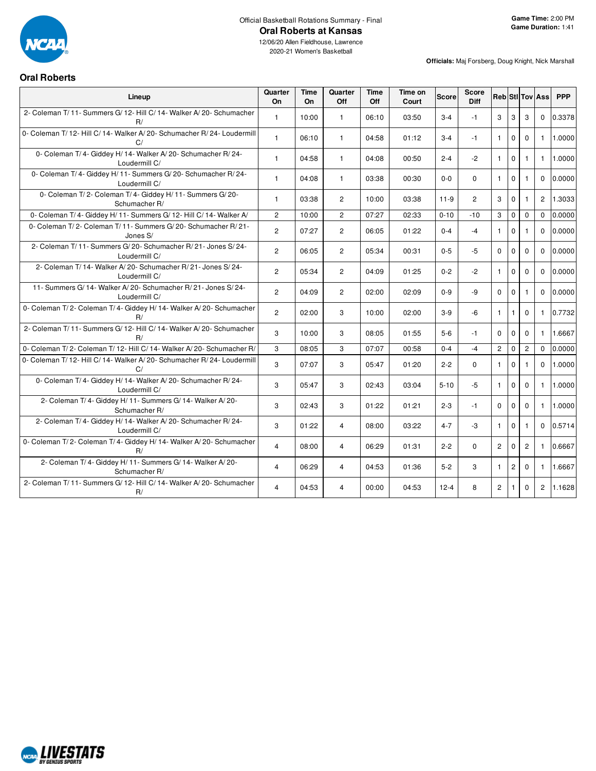Official Basketball Rotations Summary - Final

# Oral Roberts at Kansas

12/06/20 Allen Fieldhouse, Lawrence
2020-21 Women's Basketball

**Game Time:** 2:00 PM
**Game Duration:** 1:41

**Officials:** Maj Forsberg, Doug Knight, Nick Marshall

## Oral Roberts

| Lineup | Quarter On | Time On | Quarter Off | Time Off | Time on Court | Score | Score Diff | Reb | Stl | Tov | Ass | PPP |
|---|---|---|---|---|---|---|---|---|---|---|---|---|
| 2- Coleman T/ 11- Summers G/ 12- Hill C/ 14- Walker A/ 20- Schumacher R/ | 1 | 10:00 | 1 | 06:10 | 03:50 | 3-4 | -1 | 3 | 3 | 3 | 0 | 0.3378 |
| 0- Coleman T/ 12- Hill C/ 14- Walker A/ 20- Schumacher R/ 24- Loudermill C/ | 1 | 06:10 | 1 | 04:58 | 01:12 | 3-4 | -1 | 1 | 0 | 0 | 1 | 1.0000 |
| 0- Coleman T/ 4- Giddey H/ 14- Walker A/ 20- Schumacher R/ 24- Loudermill C/ | 1 | 04:58 | 1 | 04:08 | 00:50 | 2-4 | -2 | 1 | 0 | 1 | 1 | 1.0000 |
| 0- Coleman T/ 4- Giddey H/ 11- Summers G/ 20- Schumacher R/ 24- Loudermill C/ | 1 | 04:08 | 1 | 03:38 | 00:30 | 0-0 | 0 | 1 | 0 | 1 | 0 | 0.0000 |
| 0- Coleman T/ 2- Coleman T/ 4- Giddey H/ 11- Summers G/ 20- Schumacher R/ | 1 | 03:38 | 2 | 10:00 | 03:38 | 11-9 | 2 | 3 | 0 | 1 | 2 | 1.3033 |
| 0- Coleman T/ 4- Giddey H/ 11- Summers G/ 12- Hill C/ 14- Walker A/ | 2 | 10:00 | 2 | 07:27 | 02:33 | 0-10 | -10 | 3 | 0 | 0 | 0 | 0.0000 |
| 0- Coleman T/ 2- Coleman T/ 11- Summers G/ 20- Schumacher R/ 21- Jones S/ | 2 | 07:27 | 2 | 06:05 | 01:22 | 0-4 | -4 | 1 | 0 | 1 | 0 | 0.0000 |
| 2- Coleman T/ 11- Summers G/ 20- Schumacher R/ 21- Jones S/ 24- Loudermill C/ | 2 | 06:05 | 2 | 05:34 | 00:31 | 0-5 | -5 | 0 | 0 | 0 | 0 | 0.0000 |
| 2- Coleman T/ 14- Walker A/ 20- Schumacher R/ 21- Jones S/ 24- Loudermill C/ | 2 | 05:34 | 2 | 04:09 | 01:25 | 0-2 | -2 | 1 | 0 | 0 | 0 | 0.0000 |
| 11- Summers G/ 14- Walker A/ 20- Schumacher R/ 21- Jones S/ 24- Loudermill C/ | 2 | 04:09 | 2 | 02:00 | 02:09 | 0-9 | -9 | 0 | 0 | 1 | 0 | 0.0000 |
| 0- Coleman T/ 2- Coleman T/ 4- Giddey H/ 14- Walker A/ 20- Schumacher R/ | 2 | 02:00 | 3 | 10:00 | 02:00 | 3-9 | -6 | 1 | 1 | 0 | 1 | 0.7732 |
| 2- Coleman T/ 11- Summers G/ 12- Hill C/ 14- Walker A/ 20- Schumacher R/ | 3 | 10:00 | 3 | 08:05 | 01:55 | 5-6 | -1 | 0 | 0 | 0 | 1 | 1.6667 |
| 0- Coleman T/ 2- Coleman T/ 12- Hill C/ 14- Walker A/ 20- Schumacher R/ | 3 | 08:05 | 3 | 07:07 | 00:58 | 0-4 | -4 | 2 | 0 | 2 | 0 | 0.0000 |
| 0- Coleman T/ 12- Hill C/ 14- Walker A/ 20- Schumacher R/ 24- Loudermill C/ | 3 | 07:07 | 3 | 05:47 | 01:20 | 2-2 | 0 | 1 | 0 | 1 | 0 | 1.0000 |
| 0- Coleman T/ 4- Giddey H/ 14- Walker A/ 20- Schumacher R/ 24- Loudermill C/ | 3 | 05:47 | 3 | 02:43 | 03:04 | 5-10 | -5 | 1 | 0 | 0 | 1 | 1.0000 |
| 2- Coleman T/ 4- Giddey H/ 11- Summers G/ 14- Walker A/ 20- Schumacher R/ | 3 | 02:43 | 3 | 01:22 | 01:21 | 2-3 | -1 | 0 | 0 | 0 | 1 | 1.0000 |
| 2- Coleman T/ 4- Giddey H/ 14- Walker A/ 20- Schumacher R/ 24- Loudermill C/ | 3 | 01:22 | 4 | 08:00 | 03:22 | 4-7 | -3 | 1 | 0 | 1 | 0 | 0.5714 |
| 0- Coleman T/ 2- Coleman T/ 4- Giddey H/ 14- Walker A/ 20- Schumacher R/ | 4 | 08:00 | 4 | 06:29 | 01:31 | 2-2 | 0 | 2 | 0 | 2 | 1 | 0.6667 |
| 2- Coleman T/ 4- Giddey H/ 11- Summers G/ 14- Walker A/ 20- Schumacher R/ | 4 | 06:29 | 4 | 04:53 | 01:36 | 5-2 | 3 | 1 | 2 | 0 | 1 | 1.6667 |
| 2- Coleman T/ 11- Summers G/ 12- Hill C/ 14- Walker A/ 20- Schumacher R/ | 4 | 04:53 | 4 | 00:00 | 04:53 | 12-4 | 8 | 2 | 1 | 0 | 2 | 1.1628 |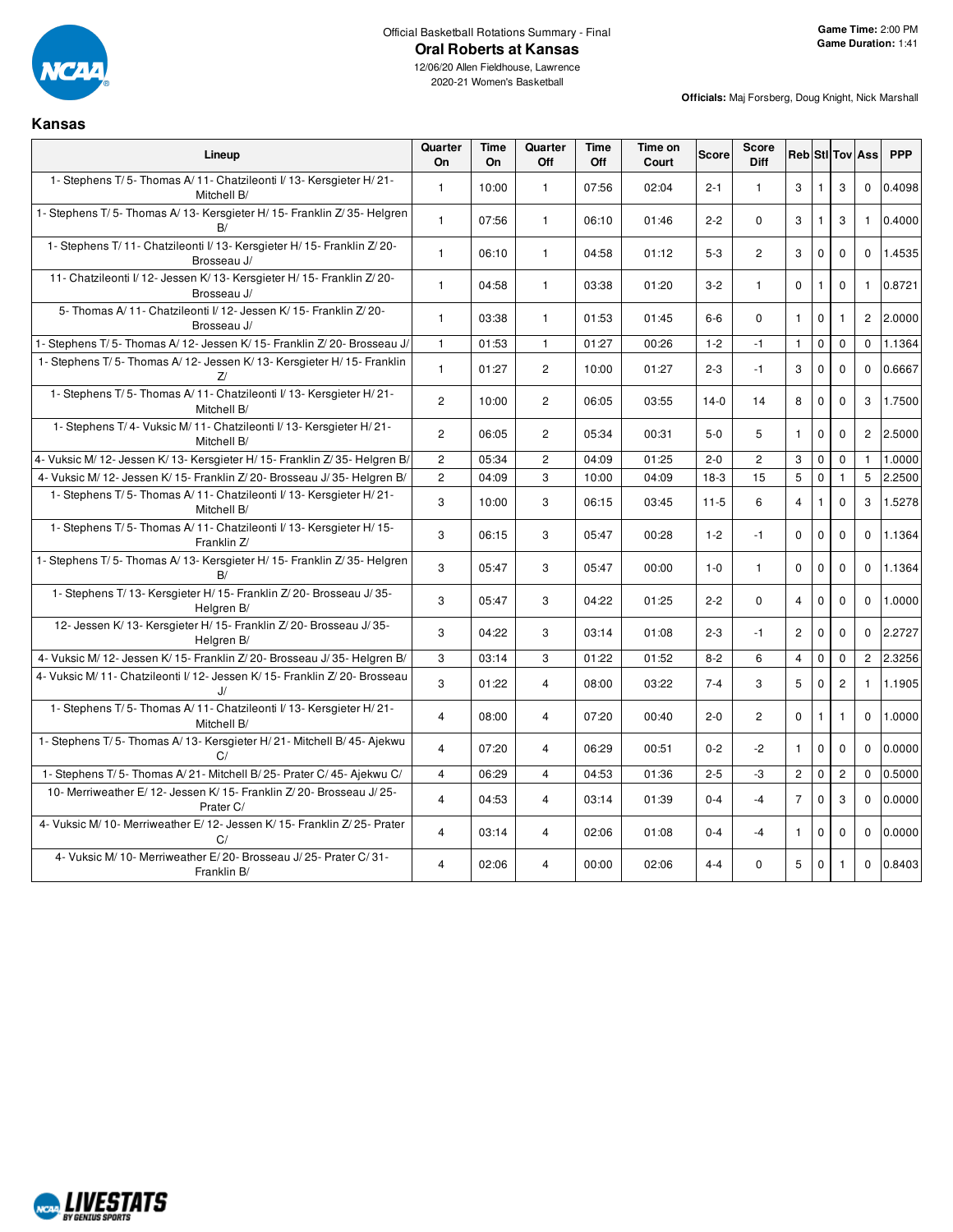Official Basketball Rotations Summary - Final

# Oral Roberts at Kansas

12/06/20 Allen Fieldhouse, Lawrence

2020-21 Women's Basketball

**Game Time:** 2:00 PM
**Game Duration:** 1:41

**Officials:** Maj Forsberg, Doug Knight, Nick Marshall

## Kansas

| Lineup | Quarter On | Time On | Quarter Off | Time Off | Time on Court | Score | Score Diff | Reb | Stl | Tov | Ass | PPP |
|---|---|---|---|---|---|---|---|---|---|---|---|---|
| 1- Stephens T/ 5- Thomas A/ 11- Chatzileonti I/ 13- Kersgieter H/ 21- Mitchell B/ | 1 | 10:00 | 1 | 07:56 | 02:04 | 2-1 | 1 | 3 | 1 | 3 | 0 | 0.4098 |
| 1- Stephens T/ 5- Thomas A/ 13- Kersgieter H/ 15- Franklin Z/ 35- Helgren B/ | 1 | 07:56 | 1 | 06:10 | 01:46 | 2-2 | 0 | 3 | 1 | 3 | 1 | 0.4000 |
| 1- Stephens T/ 11- Chatzileonti I/ 13- Kersgieter H/ 15- Franklin Z/ 20- Brosseau J/ | 1 | 06:10 | 1 | 04:58 | 01:12 | 5-3 | 2 | 3 | 0 | 0 | 0 | 1.4535 |
| 11- Chatzileonti I/ 12- Jessen K/ 13- Kersgieter H/ 15- Franklin Z/ 20- Brosseau J/ | 1 | 04:58 | 1 | 03:38 | 01:20 | 3-2 | 1 | 0 | 1 | 0 | 1 | 0.8721 |
| 5- Thomas A/ 11- Chatzileonti I/ 12- Jessen K/ 15- Franklin Z/ 20- Brosseau J/ | 1 | 03:38 | 1 | 01:53 | 01:45 | 6-6 | 0 | 1 | 0 | 1 | 2 | 2.0000 |
| 1- Stephens T/ 5- Thomas A/ 12- Jessen K/ 15- Franklin Z/ 20- Brosseau J/ | 1 | 01:53 | 1 | 01:27 | 00:26 | 1-2 | -1 | 1 | 0 | 0 | 0 | 1.1364 |
| 1- Stephens T/ 5- Thomas A/ 12- Jessen K/ 13- Kersgieter H/ 15- Franklin Z/ | 1 | 01:27 | 2 | 10:00 | 01:27 | 2-3 | -1 | 3 | 0 | 0 | 0 | 0.6667 |
| 1- Stephens T/ 5- Thomas A/ 11- Chatzileonti I/ 13- Kersgieter H/ 21- Mitchell B/ | 2 | 10:00 | 2 | 06:05 | 03:55 | 14-0 | 14 | 8 | 0 | 0 | 3 | 1.7500 |
| 1- Stephens T/ 4- Vuksic M/ 11- Chatzileonti I/ 13- Kersgieter H/ 21- Mitchell B/ | 2 | 06:05 | 2 | 05:34 | 00:31 | 5-0 | 5 | 1 | 0 | 0 | 2 | 2.5000 |
| 4- Vuksic M/ 12- Jessen K/ 13- Kersgieter H/ 15- Franklin Z/ 35- Helgren B/ | 2 | 05:34 | 2 | 04:09 | 01:25 | 2-0 | 2 | 3 | 0 | 0 | 1 | 1.0000 |
| 4- Vuksic M/ 12- Jessen K/ 15- Franklin Z/ 20- Brosseau J/ 35- Helgren B/ | 2 | 04:09 | 3 | 10:00 | 04:09 | 18-3 | 15 | 5 | 0 | 1 | 5 | 2.2500 |
| 1- Stephens T/ 5- Thomas A/ 11- Chatzileonti I/ 13- Kersgieter H/ 21- Mitchell B/ | 3 | 10:00 | 3 | 06:15 | 03:45 | 11-5 | 6 | 4 | 1 | 0 | 3 | 1.5278 |
| 1- Stephens T/ 5- Thomas A/ 11- Chatzileonti I/ 13- Kersgieter H/ 15- Franklin Z/ | 3 | 06:15 | 3 | 05:47 | 00:28 | 1-2 | -1 | 0 | 0 | 0 | 0 | 1.1364 |
| 1- Stephens T/ 5- Thomas A/ 13- Kersgieter H/ 15- Franklin Z/ 35- Helgren B/ | 3 | 05:47 | 3 | 05:47 | 00:00 | 1-0 | 1 | 0 | 0 | 0 | 0 | 1.1364 |
| 1- Stephens T/ 13- Kersgieter H/ 15- Franklin Z/ 20- Brosseau J/ 35- Helgren B/ | 3 | 05:47 | 3 | 04:22 | 01:25 | 2-2 | 0 | 4 | 0 | 0 | 0 | 1.0000 |
| 12- Jessen K/ 13- Kersgieter H/ 15- Franklin Z/ 20- Brosseau J/ 35- Helgren B/ | 3 | 04:22 | 3 | 03:14 | 01:08 | 2-3 | -1 | 2 | 0 | 0 | 0 | 2.2727 |
| 4- Vuksic M/ 12- Jessen K/ 15- Franklin Z/ 20- Brosseau J/ 35- Helgren B/ | 3 | 03:14 | 3 | 01:22 | 01:52 | 8-2 | 6 | 4 | 0 | 0 | 2 | 2.3256 |
| 4- Vuksic M/ 11- Chatzileonti I/ 12- Jessen K/ 15- Franklin Z/ 20- Brosseau J/ | 3 | 01:22 | 4 | 08:00 | 03:22 | 7-4 | 3 | 5 | 0 | 2 | 1 | 1.1905 |
| 1- Stephens T/ 5- Thomas A/ 11- Chatzileonti I/ 13- Kersgieter H/ 21- Mitchell B/ | 4 | 08:00 | 4 | 07:20 | 00:40 | 2-0 | 2 | 0 | 1 | 1 | 0 | 1.0000 |
| 1- Stephens T/ 5- Thomas A/ 13- Kersgieter H/ 21- Mitchell B/ 45- Ajekwu C/ | 4 | 07:20 | 4 | 06:29 | 00:51 | 0-2 | -2 | 1 | 0 | 0 | 0 | 0.0000 |
| 1- Stephens T/ 5- Thomas A/ 21- Mitchell B/ 25- Prater C/ 45- Ajekwu C/ | 4 | 06:29 | 4 | 04:53 | 01:36 | 2-5 | -3 | 2 | 0 | 2 | 0 | 0.5000 |
| 10- Merriweather E/ 12- Jessen K/ 15- Franklin Z/ 20- Brosseau J/ 25- Prater C/ | 4 | 04:53 | 4 | 03:14 | 01:39 | 0-4 | -4 | 7 | 0 | 3 | 0 | 0.0000 |
| 4- Vuksic M/ 10- Merriweather E/ 12- Jessen K/ 15- Franklin Z/ 25- Prater C/ | 4 | 03:14 | 4 | 02:06 | 01:08 | 0-4 | -4 | 1 | 0 | 0 | 0 | 0.0000 |
| 4- Vuksic M/ 10- Merriweather E/ 20- Brosseau J/ 25- Prater C/ 31- Franklin B/ | 4 | 02:06 | 4 | 00:00 | 02:06 | 4-4 | 0 | 5 | 0 | 1 | 0 | 0.8403 |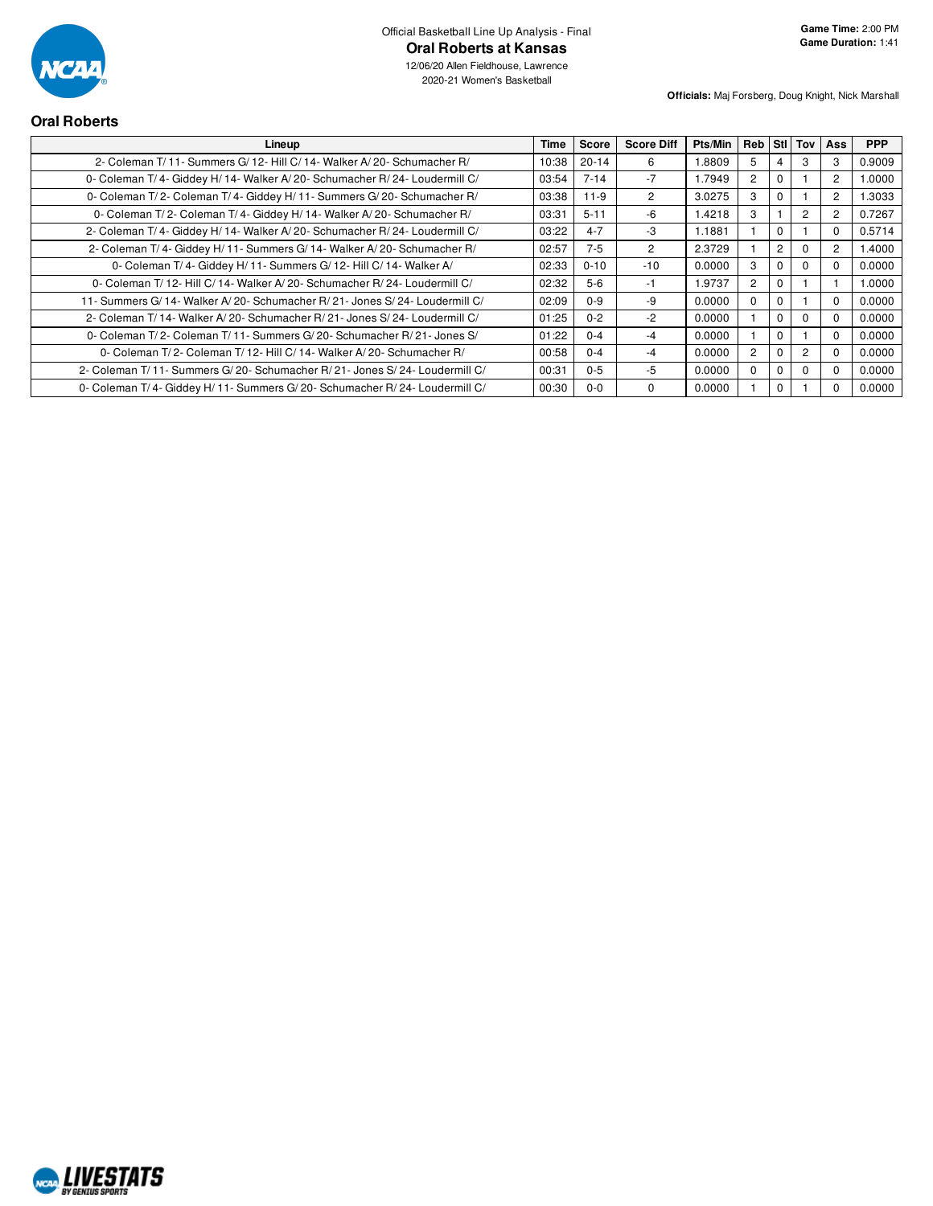Official Basketball Line Up Analysis - Final

# Oral Roberts at Kansas

12/06/20 Allen Fieldhouse, Lawrence

2020-21 Women's Basketball

**Game Time:** 2:00 PM
**Game Duration:** 1:41

**Officials:** Maj Forsberg, Doug Knight, Nick Marshall

## Oral Roberts

| Lineup | Time | Score | Score Diff | Pts/Min | Reb | Stl | Tov | Ass | PPP |
|---|---|---|---|---|---|---|---|---|---|
| 2- Coleman T/ 11- Summers G/ 12- Hill C/ 14- Walker A/ 20- Schumacher R/ | 10:38 | 20-14 | 6 | 1.8809 | 5 | 4 | 3 | 3 | 0.9009 |
| 0- Coleman T/ 4- Giddey H/ 14- Walker A/ 20- Schumacher R/ 24- Loudermill C/ | 03:54 | 7-14 | -7 | 1.7949 | 2 | 0 | 1 | 2 | 1.0000 |
| 0- Coleman T/ 2- Coleman T/ 4- Giddey H/ 11- Summers G/ 20- Schumacher R/ | 03:38 | 11-9 | 2 | 3.0275 | 3 | 0 | 1 | 2 | 1.3033 |
| 0- Coleman T/ 2- Coleman T/ 4- Giddey H/ 14- Walker A/ 20- Schumacher R/ | 03:31 | 5-11 | -6 | 1.4218 | 3 | 1 | 2 | 2 | 0.7267 |
| 2- Coleman T/ 4- Giddey H/ 14- Walker A/ 20- Schumacher R/ 24- Loudermill C/ | 03:22 | 4-7 | -3 | 1.1881 | 1 | 0 | 1 | 0 | 0.5714 |
| 2- Coleman T/ 4- Giddey H/ 11- Summers G/ 14- Walker A/ 20- Schumacher R/ | 02:57 | 7-5 | 2 | 2.3729 | 1 | 2 | 0 | 2 | 1.4000 |
| 0- Coleman T/ 4- Giddey H/ 11- Summers G/ 12- Hill C/ 14- Walker A/ | 02:33 | 0-10 | -10 | 0.0000 | 3 | 0 | 0 | 0 | 0.0000 |
| 0- Coleman T/ 12- Hill C/ 14- Walker A/ 20- Schumacher R/ 24- Loudermill C/ | 02:32 | 5-6 | -1 | 1.9737 | 2 | 0 | 1 | 1 | 1.0000 |
| 11- Summers G/ 14- Walker A/ 20- Schumacher R/ 21- Jones S/ 24- Loudermill C/ | 02:09 | 0-9 | -9 | 0.0000 | 0 | 0 | 1 | 0 | 0.0000 |
| 2- Coleman T/ 14- Walker A/ 20- Schumacher R/ 21- Jones S/ 24- Loudermill C/ | 01:25 | 0-2 | -2 | 0.0000 | 1 | 0 | 0 | 0 | 0.0000 |
| 0- Coleman T/ 2- Coleman T/ 11- Summers G/ 20- Schumacher R/ 21- Jones S/ | 01:22 | 0-4 | -4 | 0.0000 | 1 | 0 | 1 | 0 | 0.0000 |
| 0- Coleman T/ 2- Coleman T/ 12- Hill C/ 14- Walker A/ 20- Schumacher R/ | 00:58 | 0-4 | -4 | 0.0000 | 2 | 0 | 2 | 0 | 0.0000 |
| 2- Coleman T/ 11- Summers G/ 20- Schumacher R/ 21- Jones S/ 24- Loudermill C/ | 00:31 | 0-5 | -5 | 0.0000 | 0 | 0 | 0 | 0 | 0.0000 |
| 0- Coleman T/ 4- Giddey H/ 11- Summers G/ 20- Schumacher R/ 24- Loudermill C/ | 00:30 | 0-0 | 0 | 0.0000 | 1 | 0 | 1 | 0 | 0.0000 |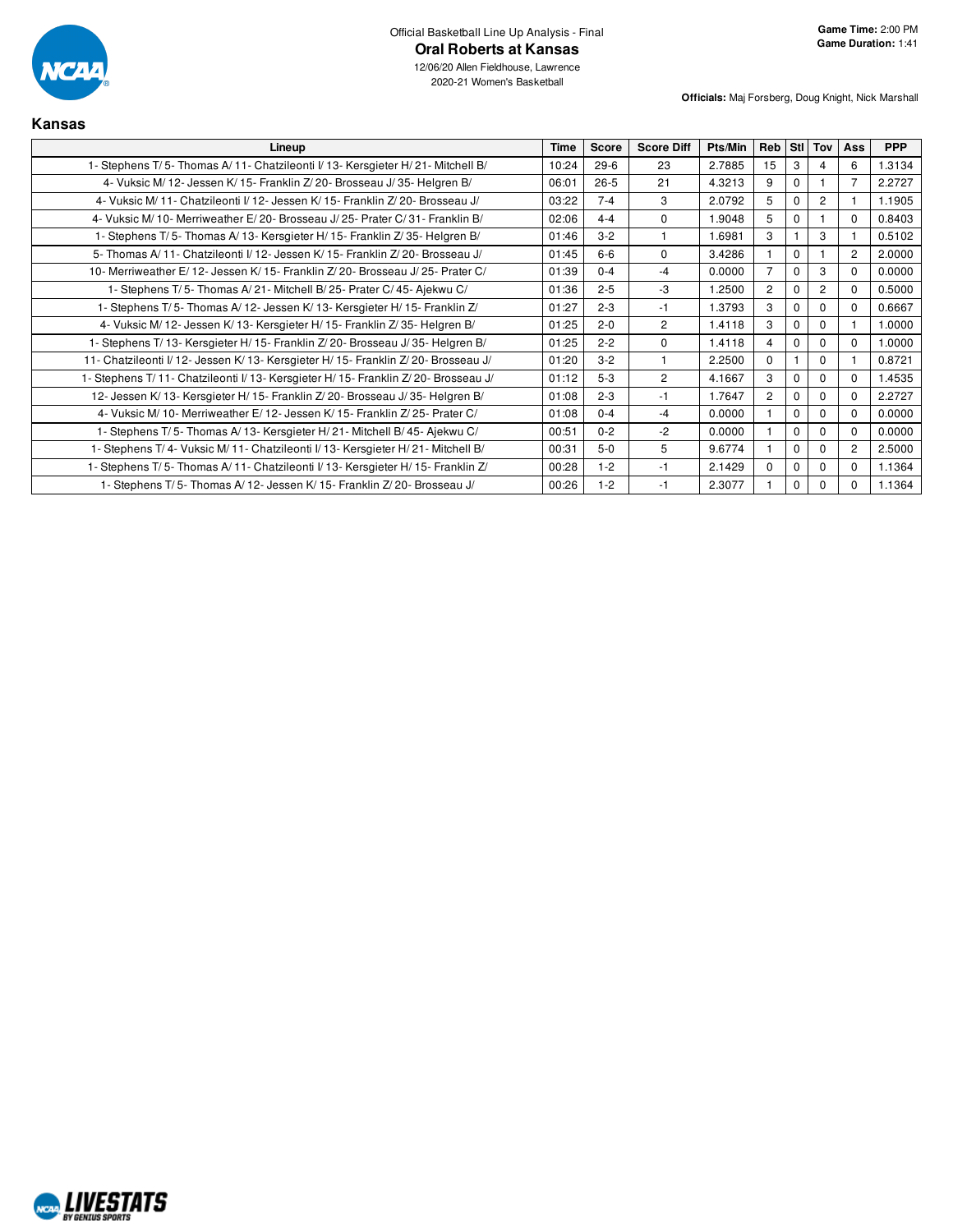Official Basketball Line Up Analysis - Final

# Oral Roberts at Kansas

12/06/20 Allen Fieldhouse, Lawrence

2020-21 Women's Basketball

**Game Time:** 2:00 PM
**Game Duration:** 1:41

**Officials:** Maj Forsberg, Doug Knight, Nick Marshall

## Kansas

| Lineup | Time | Score | Score Diff | Pts/Min | Reb | Stl | Tov | Ass | PPP |
|---|---|---|---|---|---|---|---|---|---|
| 1- Stephens T/ 5- Thomas A/ 11- Chatzileonti I/ 13- Kersgieter H/ 21- Mitchell B/ | 10:24 | 29-6 | 23 | 2.7885 | 15 | 3 | 4 | 6 | 1.3134 |
| 4- Vuksic M/ 12- Jessen K/ 15- Franklin Z/ 20- Brosseau J/ 35- Helgren B/ | 06:01 | 26-5 | 21 | 4.3213 | 9 | 0 | 1 | 7 | 2.2727 |
| 4- Vuksic M/ 11- Chatzileonti I/ 12- Jessen K/ 15- Franklin Z/ 20- Brosseau J/ | 03:22 | 7-4 | 3 | 2.0792 | 5 | 0 | 2 | 1 | 1.1905 |
| 4- Vuksic M/ 10- Merriweather E/ 20- Brosseau J/ 25- Prater C/ 31- Franklin B/ | 02:06 | 4-4 | 0 | 1.9048 | 5 | 0 | 1 | 0 | 0.8403 |
| 1- Stephens T/ 5- Thomas A/ 13- Kersgieter H/ 15- Franklin Z/ 35- Helgren B/ | 01:46 | 3-2 | 1 | 1.6981 | 3 | 1 | 3 | 1 | 0.5102 |
| 5- Thomas A/ 11- Chatzileonti I/ 12- Jessen K/ 15- Franklin Z/ 20- Brosseau J/ | 01:45 | 6-6 | 0 | 3.4286 | 1 | 0 | 1 | 2 | 2.0000 |
| 10- Merriweather E/ 12- Jessen K/ 15- Franklin Z/ 20- Brosseau J/ 25- Prater C/ | 01:39 | 0-4 | -4 | 0.0000 | 7 | 0 | 3 | 0 | 0.0000 |
| 1- Stephens T/ 5- Thomas A/ 21- Mitchell B/ 25- Prater C/ 45- Ajekwu C/ | 01:36 | 2-5 | -3 | 1.2500 | 2 | 0 | 2 | 0 | 0.5000 |
| 1- Stephens T/ 5- Thomas A/ 12- Jessen K/ 13- Kersgieter H/ 15- Franklin Z/ | 01:27 | 2-3 | -1 | 1.3793 | 3 | 0 | 0 | 0 | 0.6667 |
| 4- Vuksic M/ 12- Jessen K/ 13- Kersgieter H/ 15- Franklin Z/ 35- Helgren B/ | 01:25 | 2-0 | 2 | 1.4118 | 3 | 0 | 0 | 1 | 1.0000 |
| 1- Stephens T/ 13- Kersgieter H/ 15- Franklin Z/ 20- Brosseau J/ 35- Helgren B/ | 01:25 | 2-2 | 0 | 1.4118 | 4 | 0 | 0 | 0 | 1.0000 |
| 11- Chatzileonti I/ 12- Jessen K/ 13- Kersgieter H/ 15- Franklin Z/ 20- Brosseau J/ | 01:20 | 3-2 | 1 | 2.2500 | 0 | 1 | 0 | 1 | 0.8721 |
| 1- Stephens T/ 11- Chatzileonti I/ 13- Kersgieter H/ 15- Franklin Z/ 20- Brosseau J/ | 01:12 | 5-3 | 2 | 4.1667 | 3 | 0 | 0 | 0 | 1.4535 |
| 12- Jessen K/ 13- Kersgieter H/ 15- Franklin Z/ 20- Brosseau J/ 35- Helgren B/ | 01:08 | 2-3 | -1 | 1.7647 | 2 | 0 | 0 | 0 | 2.2727 |
| 4- Vuksic M/ 10- Merriweather E/ 12- Jessen K/ 15- Franklin Z/ 25- Prater C/ | 01:08 | 0-4 | -4 | 0.0000 | 1 | 0 | 0 | 0 | 0.0000 |
| 1- Stephens T/ 5- Thomas A/ 13- Kersgieter H/ 21- Mitchell B/ 45- Ajekwu C/ | 00:51 | 0-2 | -2 | 0.0000 | 1 | 0 | 0 | 0 | 0.0000 |
| 1- Stephens T/ 4- Vuksic M/ 11- Chatzileonti I/ 13- Kersgieter H/ 21- Mitchell B/ | 00:31 | 5-0 | 5 | 9.6774 | 1 | 0 | 0 | 2 | 2.5000 |
| 1- Stephens T/ 5- Thomas A/ 11- Chatzileonti I/ 13- Kersgieter H/ 15- Franklin Z/ | 00:28 | 1-2 | -1 | 2.1429 | 0 | 0 | 0 | 0 | 1.1364 |
| 1- Stephens T/ 5- Thomas A/ 12- Jessen K/ 15- Franklin Z/ 20- Brosseau J/ | 00:26 | 1-2 | -1 | 2.3077 | 1 | 0 | 0 | 0 | 1.1364 |